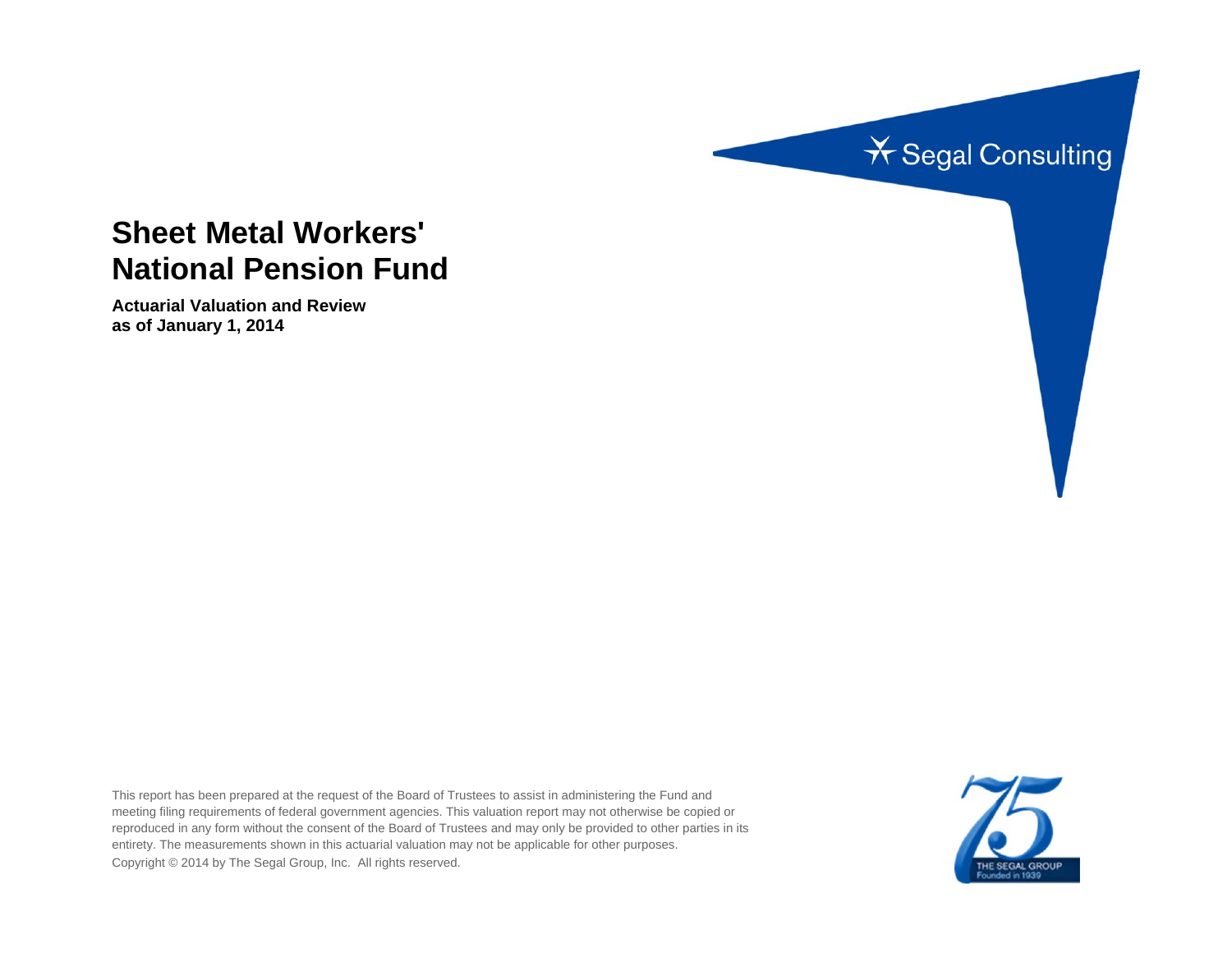Segal Consulting

# Sheet Metal Workers' National Pension Fund

**Actuarial Valuation and Review**
**as of January 1, 2014**

This report has been prepared at the request of the Board of Trustees to assist in administering the Fund and meeting filing requirements of federal government agencies. This valuation report may not otherwise be copied or reproduced in any form without the consent of the Board of Trustees and may only be provided to other parties in its entirety. The measurements shown in this actuarial valuation may not be applicable for other purposes.

Copyright © 2014 by The Segal Group, Inc. All rights reserved.

75 THE SEGAL GROUP Founded in 1939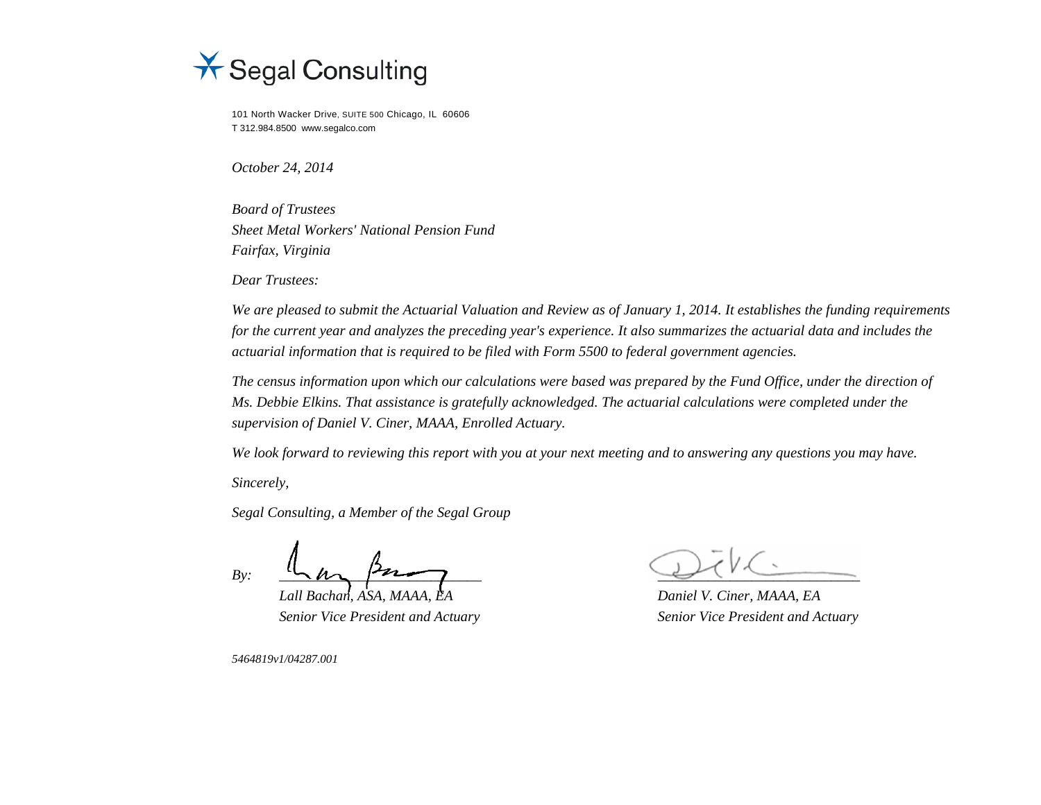Segal Consulting

101 North Wacker Drive, SUITE 500 Chicago, IL 60606
T 312.984.8500 www.segalco.com

*October 24, 2014*

*Board of Trustees*
*Sheet Metal Workers' National Pension Fund*
*Fairfax, Virginia*

*Dear Trustees:*

*We are pleased to submit the Actuarial Valuation and Review as of January 1, 2014. It establishes the funding requirements for the current year and analyzes the preceding year's experience. It also summarizes the actuarial data and includes the actuarial information that is required to be filed with Form 5500 to federal government agencies.*

*The census information upon which our calculations were based was prepared by the Fund Office, under the direction of Ms. Debbie Elkins. That assistance is gratefully acknowledged. The actuarial calculations were completed under the supervision of Daniel V. Ciner, MAAA, Enrolled Actuary.*

*We look forward to reviewing this report with you at your next meeting and to answering any questions you may have.*

*Sincerely,*

*Segal Consulting, a Member of the Segal Group*

*By:*

| | |
|---|---|
| *Lall Bachan, ASA, MAAA, EA* | *Daniel V. Ciner, MAAA, EA* |
| *Senior Vice President and Actuary* | *Senior Vice President and Actuary* |

*5464819v1/04287.001*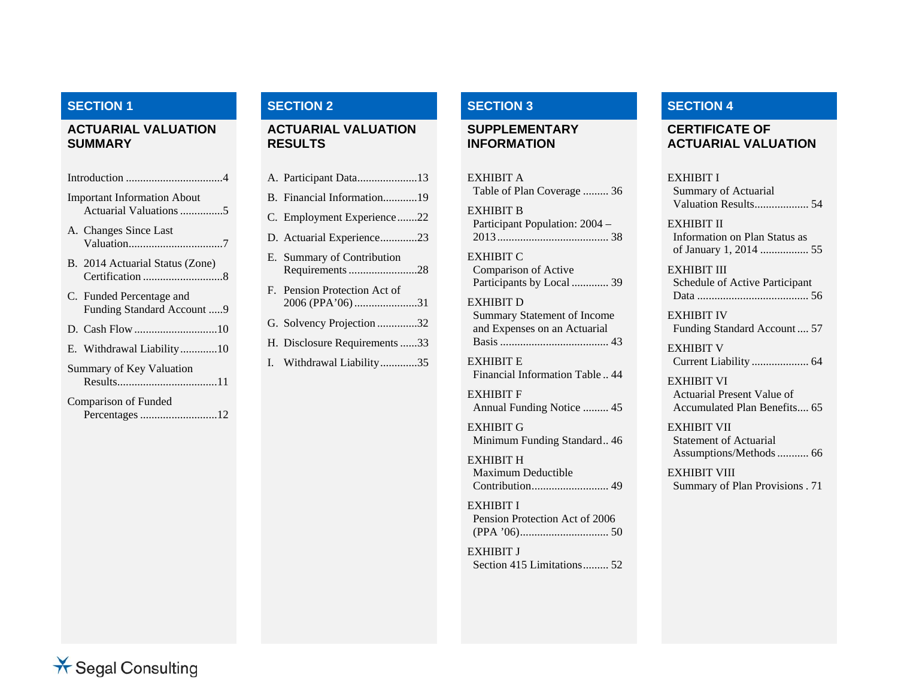## SECTION 1

### ACTUARIAL VALUATION SUMMARY

- Introduction .................................4
- Important Information About Actuarial Valuations ...............5
- A. Changes Since Last Valuation................................7
- B. 2014 Actuarial Status (Zone) Certification ............................8
- C. Funded Percentage and Funding Standard Account .....9
- D. Cash Flow .............................10
- E. Withdrawal Liability.............10
- Summary of Key Valuation Results...................................11
- Comparison of Funded Percentages ...........................12

## SECTION 2

### ACTUARIAL VALUATION RESULTS

- A. Participant Data.....................13
- B. Financial Information............19
- C. Employment Experience.......22
- D. Actuarial Experience.............23
- E. Summary of Contribution Requirements ........................28
- F. Pension Protection Act of 2006 (PPA'06) ......................31
- G. Solvency Projection ..............32
- H. Disclosure Requirements ......33
- I. Withdrawal Liability.............35

## SECTION 3

### SUPPLEMENTARY INFORMATION

- EXHIBIT A
  Table of Plan Coverage ......... 36
- EXHIBIT B
  Participant Population: 2004 – 2013....................................... 38
- EXHIBIT C
  Comparison of Active Participants by Local ............ 39
- EXHIBIT D
  Summary Statement of Income and Expenses on an Actuarial Basis ...................................... 43
- EXHIBIT E
  Financial Information Table .. 44
- EXHIBIT F
  Annual Funding Notice ......... 45
- EXHIBIT G
  Minimum Funding Standard .. 46
- EXHIBIT H
  Maximum Deductible Contribution.......................... 49
- EXHIBIT I
  Pension Protection Act of 2006 (PPA '06).............................. 50
- EXHIBIT J
  Section 415 Limitations......... 52

## SECTION 4

### CERTIFICATE OF ACTUARIAL VALUATION

- EXHIBIT I
  Summary of Actuarial Valuation Results................... 54
- EXHIBIT II
  Information on Plan Status as of January 1, 2014 ................ 55
- EXHIBIT III
  Schedule of Active Participant Data ....................................... 56
- EXHIBIT IV
  Funding Standard Account .... 57
- EXHIBIT V
  Current Liability .................... 64
- EXHIBIT VI
  Actuarial Present Value of Accumulated Plan Benefits.... 65
- EXHIBIT VII
  Statement of Actuarial Assumptions/Methods ........... 66
- EXHIBIT VIII
  Summary of Plan Provisions . 71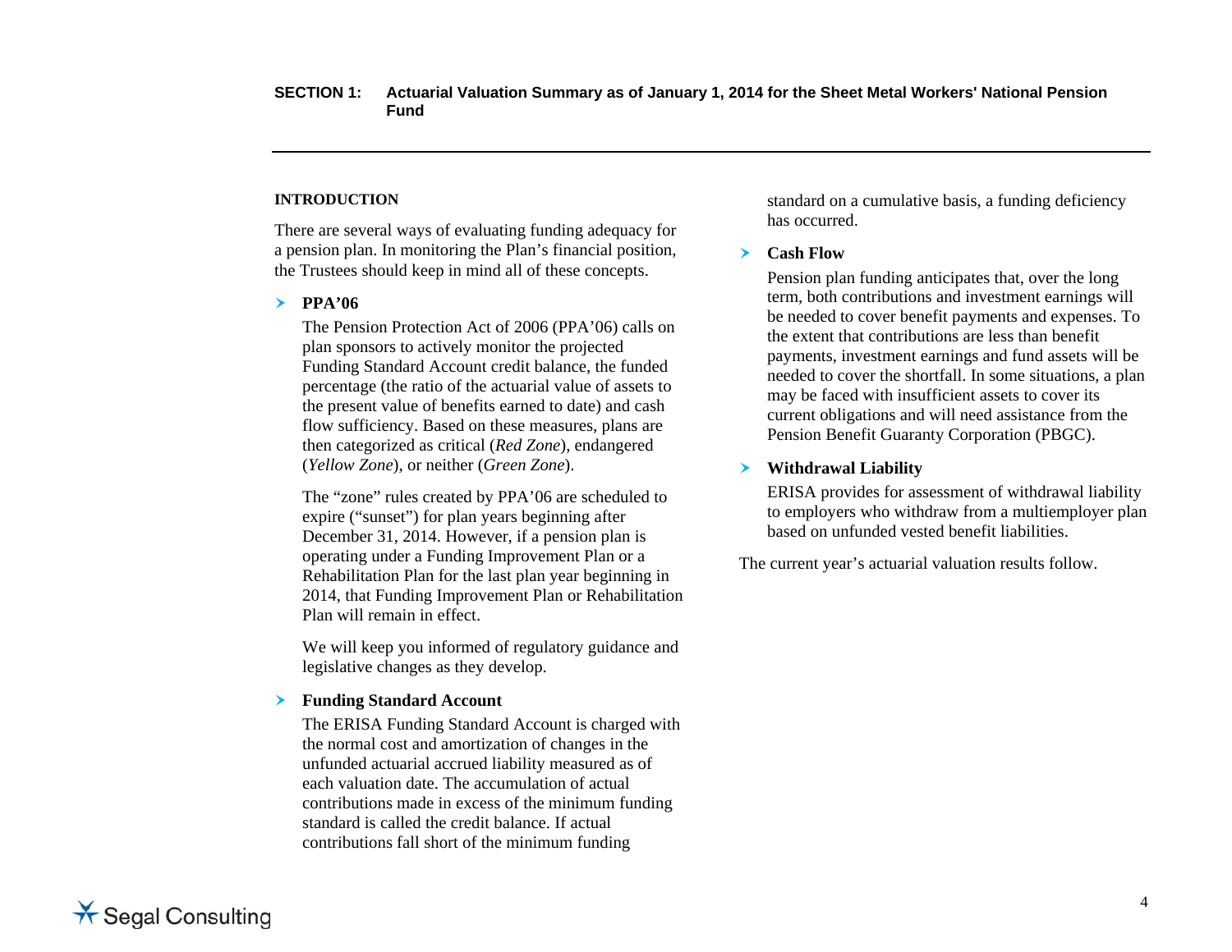## SECTION 1: Actuarial Valuation Summary as of January 1, 2014 for the Sheet Metal Workers' National Pension Fund

### INTRODUCTION

There are several ways of evaluating funding adequacy for a pension plan. In monitoring the Plan's financial position, the Trustees should keep in mind all of these concepts.

- **PPA'06**

  The Pension Protection Act of 2006 (PPA'06) calls on plan sponsors to actively monitor the projected Funding Standard Account credit balance, the funded percentage (the ratio of the actuarial value of assets to the present value of benefits earned to date) and cash flow sufficiency. Based on these measures, plans are then categorized as critical (*Red Zone*), endangered (*Yellow Zone*), or neither (*Green Zone*).

  The "zone" rules created by PPA'06 are scheduled to expire ("sunset") for plan years beginning after December 31, 2014. However, if a pension plan is operating under a Funding Improvement Plan or a Rehabilitation Plan for the last plan year beginning in 2014, that Funding Improvement Plan or Rehabilitation Plan will remain in effect.

  We will keep you informed of regulatory guidance and legislative changes as they develop.

- **Funding Standard Account**

  The ERISA Funding Standard Account is charged with the normal cost and amortization of changes in the unfunded actuarial accrued liability measured as of each valuation date. The accumulation of actual contributions made in excess of the minimum funding standard is called the credit balance. If actual contributions fall short of the minimum funding standard on a cumulative basis, a funding deficiency has occurred.

- **Cash Flow**

  Pension plan funding anticipates that, over the long term, both contributions and investment earnings will be needed to cover benefit payments and expenses. To the extent that contributions are less than benefit payments, investment earnings and fund assets will be needed to cover the shortfall. In some situations, a plan may be faced with insufficient assets to cover its current obligations and will need assistance from the Pension Benefit Guaranty Corporation (PBGC).

- **Withdrawal Liability**

  ERISA provides for assessment of withdrawal liability to employers who withdraw from a multiemployer plan based on unfunded vested benefit liabilities.

The current year's actuarial valuation results follow.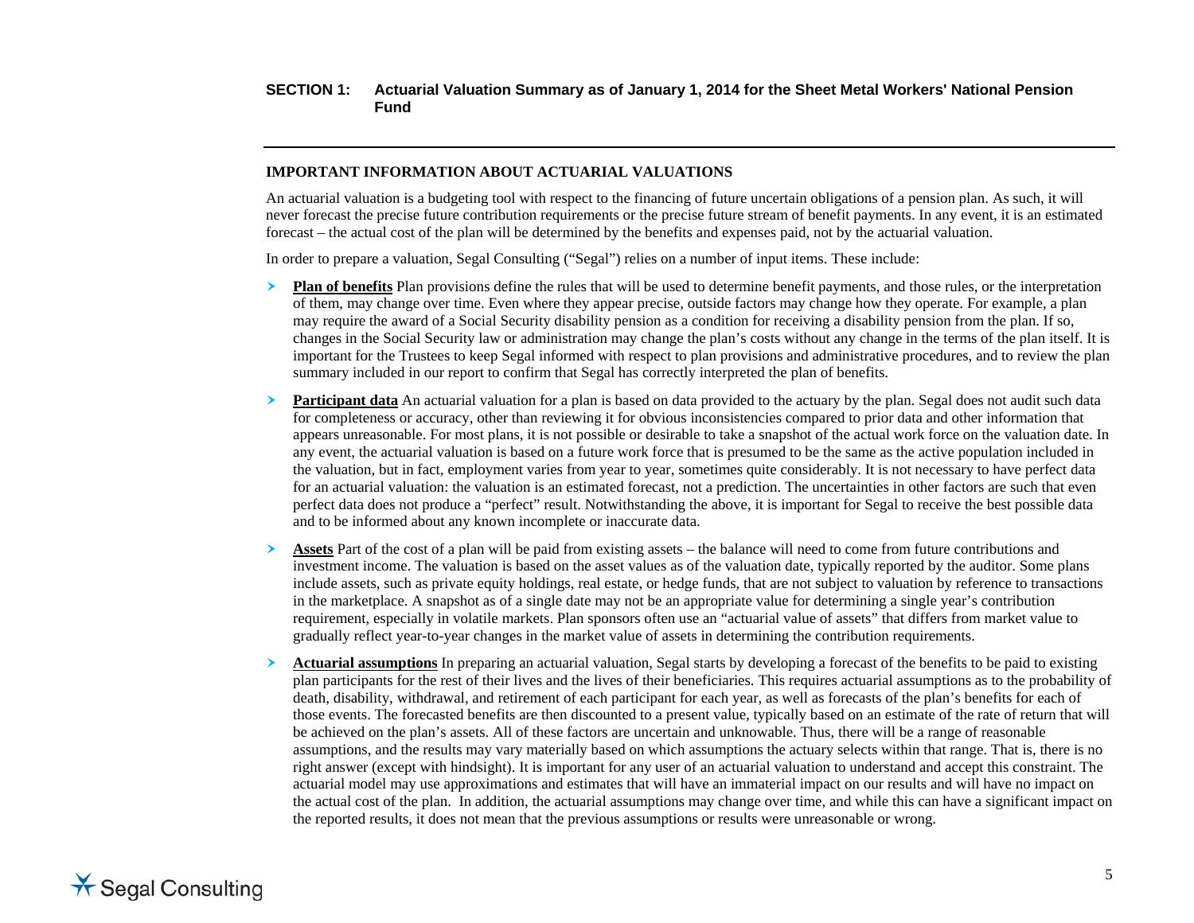## SECTION 1: Actuarial Valuation Summary as of January 1, 2014 for the Sheet Metal Workers' National Pension Fund

### IMPORTANT INFORMATION ABOUT ACTUARIAL VALUATIONS

An actuarial valuation is a budgeting tool with respect to the financing of future uncertain obligations of a pension plan. As such, it will never forecast the precise future contribution requirements or the precise future stream of benefit payments. In any event, it is an estimated forecast – the actual cost of the plan will be determined by the benefits and expenses paid, not by the actuarial valuation.

In order to prepare a valuation, Segal Consulting ("Segal") relies on a number of input items. These include:

- **Plan of benefits** Plan provisions define the rules that will be used to determine benefit payments, and those rules, or the interpretation of them, may change over time. Even where they appear precise, outside factors may change how they operate. For example, a plan may require the award of a Social Security disability pension as a condition for receiving a disability pension from the plan. If so, changes in the Social Security law or administration may change the plan's costs without any change in the terms of the plan itself. It is important for the Trustees to keep Segal informed with respect to plan provisions and administrative procedures, and to review the plan summary included in our report to confirm that Segal has correctly interpreted the plan of benefits.

- **Participant data** An actuarial valuation for a plan is based on data provided to the actuary by the plan. Segal does not audit such data for completeness or accuracy, other than reviewing it for obvious inconsistencies compared to prior data and other information that appears unreasonable. For most plans, it is not possible or desirable to take a snapshot of the actual work force on the valuation date. In any event, the actuarial valuation is based on a future work force that is presumed to be the same as the active population included in the valuation, but in fact, employment varies from year to year, sometimes quite considerably. It is not necessary to have perfect data for an actuarial valuation: the valuation is an estimated forecast, not a prediction. The uncertainties in other factors are such that even perfect data does not produce a "perfect" result. Notwithstanding the above, it is important for Segal to receive the best possible data and to be informed about any known incomplete or inaccurate data.

- **Assets** Part of the cost of a plan will be paid from existing assets – the balance will need to come from future contributions and investment income. The valuation is based on the asset values as of the valuation date, typically reported by the auditor. Some plans include assets, such as private equity holdings, real estate, or hedge funds, that are not subject to valuation by reference to transactions in the marketplace. A snapshot as of a single date may not be an appropriate value for determining a single year's contribution requirement, especially in volatile markets. Plan sponsors often use an "actuarial value of assets" that differs from market value to gradually reflect year-to-year changes in the market value of assets in determining the contribution requirements.

- **Actuarial assumptions** In preparing an actuarial valuation, Segal starts by developing a forecast of the benefits to be paid to existing plan participants for the rest of their lives and the lives of their beneficiaries. This requires actuarial assumptions as to the probability of death, disability, withdrawal, and retirement of each participant for each year, as well as forecasts of the plan's benefits for each of those events. The forecasted benefits are then discounted to a present value, typically based on an estimate of the rate of return that will be achieved on the plan's assets. All of these factors are uncertain and unknowable. Thus, there will be a range of reasonable assumptions, and the results may vary materially based on which assumptions the actuary selects within that range. That is, there is no right answer (except with hindsight). It is important for any user of an actuarial valuation to understand and accept this constraint. The actuarial model may use approximations and estimates that will have an immaterial impact on our results and will have no impact on the actual cost of the plan. In addition, the actuarial assumptions may change over time, and while this can have a significant impact on the reported results, it does not mean that the previous assumptions or results were unreasonable or wrong.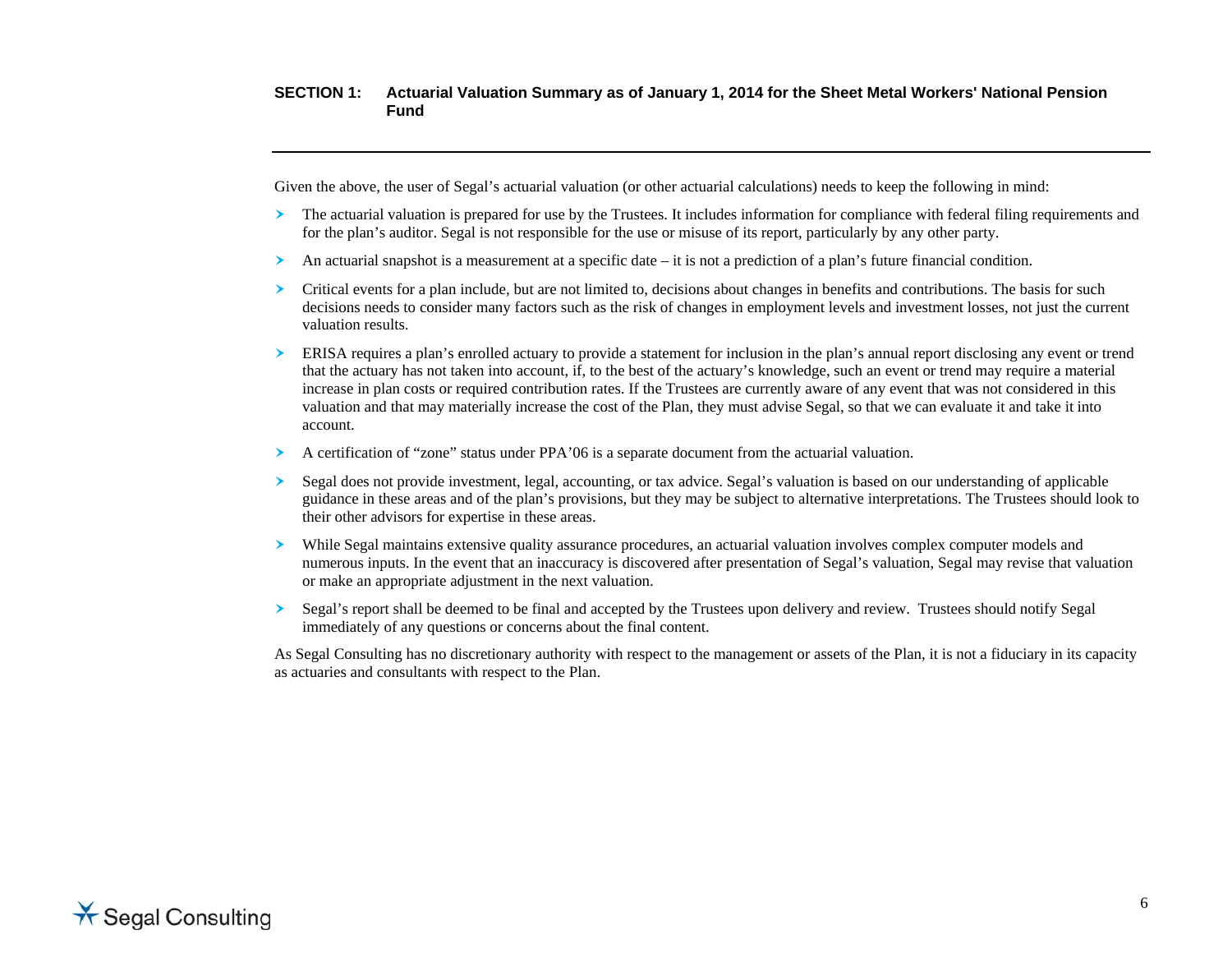**SECTION 1: Actuarial Valuation Summary as of January 1, 2014 for the Sheet Metal Workers' National Pension Fund**

Given the above, the user of Segal's actuarial valuation (or other actuarial calculations) needs to keep the following in mind:

- The actuarial valuation is prepared for use by the Trustees. It includes information for compliance with federal filing requirements and for the plan's auditor. Segal is not responsible for the use or misuse of its report, particularly by any other party.
- An actuarial snapshot is a measurement at a specific date – it is not a prediction of a plan's future financial condition.
- Critical events for a plan include, but are not limited to, decisions about changes in benefits and contributions. The basis for such decisions needs to consider many factors such as the risk of changes in employment levels and investment losses, not just the current valuation results.
- ERISA requires a plan's enrolled actuary to provide a statement for inclusion in the plan's annual report disclosing any event or trend that the actuary has not taken into account, if, to the best of the actuary's knowledge, such an event or trend may require a material increase in plan costs or required contribution rates. If the Trustees are currently aware of any event that was not considered in this valuation and that may materially increase the cost of the Plan, they must advise Segal, so that we can evaluate it and take it into account.
- A certification of "zone" status under PPA'06 is a separate document from the actuarial valuation.
- Segal does not provide investment, legal, accounting, or tax advice. Segal's valuation is based on our understanding of applicable guidance in these areas and of the plan's provisions, but they may be subject to alternative interpretations. The Trustees should look to their other advisors for expertise in these areas.
- While Segal maintains extensive quality assurance procedures, an actuarial valuation involves complex computer models and numerous inputs. In the event that an inaccuracy is discovered after presentation of Segal's valuation, Segal may revise that valuation or make an appropriate adjustment in the next valuation.
- Segal's report shall be deemed to be final and accepted by the Trustees upon delivery and review. Trustees should notify Segal immediately of any questions or concerns about the final content.

As Segal Consulting has no discretionary authority with respect to the management or assets of the Plan, it is not a fiduciary in its capacity as actuaries and consultants with respect to the Plan.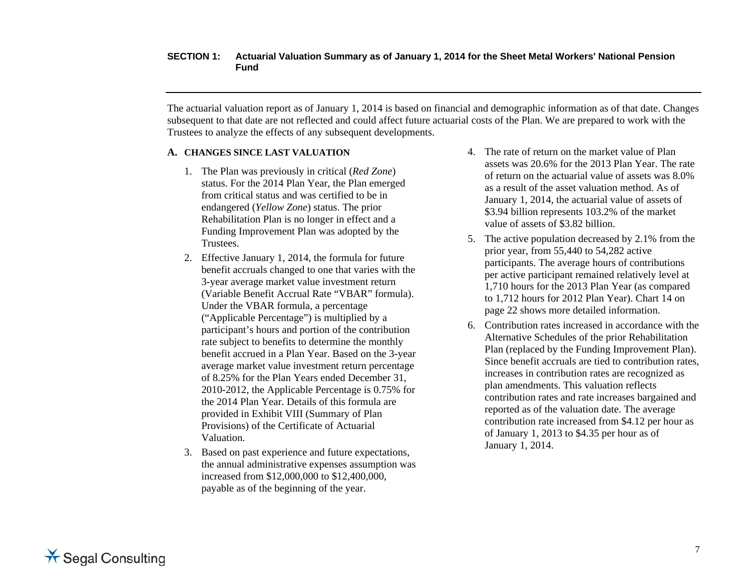## SECTION 1: Actuarial Valuation Summary as of January 1, 2014 for the Sheet Metal Workers' National Pension Fund

The actuarial valuation report as of January 1, 2014 is based on financial and demographic information as of that date. Changes subsequent to that date are not reflected and could affect future actuarial costs of the Plan. We are prepared to work with the Trustees to analyze the effects of any subsequent developments.

### A. CHANGES SINCE LAST VALUATION

1. The Plan was previously in critical (*Red Zone*) status. For the 2014 Plan Year, the Plan emerged from critical status and was certified to be in endangered (*Yellow Zone*) status. The prior Rehabilitation Plan is no longer in effect and a Funding Improvement Plan was adopted by the Trustees.
2. Effective January 1, 2014, the formula for future benefit accruals changed to one that varies with the 3-year average market value investment return (Variable Benefit Accrual Rate "VBAR" formula). Under the VBAR formula, a percentage ("Applicable Percentage") is multiplied by a participant's hours and portion of the contribution rate subject to benefits to determine the monthly benefit accrued in a Plan Year. Based on the 3-year average market value investment return percentage of 8.25% for the Plan Years ended December 31, 2010-2012, the Applicable Percentage is 0.75% for the 2014 Plan Year. Details of this formula are provided in Exhibit VIII (Summary of Plan Provisions) of the Certificate of Actuarial Valuation.
3. Based on past experience and future expectations, the annual administrative expenses assumption was increased from $12,000,000 to $12,400,000, payable as of the beginning of the year.
4. The rate of return on the market value of Plan assets was 20.6% for the 2013 Plan Year. The rate of return on the actuarial value of assets was 8.0% as a result of the asset valuation method. As of January 1, 2014, the actuarial value of assets of $3.94 billion represents 103.2% of the market value of assets of $3.82 billion.
5. The active population decreased by 2.1% from the prior year, from 55,440 to 54,282 active participants. The average hours of contributions per active participant remained relatively level at 1,710 hours for the 2013 Plan Year (as compared to 1,712 hours for 2012 Plan Year). Chart 14 on page 22 shows more detailed information.
6. Contribution rates increased in accordance with the Alternative Schedules of the prior Rehabilitation Plan (replaced by the Funding Improvement Plan). Since benefit accruals are tied to contribution rates, increases in contribution rates are recognized as plan amendments. This valuation reflects contribution rates and rate increases bargained and reported as of the valuation date. The average contribution rate increased from $4.12 per hour as of January 1, 2013 to $4.35 per hour as of January 1, 2014.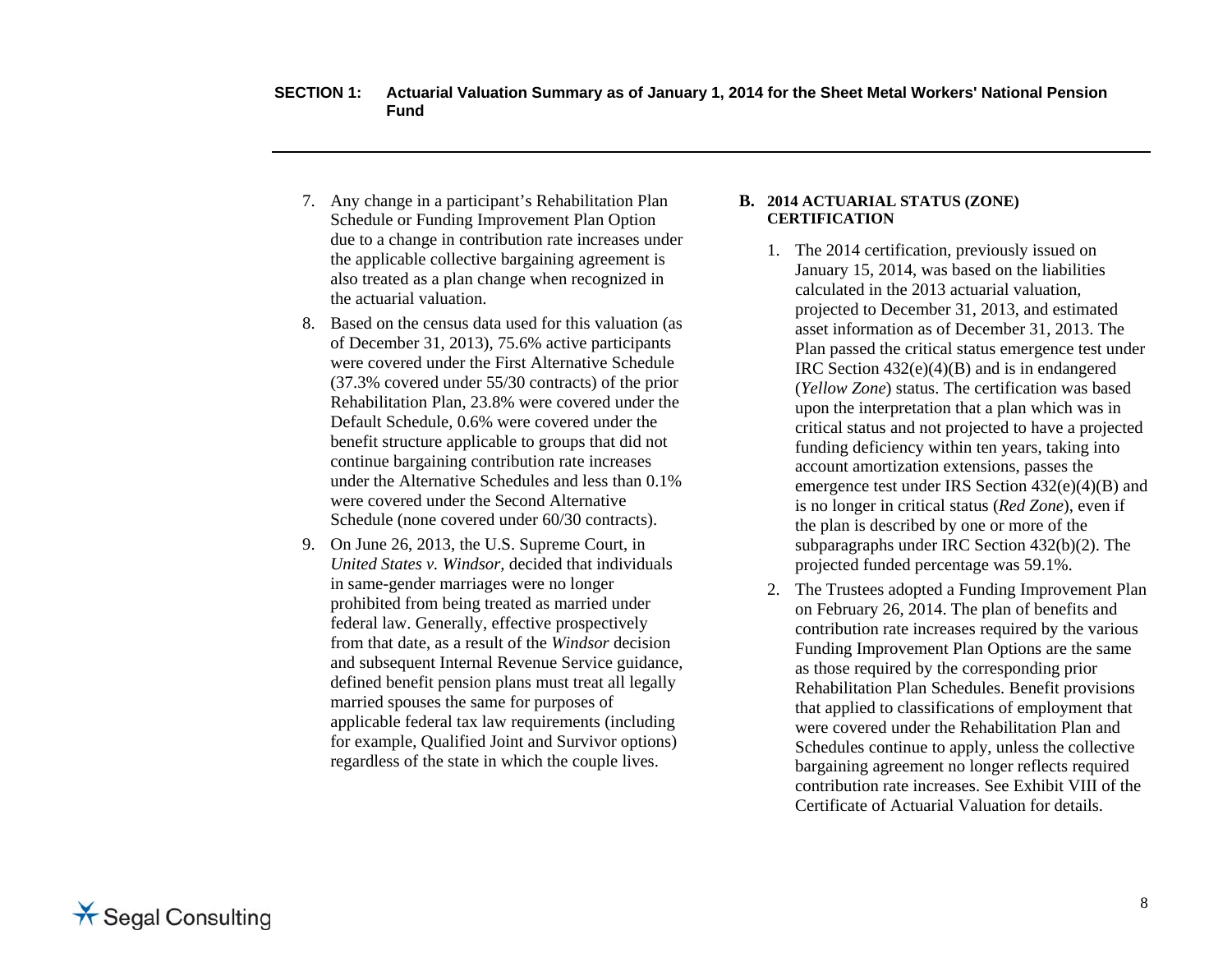7. Any change in a participant's Rehabilitation Plan Schedule or Funding Improvement Plan Option due to a change in contribution rate increases under the applicable collective bargaining agreement is also treated as a plan change when recognized in the actuarial valuation.

8. Based on the census data used for this valuation (as of December 31, 2013), 75.6% active participants were covered under the First Alternative Schedule (37.3% covered under 55/30 contracts) of the prior Rehabilitation Plan, 23.8% were covered under the Default Schedule, 0.6% were covered under the benefit structure applicable to groups that did not continue bargaining contribution rate increases under the Alternative Schedules and less than 0.1% were covered under the Second Alternative Schedule (none covered under 60/30 contracts).

9. On June 26, 2013, the U.S. Supreme Court, in *United States v. Windsor*, decided that individuals in same-gender marriages were no longer prohibited from being treated as married under federal law. Generally, effective prospectively from that date, as a result of the *Windsor* decision and subsequent Internal Revenue Service guidance, defined benefit pension plans must treat all legally married spouses the same for purposes of applicable federal tax law requirements (including for example, Qualified Joint and Survivor options) regardless of the state in which the couple lives.

## B. 2014 ACTUARIAL STATUS (ZONE) CERTIFICATION

1. The 2014 certification, previously issued on January 15, 2014, was based on the liabilities calculated in the 2013 actuarial valuation, projected to December 31, 2013, and estimated asset information as of December 31, 2013. The Plan passed the critical status emergence test under IRC Section 432(e)(4)(B) and is in endangered (*Yellow Zone*) status. The certification was based upon the interpretation that a plan which was in critical status and not projected to have a projected funding deficiency within ten years, taking into account amortization extensions, passes the emergence test under IRS Section 432(e)(4)(B) and is no longer in critical status (*Red Zone*), even if the plan is described by one or more of the subparagraphs under IRC Section 432(b)(2). The projected funded percentage was 59.1%.

2. The Trustees adopted a Funding Improvement Plan on February 26, 2014. The plan of benefits and contribution rate increases required by the various Funding Improvement Plan Options are the same as those required by the corresponding prior Rehabilitation Plan Schedules. Benefit provisions that applied to classifications of employment that were covered under the Rehabilitation Plan and Schedules continue to apply, unless the collective bargaining agreement no longer reflects required contribution rate increases. See Exhibit VIII of the Certificate of Actuarial Valuation for details.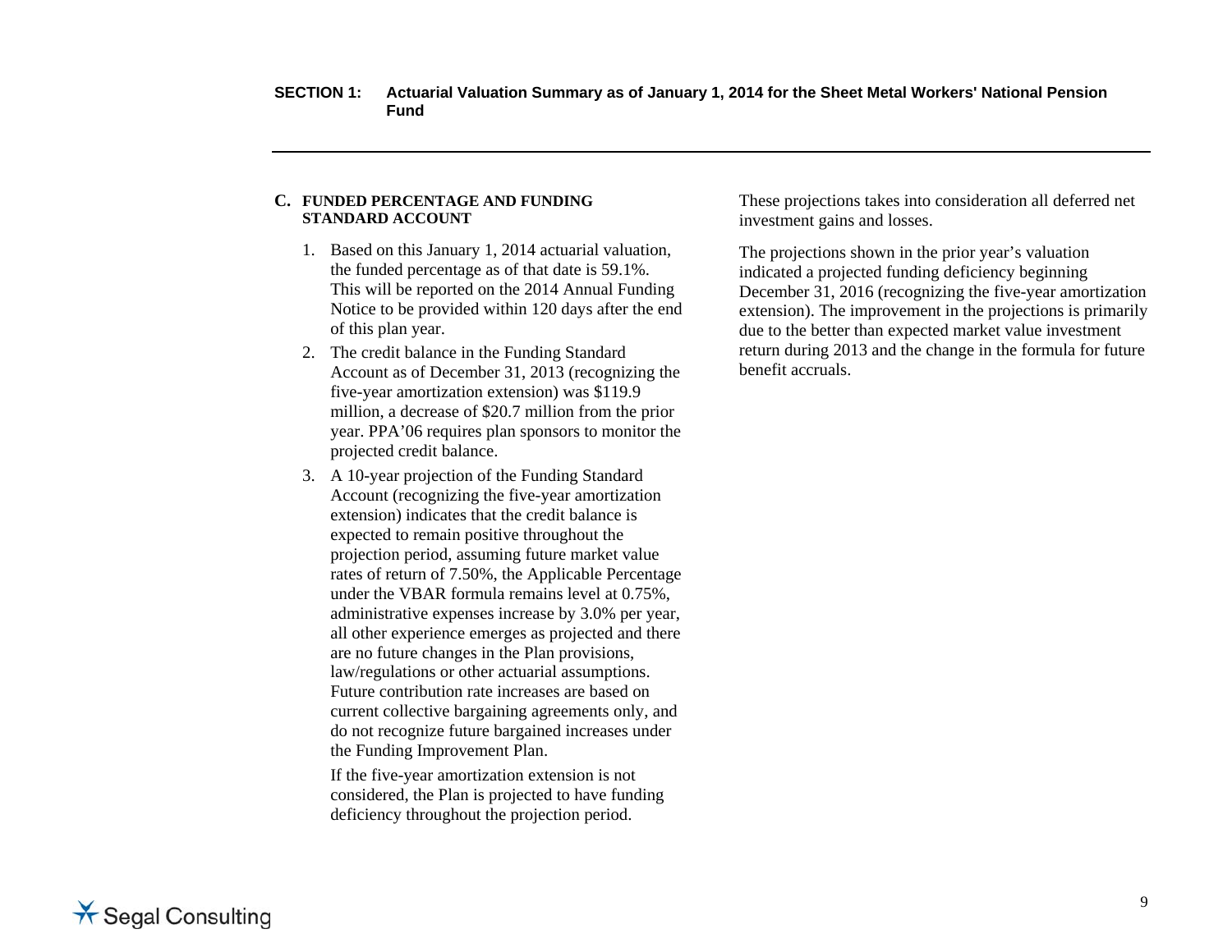## C. FUNDED PERCENTAGE AND FUNDING STANDARD ACCOUNT

1. Based on this January 1, 2014 actuarial valuation, the funded percentage as of that date is 59.1%. This will be reported on the 2014 Annual Funding Notice to be provided within 120 days after the end of this plan year.
2. The credit balance in the Funding Standard Account as of December 31, 2013 (recognizing the five-year amortization extension) was $119.9 million, a decrease of $20.7 million from the prior year. PPA'06 requires plan sponsors to monitor the projected credit balance.
3. A 10-year projection of the Funding Standard Account (recognizing the five-year amortization extension) indicates that the credit balance is expected to remain positive throughout the projection period, assuming future market value rates of return of 7.50%, the Applicable Percentage under the VBAR formula remains level at 0.75%, administrative expenses increase by 3.0% per year, all other experience emerges as projected and there are no future changes in the Plan provisions, law/regulations or other actuarial assumptions. Future contribution rate increases are based on current collective bargaining agreements only, and do not recognize future bargained increases under the Funding Improvement Plan.

   If the five-year amortization extension is not considered, the Plan is projected to have funding deficiency throughout the projection period.

These projections takes into consideration all deferred net investment gains and losses.

The projections shown in the prior year's valuation indicated a projected funding deficiency beginning December 31, 2016 (recognizing the five-year amortization extension). The improvement in the projections is primarily due to the better than expected market value investment return during 2013 and the change in the formula for future benefit accruals.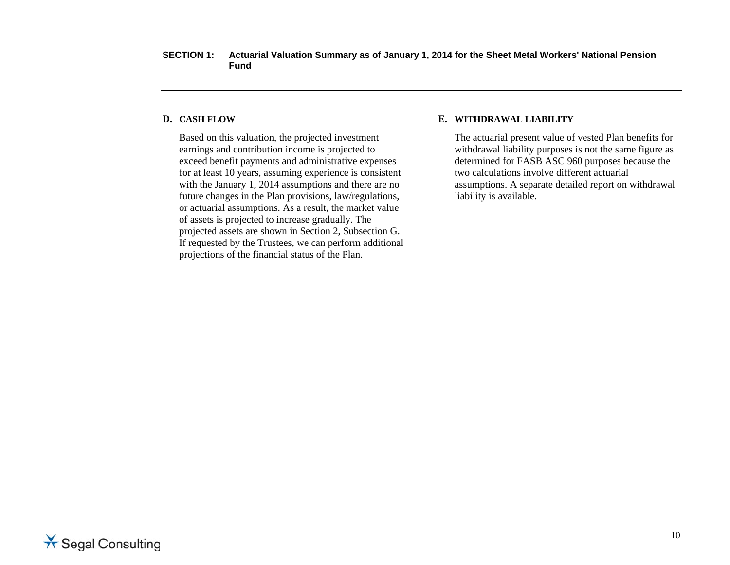## D. CASH FLOW

Based on this valuation, the projected investment earnings and contribution income is projected to exceed benefit payments and administrative expenses for at least 10 years, assuming experience is consistent with the January 1, 2014 assumptions and there are no future changes in the Plan provisions, law/regulations, or actuarial assumptions. As a result, the market value of assets is projected to increase gradually. The projected assets are shown in Section 2, Subsection G. If requested by the Trustees, we can perform additional projections of the financial status of the Plan.

## E. WITHDRAWAL LIABILITY

The actuarial present value of vested Plan benefits for withdrawal liability purposes is not the same figure as determined for FASB ASC 960 purposes because the two calculations involve different actuarial assumptions. A separate detailed report on withdrawal liability is available.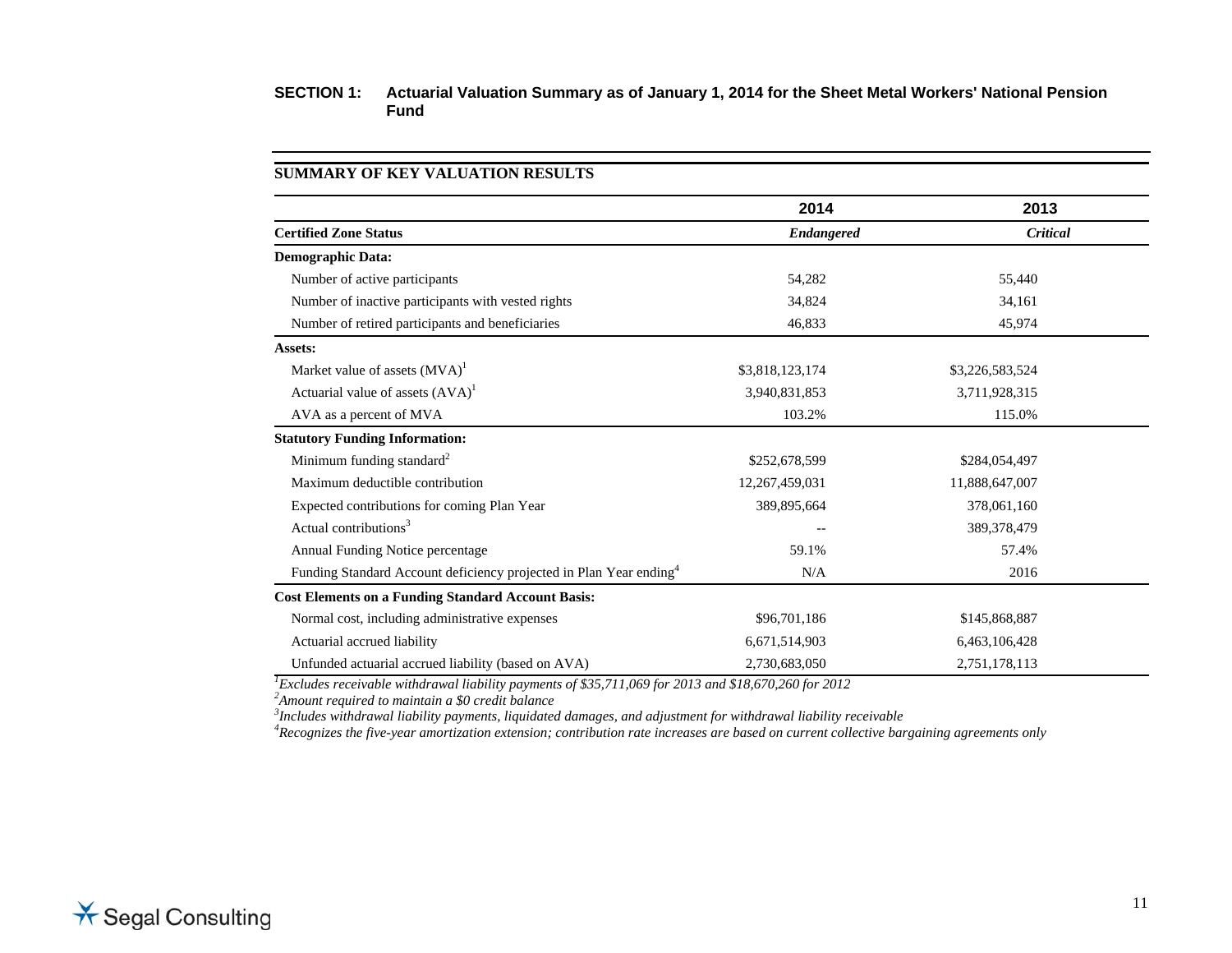## SECTION 1: Actuarial Valuation Summary as of January 1, 2014 for the Sheet Metal Workers' National Pension Fund

### SUMMARY OF KEY VALUATION RESULTS

| | 2014 | 2013 |
|---|---|---|
| **Certified Zone Status** | ***Endangered*** | ***Critical*** |
| **Demographic Data:** | | |
| Number of active participants | 54,282 | 55,440 |
| Number of inactive participants with vested rights | 34,824 | 34,161 |
| Number of retired participants and beneficiaries | 46,833 | 45,974 |
| **Assets:** | | |
| Market value of assets (MVA)[1] | $3,818,123,174 | $3,226,583,524 |
| Actuarial value of assets (AVA)[1] | 3,940,831,853 | 3,711,928,315 |
| AVA as a percent of MVA | 103.2% | 115.0% |
| **Statutory Funding Information:** | | |
| Minimum funding standard[2] | $252,678,599 | $284,054,497 |
| Maximum deductible contribution | 12,267,459,031 | 11,888,647,007 |
| Expected contributions for coming Plan Year | 389,895,664 | 378,061,160 |
| Actual contributions[3] | -- | 389,378,479 |
| Annual Funding Notice percentage | 59.1% | 57.4% |
| Funding Standard Account deficiency projected in Plan Year ending[4] | N/A | 2016 |
| **Cost Elements on a Funding Standard Account Basis:** | | |
| Normal cost, including administrative expenses | $96,701,186 | $145,868,887 |
| Actuarial accrued liability | 6,671,514,903 | 6,463,106,428 |
| Unfunded actuarial accrued liability (based on AVA) | 2,730,683,050 | 2,751,178,113 |

[1] *Excludes receivable withdrawal liability payments of $35,711,069 for 2013 and $18,670,260 for 2012*

[2] *Amount required to maintain a $0 credit balance*

[3] *Includes withdrawal liability payments, liquidated damages, and adjustment for withdrawal liability receivable*

[4] *Recognizes the five-year amortization extension; contribution rate increases are based on current collective bargaining agreements only*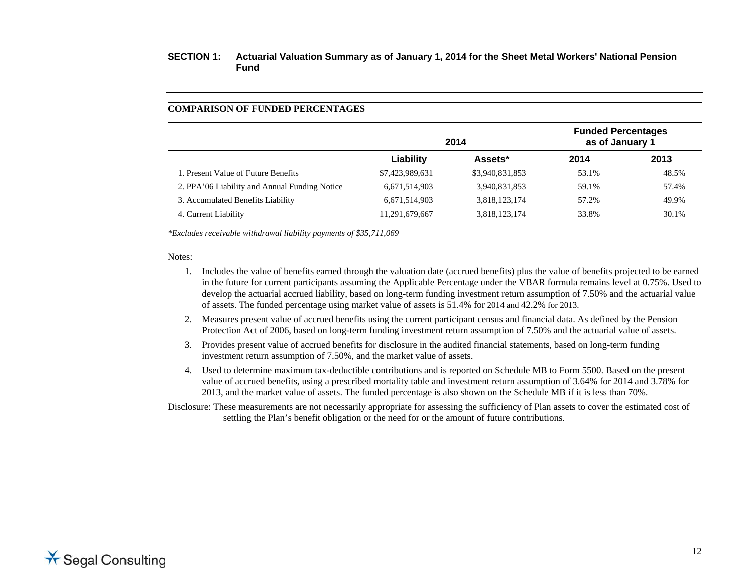**SECTION 1: Actuarial Valuation Summary as of January 1, 2014 for the Sheet Metal Workers' National Pension Fund**

**COMPARISON OF FUNDED PERCENTAGES**

| | 2014 | | Funded Percentages as of January 1 | |
|---|---|---|---|---|
| | **Liability** | **Assets*** | **2014** | **2013** |
| 1. Present Value of Future Benefits | $7,423,989,631 | $3,940,831,853 | 53.1% | 48.5% |
| 2. PPA'06 Liability and Annual Funding Notice | 6,671,514,903 | 3,940,831,853 | 59.1% | 57.4% |
| 3. Accumulated Benefits Liability | 6,671,514,903 | 3,818,123,174 | 57.2% | 49.9% |
| 4. Current Liability | 11,291,679,667 | 3,818,123,174 | 33.8% | 30.1% |

*\*Excludes receivable withdrawal liability payments of $35,711,069*

Notes:

1. Includes the value of benefits earned through the valuation date (accrued benefits) plus the value of benefits projected to be earned in the future for current participants assuming the Applicable Percentage under the VBAR formula remains level at 0.75%. Used to develop the actuarial accrued liability, based on long-term funding investment return assumption of 7.50% and the actuarial value of assets. The funded percentage using market value of assets is 51.4% for 2014 and 42.2% for 2013.
2. Measures present value of accrued benefits using the current participant census and financial data. As defined by the Pension Protection Act of 2006, based on long-term funding investment return assumption of 7.50% and the actuarial value of assets.
3. Provides present value of accrued benefits for disclosure in the audited financial statements, based on long-term funding investment return assumption of 7.50%, and the market value of assets.
4. Used to determine maximum tax-deductible contributions and is reported on Schedule MB to Form 5500. Based on the present value of accrued benefits, using a prescribed mortality table and investment return assumption of 3.64% for 2014 and 3.78% for 2013, and the market value of assets. The funded percentage is also shown on the Schedule MB if it is less than 70%.

Disclosure: These measurements are not necessarily appropriate for assessing the sufficiency of Plan assets to cover the estimated cost of settling the Plan's benefit obligation or the need for or the amount of future contributions.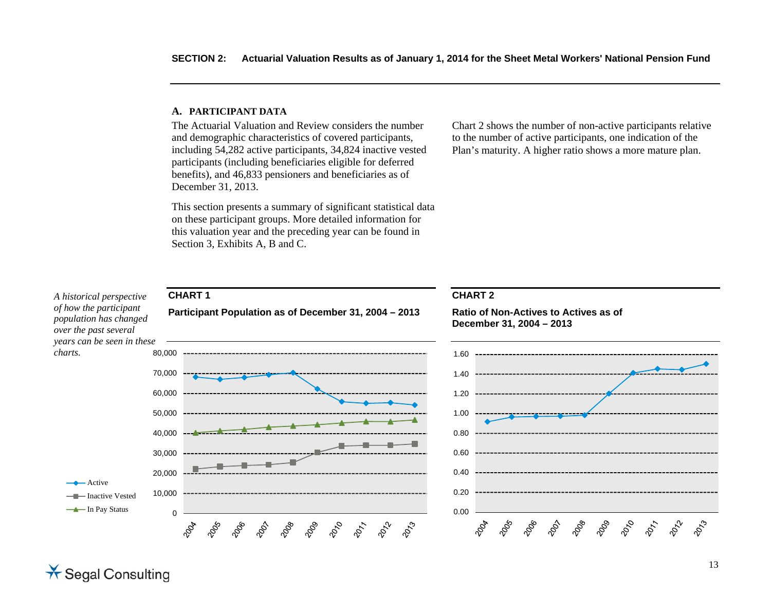**SECTION 2: Actuarial Valuation Results as of January 1, 2014 for the Sheet Metal Workers' National Pension Fund**

## A. PARTICIPANT DATA

The Actuarial Valuation and Review considers the number and demographic characteristics of covered participants, including 54,282 active participants, 34,824 inactive vested participants (including beneficiaries eligible for deferred benefits), and 46,833 pensioners and beneficiaries as of December 31, 2013.

This section presents a summary of significant statistical data on these participant groups. More detailed information for this valuation year and the preceding year can be found in Section 3, Exhibits A, B and C.

Chart 2 shows the number of non-active participants relative to the number of active participants, one indication of the Plan's maturity. A higher ratio shows a more mature plan.

*A historical perspective of how the participant population has changed over the past several years can be seen in these charts.*

**CHART 1**

**Participant Population as of December 31, 2004 – 2013**

Legend: Active; Inactive Vested; In Pay Status

**CHART 2**

**Ratio of Non-Actives to Actives as of December 31, 2004 – 2013**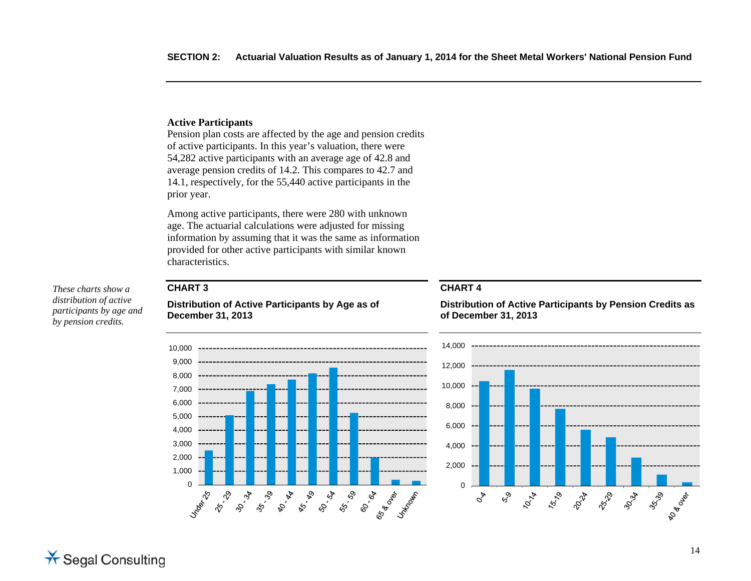### Active Participants

Pension plan costs are affected by the age and pension credits of active participants. In this year's valuation, there were 54,282 active participants with an average age of 42.8 and average pension credits of 14.2. This compares to 42.7 and 14.1, respectively, for the 55,440 active participants in the prior year.

Among active participants, there were 280 with unknown age. The actuarial calculations were adjusted for missing information by assuming that it was the same as information provided for other active participants with similar known characteristics.

*These charts show a distribution of active participants by age and by pension credits.*

**CHART 3**

**Distribution of Active Participants by Age as of December 31, 2013**

**CHART 4**

**Distribution of Active Participants by Pension Credits as of December 31, 2013**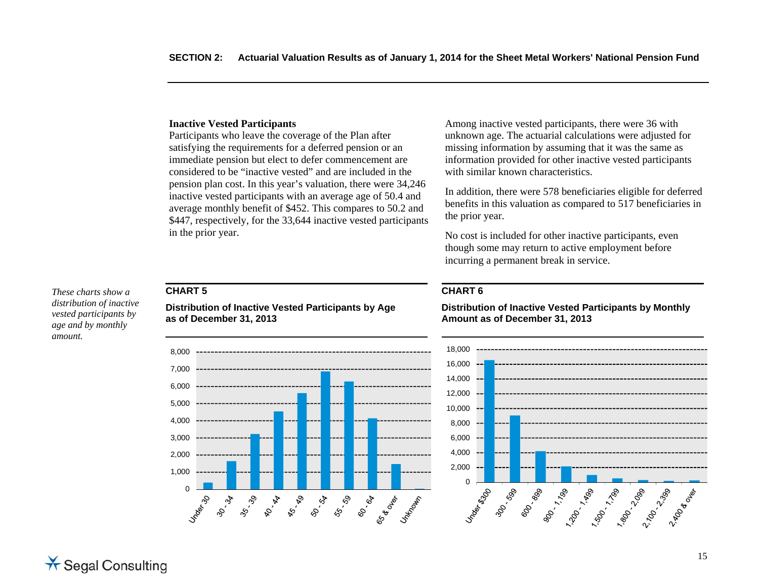**Inactive Vested Participants**

Participants who leave the coverage of the Plan after satisfying the requirements for a deferred pension or an immediate pension but elect to defer commencement are considered to be "inactive vested" and are included in the pension plan cost. In this year's valuation, there were 34,246 inactive vested participants with an average age of 50.4 and average monthly benefit of $452. This compares to 50.2 and $447, respectively, for the 33,644 inactive vested participants in the prior year.

Among inactive vested participants, there were 36 with unknown age. The actuarial calculations were adjusted for missing information by assuming that it was the same as information provided for other inactive vested participants with similar known characteristics.

In addition, there were 578 beneficiaries eligible for deferred benefits in this valuation as compared to 517 beneficiaries in the prior year.

No cost is included for other inactive participants, even though some may return to active employment before incurring a permanent break in service.

*These charts show a distribution of inactive vested participants by age and by monthly amount.*

**CHART 5**

**Distribution of Inactive Vested Participants by Age as of December 31, 2013**

**CHART 6**

**Distribution of Inactive Vested Participants by Monthly Amount as of December 31, 2013**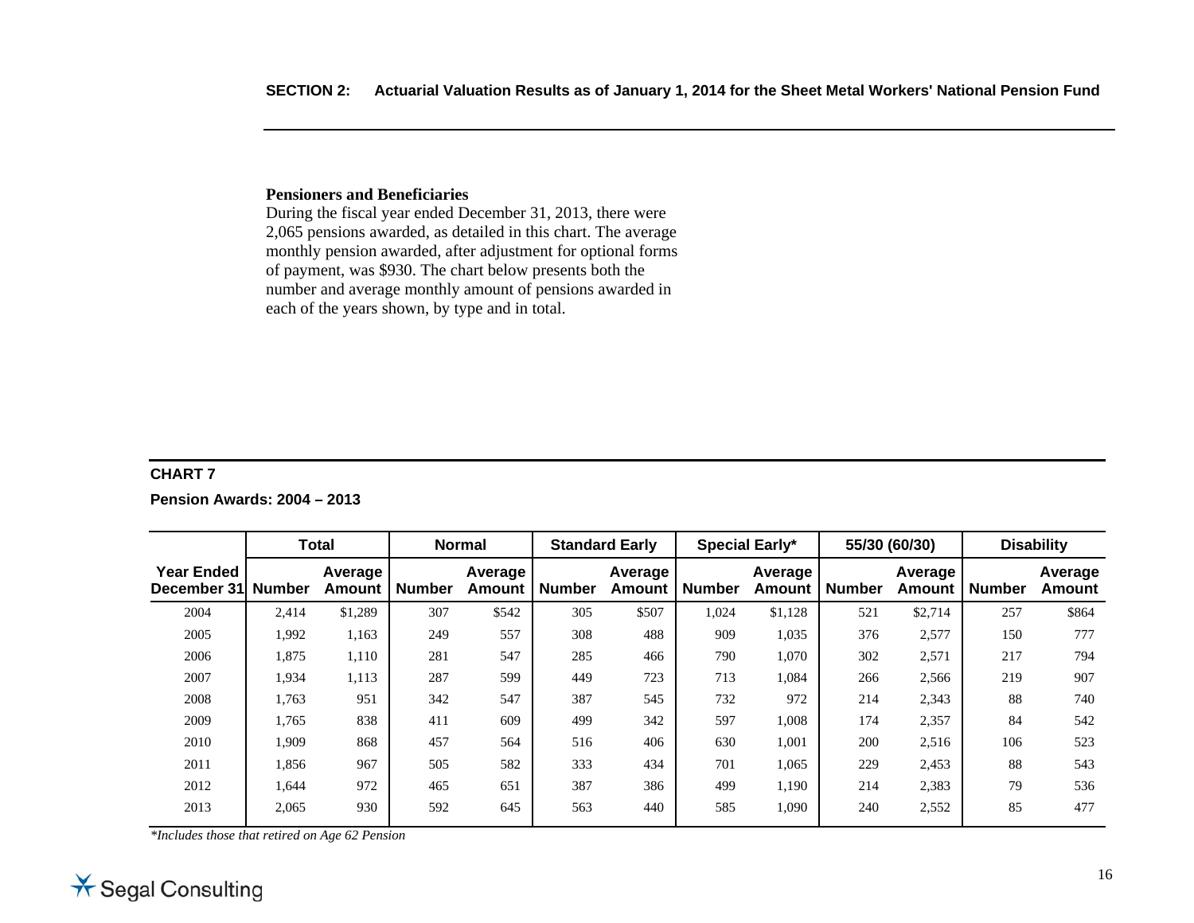### Pensioners and Beneficiaries

During the fiscal year ended December 31, 2013, there were 2,065 pensions awarded, as detailed in this chart. The average monthly pension awarded, after adjustment for optional forms of payment, was $930. The chart below presents both the number and average monthly amount of pensions awarded in each of the years shown, by type and in total.

**CHART 7**

**Pension Awards: 2004 – 2013**

| | Total | | Normal | | Standard Early | | Special Early* | | 55/30 (60/30) | | Disability | |
|---|---|---|---|---|---|---|---|---|---|---|---|---|
| **Year Ended December 31** | **Number** | **Average Amount** | **Number** | **Average Amount** | **Number** | **Average Amount** | **Number** | **Average Amount** | **Number** | **Average Amount** | **Number** | **Average Amount** |
| 2004 | 2,414 | $1,289 | 307 | $542 | 305 | $507 | 1,024 | $1,128 | 521 | $2,714 | 257 | $864 |
| 2005 | 1,992 | 1,163 | 249 | 557 | 308 | 488 | 909 | 1,035 | 376 | 2,577 | 150 | 777 |
| 2006 | 1,875 | 1,110 | 281 | 547 | 285 | 466 | 790 | 1,070 | 302 | 2,571 | 217 | 794 |
| 2007 | 1,934 | 1,113 | 287 | 599 | 449 | 723 | 713 | 1,084 | 266 | 2,566 | 219 | 907 |
| 2008 | 1,763 | 951 | 342 | 547 | 387 | 545 | 732 | 972 | 214 | 2,343 | 88 | 740 |
| 2009 | 1,765 | 838 | 411 | 609 | 499 | 342 | 597 | 1,008 | 174 | 2,357 | 84 | 542 |
| 2010 | 1,909 | 868 | 457 | 564 | 516 | 406 | 630 | 1,001 | 200 | 2,516 | 106 | 523 |
| 2011 | 1,856 | 967 | 505 | 582 | 333 | 434 | 701 | 1,065 | 229 | 2,453 | 88 | 543 |
| 2012 | 1,644 | 972 | 465 | 651 | 387 | 386 | 499 | 1,190 | 214 | 2,383 | 79 | 536 |
| 2013 | 2,065 | 930 | 592 | 645 | 563 | 440 | 585 | 1,090 | 240 | 2,552 | 85 | 477 |

*Includes those that retired on Age 62 Pension*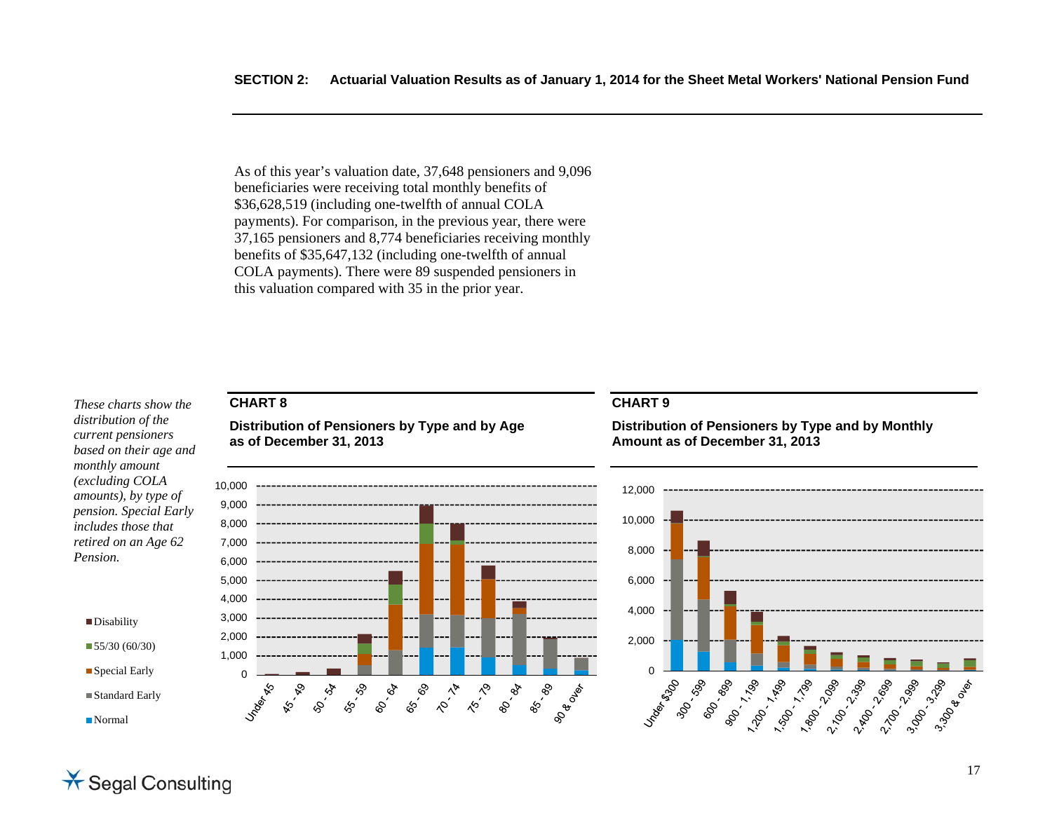As of this year's valuation date, 37,648 pensioners and 9,096 beneficiaries were receiving total monthly benefits of $36,628,519 (including one-twelfth of annual COLA payments). For comparison, in the previous year, there were 37,165 pensioners and 8,774 beneficiaries receiving monthly benefits of $35,647,132 (including one-twelfth of annual COLA payments). There were 89 suspended pensioners in this valuation compared with 35 in the prior year.

*These charts show the distribution of the current pensioners based on their age and monthly amount (excluding COLA amounts), by type of pension. Special Early includes those that retired on an Age 62 Pension.*

**CHART 8**

**Distribution of Pensioners by Type and by Age as of December 31, 2013**

**CHART 9**

**Distribution of Pensioners by Type and by Monthly Amount as of December 31, 2013**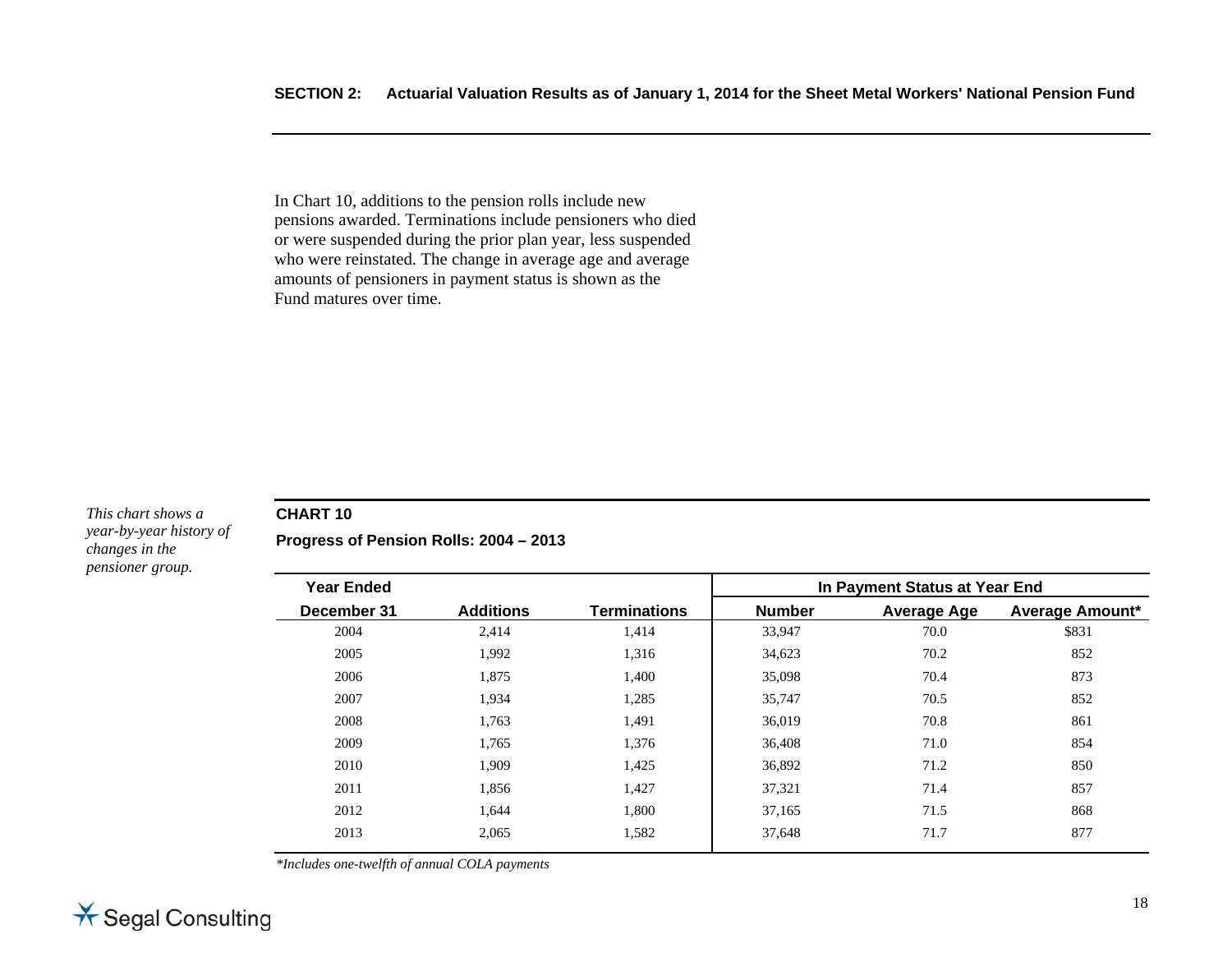In Chart 10, additions to the pension rolls include new pensions awarded. Terminations include pensioners who died or were suspended during the prior plan year, less suspended who were reinstated. The change in average age and average amounts of pensioners in payment status is shown as the Fund matures over time.

*This chart shows a year-by-year history of changes in the pensioner group.*

**CHART 10**

**Progress of Pension Rolls: 2004 – 2013**

| Year Ended | | | In Payment Status at Year End | | |
|---|---|---|---|---|---|
| December 31 | Additions | Terminations | Number | Average Age | Average Amount* |
| 2004 | 2,414 | 1,414 | 33,947 | 70.0 | $831 |
| 2005 | 1,992 | 1,316 | 34,623 | 70.2 | 852 |
| 2006 | 1,875 | 1,400 | 35,098 | 70.4 | 873 |
| 2007 | 1,934 | 1,285 | 35,747 | 70.5 | 852 |
| 2008 | 1,763 | 1,491 | 36,019 | 70.8 | 861 |
| 2009 | 1,765 | 1,376 | 36,408 | 71.0 | 854 |
| 2010 | 1,909 | 1,425 | 36,892 | 71.2 | 850 |
| 2011 | 1,856 | 1,427 | 37,321 | 71.4 | 857 |
| 2012 | 1,644 | 1,800 | 37,165 | 71.5 | 868 |
| 2013 | 2,065 | 1,582 | 37,648 | 71.7 | 877 |

*\*Includes one-twelfth of annual COLA payments*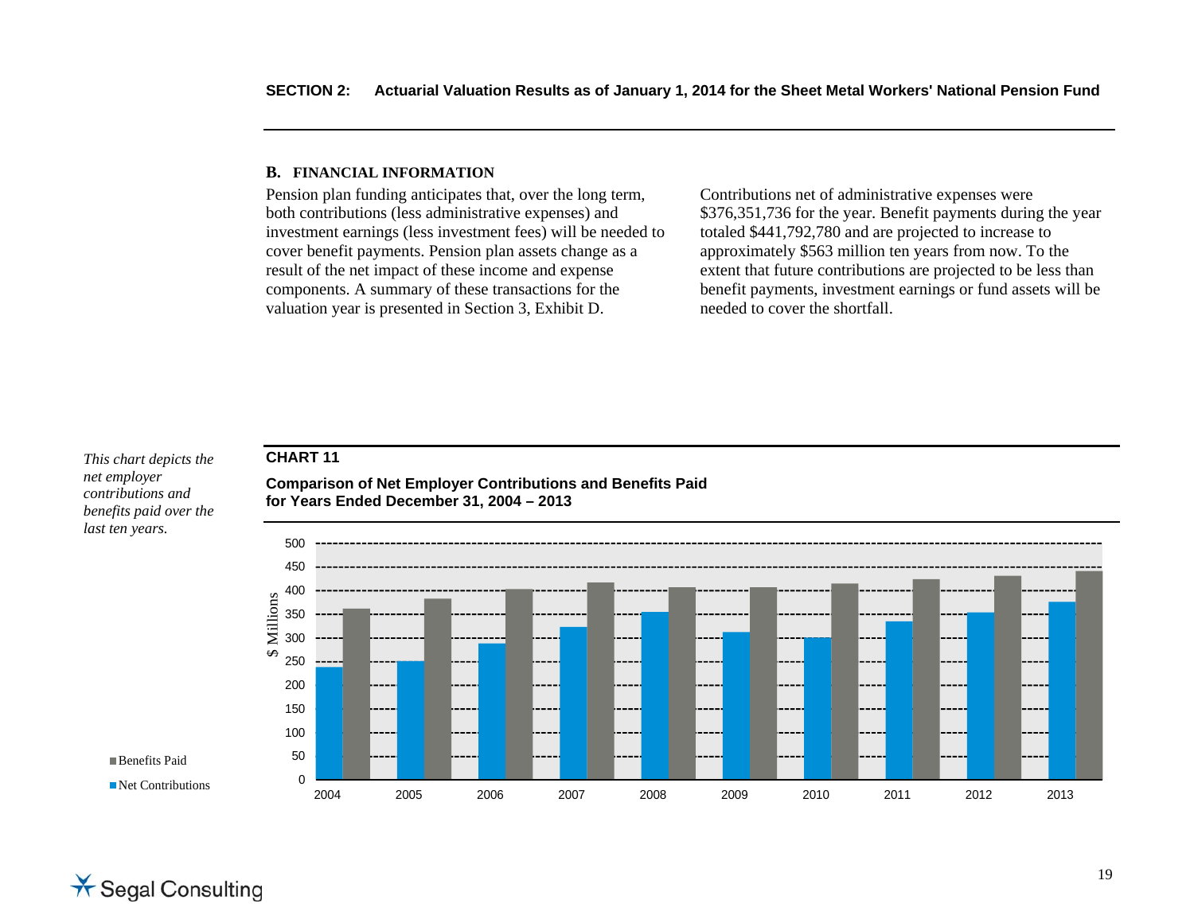## B. FINANCIAL INFORMATION

Pension plan funding anticipates that, over the long term, both contributions (less administrative expenses) and investment earnings (less investment fees) will be needed to cover benefit payments. Pension plan assets change as a result of the net impact of these income and expense components. A summary of these transactions for the valuation year is presented in Section 3, Exhibit D.

Contributions net of administrative expenses were $376,351,736 for the year. Benefit payments during the year totaled $441,792,780 and are projected to increase to approximately $563 million ten years from now. To the extent that future contributions are projected to be less than benefit payments, investment earnings or fund assets will be needed to cover the shortfall.

*This chart depicts the net employer contributions and benefits paid over the last ten years.*

**CHART 11**

**Comparison of Net Employer Contributions and Benefits Paid for Years Ended December 31, 2004 – 2013**

$ Millions

Benefits Paid

Net Contributions

2004 2005 2006 2007 2008 2009 2010 2011 2012 2013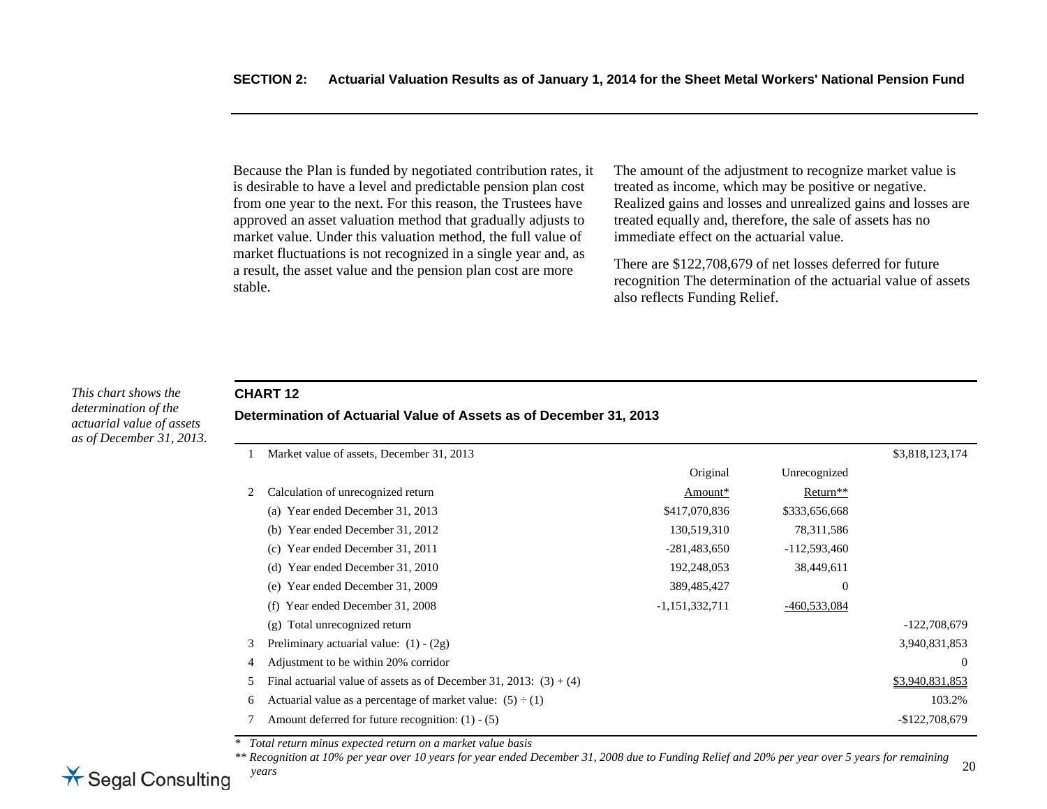Because the Plan is funded by negotiated contribution rates, it is desirable to have a level and predictable pension plan cost from one year to the next. For this reason, the Trustees have approved an asset valuation method that gradually adjusts to market value. Under this valuation method, the full value of market fluctuations is not recognized in a single year and, as a result, the asset value and the pension plan cost are more stable.

The amount of the adjustment to recognize market value is treated as income, which may be positive or negative. Realized gains and losses and unrealized gains and losses are treated equally and, therefore, the sale of assets has no immediate effect on the actuarial value.

There are $122,708,679 of net losses deferred for future recognition The determination of the actuarial value of assets also reflects Funding Relief.

*This chart shows the determination of the actuarial value of assets as of December 31, 2013.*

### CHART 12

**Determination of Actuarial Value of Assets as of December 31, 2013**

| | | Original Amount* | Unrecognized Return** | |
|---|---|---|---|---|
| 1 | Market value of assets, December 31, 2013 | | | $3,818,123,174 |
| 2 | Calculation of unrecognized return | | | |
| | (a) Year ended December 31, 2013 | $417,070,836 | $333,656,668 | |
| | (b) Year ended December 31, 2012 | 130,519,310 | 78,311,586 | |
| | (c) Year ended December 31, 2011 | -281,483,650 | -112,593,460 | |
| | (d) Year ended December 31, 2010 | 192,248,053 | 38,449,611 | |
| | (e) Year ended December 31, 2009 | 389,485,427 | 0 | |
| | (f) Year ended December 31, 2008 | -1,151,332,711 | -460,533,084 | |
| | (g) Total unrecognized return | | | -122,708,679 |
| 3 | Preliminary actuarial value: (1) - (2g) | | | 3,940,831,853 |
| 4 | Adjustment to be within 20% corridor | | | 0 |
| 5 | Final actuarial value of assets as of December 31, 2013: (3) + (4) | | | $3,940,831,853 |
| 6 | Actuarial value as a percentage of market value: (5) ÷ (1) | | | 103.2% |
| 7 | Amount deferred for future recognition: (1) - (5) | | | -$122,708,679 |

\* *Total return minus expected return on a market value basis*

\*\* *Recognition at 10% per year over 10 years for year ended December 31, 2008 due to Funding Relief and 20% per year over 5 years for remaining years*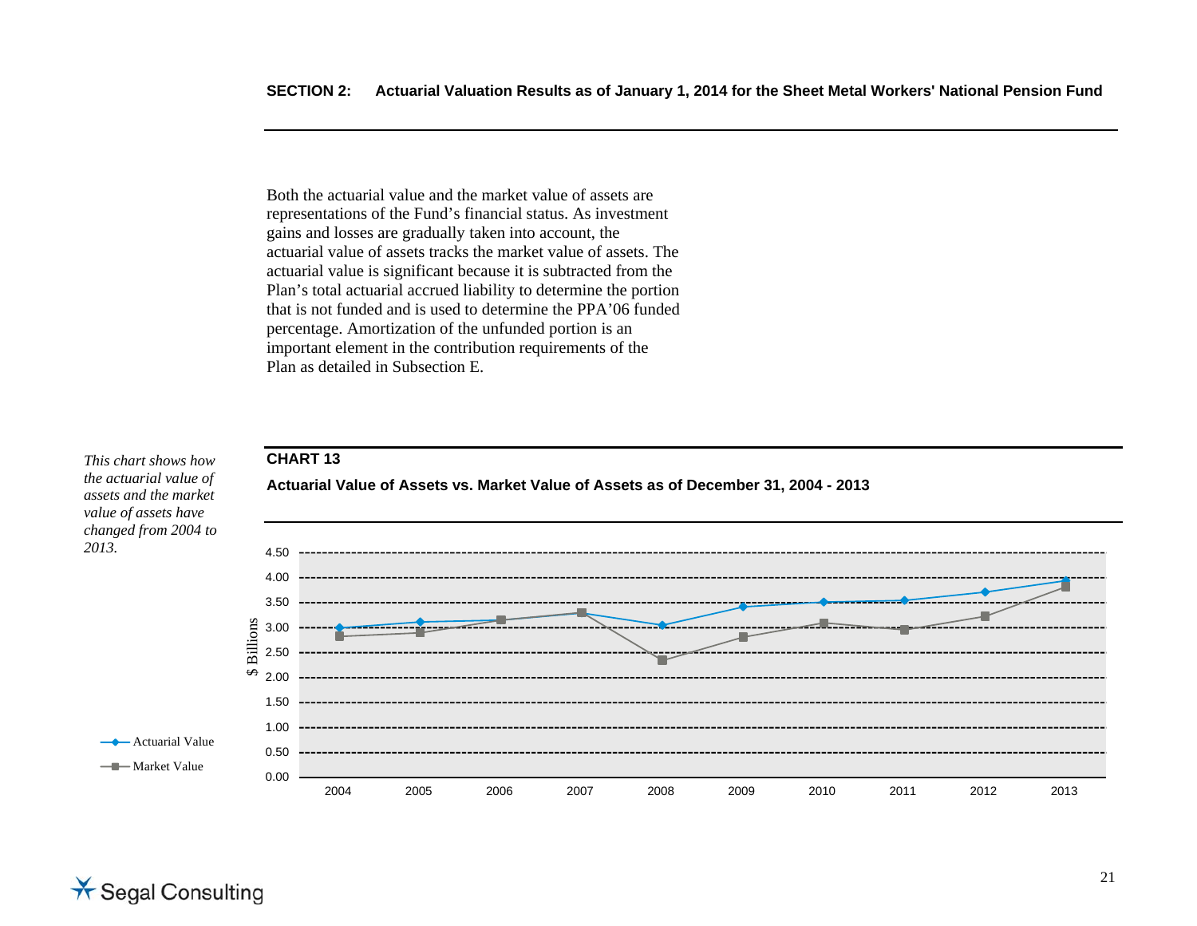## SECTION 2: Actuarial Valuation Results as of January 1, 2014 for the Sheet Metal Workers' National Pension Fund

Both the actuarial value and the market value of assets are representations of the Fund's financial status. As investment gains and losses are gradually taken into account, the actuarial value of assets tracks the market value of assets. The actuarial value is significant because it is subtracted from the Plan's total actuarial accrued liability to determine the portion that is not funded and is used to determine the PPA'06 funded percentage. Amortization of the unfunded portion is an important element in the contribution requirements of the Plan as detailed in Subsection E.

*This chart shows how the actuarial value of assets and the market value of assets have changed from 2004 to 2013.*

**CHART 13**

**Actuarial Value of Assets vs. Market Value of Assets as of December 31, 2004 - 2013**

$ Billions

4.50
4.00
3.50
3.00
2.50
2.00
1.50
1.00
0.50
0.00

2004 2005 2006 2007 2008 2009 2010 2011 2012 2013

Actuarial Value
Market Value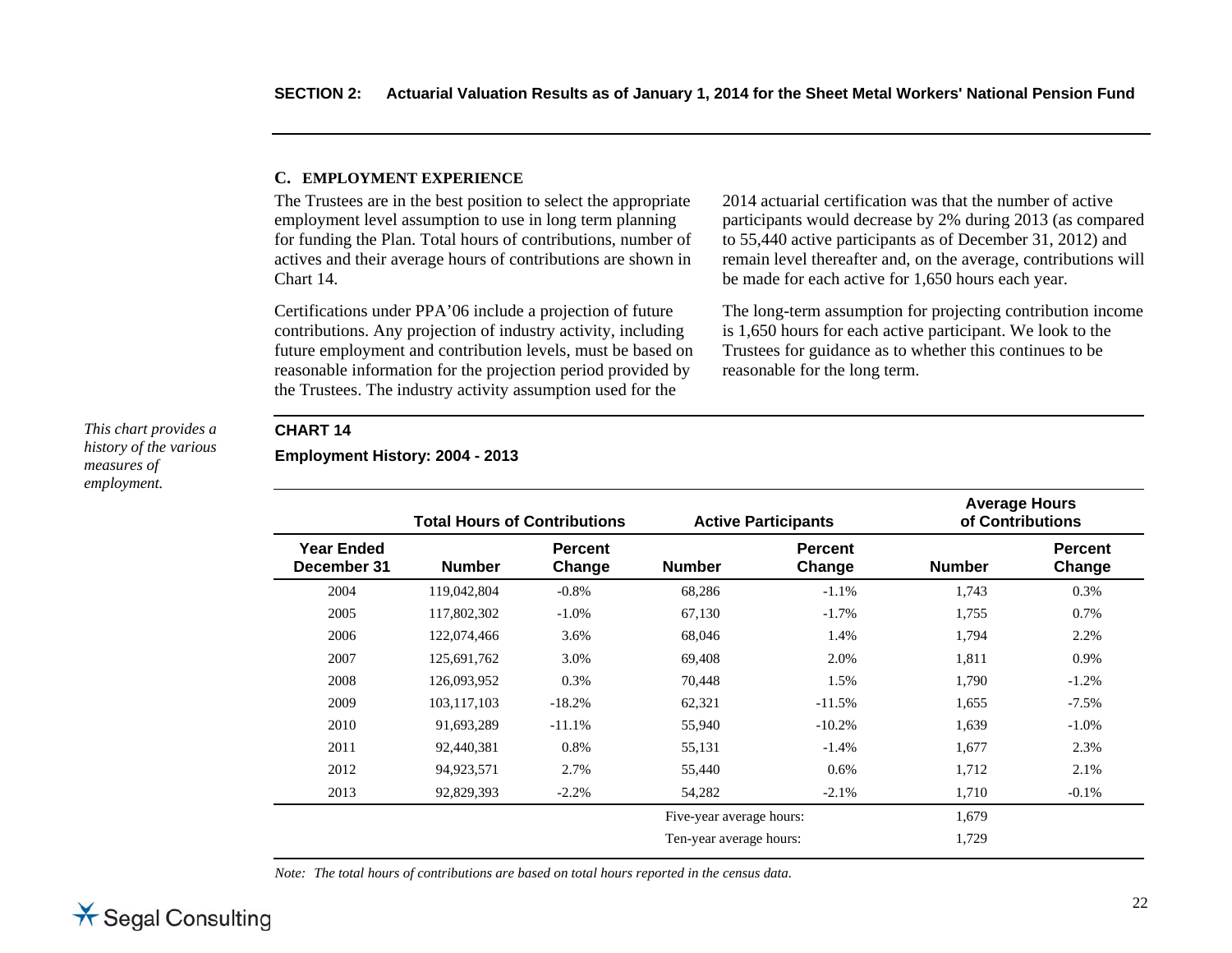### C. EMPLOYMENT EXPERIENCE

The Trustees are in the best position to select the appropriate employment level assumption to use in long term planning for funding the Plan. Total hours of contributions, number of actives and their average hours of contributions are shown in Chart 14.

Certifications under PPA'06 include a projection of future contributions. Any projection of industry activity, including future employment and contribution levels, must be based on reasonable information for the projection period provided by the Trustees. The industry activity assumption used for the 2014 actuarial certification was that the number of active participants would decrease by 2% during 2013 (as compared to 55,440 active participants as of December 31, 2012) and remain level thereafter and, on the average, contributions will be made for each active for 1,650 hours each year.

The long-term assumption for projecting contribution income is 1,650 hours for each active participant. We look to the Trustees for guidance as to whether this continues to be reasonable for the long term.

*This chart provides a history of the various measures of employment.*

**CHART 14**

**Employment History: 2004 - 2013**

| | Total Hours of Contributions | | Active Participants | | Average Hours of Contributions | |
|---|---|---|---|---|---|---|
| **Year Ended December 31** | **Number** | **Percent Change** | **Number** | **Percent Change** | **Number** | **Percent Change** |
| 2004 | 119,042,804 | -0.8% | 68,286 | -1.1% | 1,743 | 0.3% |
| 2005 | 117,802,302 | -1.0% | 67,130 | -1.7% | 1,755 | 0.7% |
| 2006 | 122,074,466 | 3.6% | 68,046 | 1.4% | 1,794 | 2.2% |
| 2007 | 125,691,762 | 3.0% | 69,408 | 2.0% | 1,811 | 0.9% |
| 2008 | 126,093,952 | 0.3% | 70,448 | 1.5% | 1,790 | -1.2% |
| 2009 | 103,117,103 | -18.2% | 62,321 | -11.5% | 1,655 | -7.5% |
| 2010 | 91,693,289 | -11.1% | 55,940 | -10.2% | 1,639 | -1.0% |
| 2011 | 92,440,381 | 0.8% | 55,131 | -1.4% | 1,677 | 2.3% |
| 2012 | 94,923,571 | 2.7% | 55,440 | 0.6% | 1,712 | 2.1% |
| 2013 | 92,829,393 | -2.2% | 54,282 | -2.1% | 1,710 | -0.1% |
| | | | Five-year average hours: | | 1,679 | |
| | | | Ten-year average hours: | | 1,729 | |

*Note: The total hours of contributions are based on total hours reported in the census data.*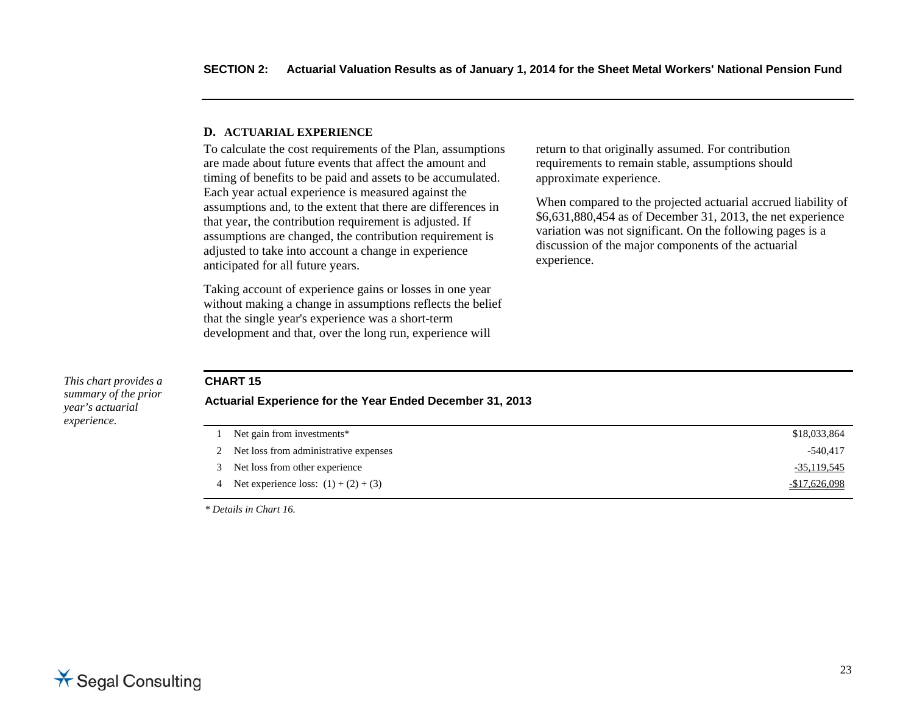### D. ACTUARIAL EXPERIENCE

To calculate the cost requirements of the Plan, assumptions are made about future events that affect the amount and timing of benefits to be paid and assets to be accumulated. Each year actual experience is measured against the assumptions and, to the extent that there are differences in that year, the contribution requirement is adjusted. If assumptions are changed, the contribution requirement is adjusted to take into account a change in experience anticipated for all future years.

Taking account of experience gains or losses in one year without making a change in assumptions reflects the belief that the single year's experience was a short-term development and that, over the long run, experience will return to that originally assumed. For contribution requirements to remain stable, assumptions should approximate experience.

When compared to the projected actuarial accrued liability of $6,631,880,454 as of December 31, 2013, the net experience variation was not significant. On the following pages is a discussion of the major components of the actuarial experience.

*This chart provides a summary of the prior year's actuarial experience.*

**CHART 15**

**Actuarial Experience for the Year Ended December 31, 2013**

| | | |
|---|---|---|
| 1 | Net gain from investments* | $18,033,864 |
| 2 | Net loss from administrative expenses | -540,417 |
| 3 | Net loss from other experience | -35,119,545 |
| 4 | Net experience loss: (1) + (2) + (3) | -$17,626,098 |

*\* Details in Chart 16.*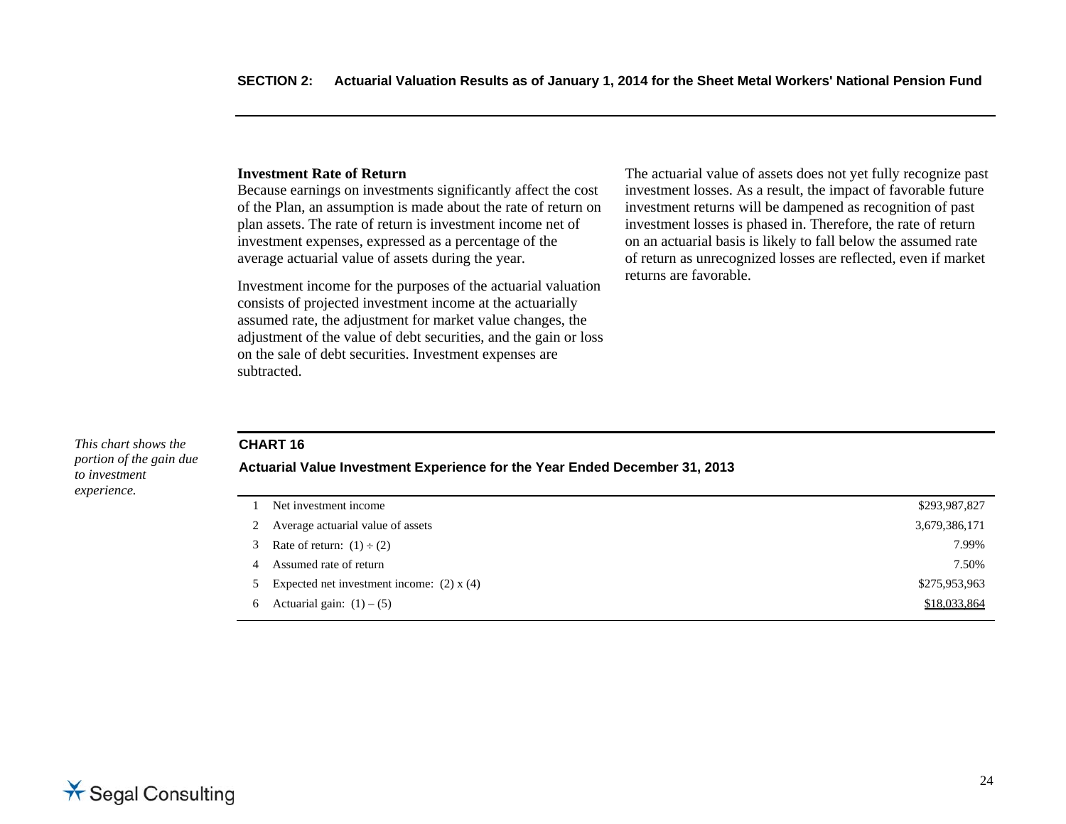## SECTION 2: Actuarial Valuation Results as of January 1, 2014 for the Sheet Metal Workers' National Pension Fund

**Investment Rate of Return**

Because earnings on investments significantly affect the cost of the Plan, an assumption is made about the rate of return on plan assets. The rate of return is investment income net of investment expenses, expressed as a percentage of the average actuarial value of assets during the year.

Investment income for the purposes of the actuarial valuation consists of projected investment income at the actuarially assumed rate, the adjustment for market value changes, the adjustment of the value of debt securities, and the gain or loss on the sale of debt securities. Investment expenses are subtracted.

The actuarial value of assets does not yet fully recognize past investment losses. As a result, the impact of favorable future investment returns will be dampened as recognition of past investment losses is phased in. Therefore, the rate of return on an actuarial basis is likely to fall below the assumed rate of return as unrecognized losses are reflected, even if market returns are favorable.

*This chart shows the portion of the gain due to investment experience.*

**CHART 16**

**Actuarial Value Investment Experience for the Year Ended December 31, 2013**

| | | |
|---|---|---|
| 1 | Net investment income | \$293,987,827 |
| 2 | Average actuarial value of assets | 3,679,386,171 |
| 3 | Rate of return: (1) ÷ (2) | 7.99% |
| 4 | Assumed rate of return | 7.50% |
| 5 | Expected net investment income: (2) x (4) | \$275,953,963 |
| 6 | Actuarial gain: (1) – (5) | \$18,033,864 |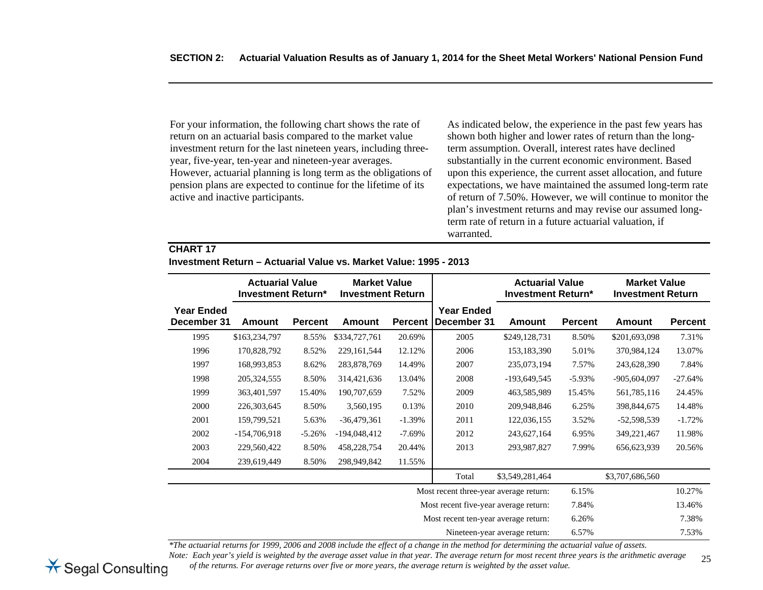For your information, the following chart shows the rate of return on an actuarial basis compared to the market value investment return for the last nineteen years, including three-year, five-year, ten-year and nineteen-year averages. However, actuarial planning is long term as the obligations of pension plans are expected to continue for the lifetime of its active and inactive participants.

As indicated below, the experience in the past few years has shown both higher and lower rates of return than the long-term assumption. Overall, interest rates have declined substantially in the current economic environment. Based upon this experience, the current asset allocation, and future expectations, we have maintained the assumed long-term rate of return of 7.50%. However, we will continue to monitor the plan's investment returns and may revise our assumed long-term rate of return in a future actuarial valuation, if warranted.

**CHART 17**

**Investment Return – Actuarial Value vs. Market Value: 1995 - 2013**

| | Actuarial Value Investment Return* | | Market Value Investment Return | | | Actuarial Value Investment Return* | | Market Value Investment Return | |
|---|---|---|---|---|---|---|---|---|---|
| **Year Ended December 31** | **Amount** | **Percent** | **Amount** | **Percent** | **Year Ended December 31** | **Amount** | **Percent** | **Amount** | **Percent** |
| 1995 | $163,234,797 | 8.55% | $334,727,761 | 20.69% | 2005 | $249,128,731 | 8.50% | $201,693,098 | 7.31% |
| 1996 | 170,828,792 | 8.52% | 229,161,544 | 12.12% | 2006 | 153,183,390 | 5.01% | 370,984,124 | 13.07% |
| 1997 | 168,993,853 | 8.62% | 283,878,769 | 14.49% | 2007 | 235,073,194 | 7.57% | 243,628,390 | 7.84% |
| 1998 | 205,324,555 | 8.50% | 314,421,636 | 13.04% | 2008 | -193,649,545 | -5.93% | -905,604,097 | -27.64% |
| 1999 | 363,401,597 | 15.40% | 190,707,659 | 7.52% | 2009 | 463,585,989 | 15.45% | 561,785,116 | 24.45% |
| 2000 | 226,303,645 | 8.50% | 3,560,195 | 0.13% | 2010 | 209,948,846 | 6.25% | 398,844,675 | 14.48% |
| 2001 | 159,799,521 | 5.63% | -36,479,361 | -1.39% | 2011 | 122,036,155 | 3.52% | -52,598,539 | -1.72% |
| 2002 | -154,706,918 | -5.26% | -194,048,412 | -7.69% | 2012 | 243,627,164 | 6.95% | 349,221,467 | 11.98% |
| 2003 | 229,560,422 | 8.50% | 458,228,754 | 20.44% | 2013 | 293,987,827 | 7.99% | 656,623,939 | 20.56% |
| 2004 | 239,619,449 | 8.50% | 298,949,842 | 11.55% | | | | | |
| | | | | | Total | $3,549,281,464 | | $3,707,686,560 | |
| | | | | | Most recent three-year average return: | | 6.15% | | 10.27% |
| | | | | | Most recent five-year average return: | | 7.84% | | 13.46% |
| | | | | | Most recent ten-year average return: | | 6.26% | | 7.38% |
| | | | | | Nineteen-year average return: | | 6.57% | | 7.53% |

*\*The actuarial returns for 1999, 2006 and 2008 include the effect of a change in the method for determining the actuarial value of assets.*

*Note: Each year's yield is weighted by the average asset value in that year. The average return for most recent three years is the arithmetic average of the returns. For average returns over five or more years, the average return is weighted by the asset value.*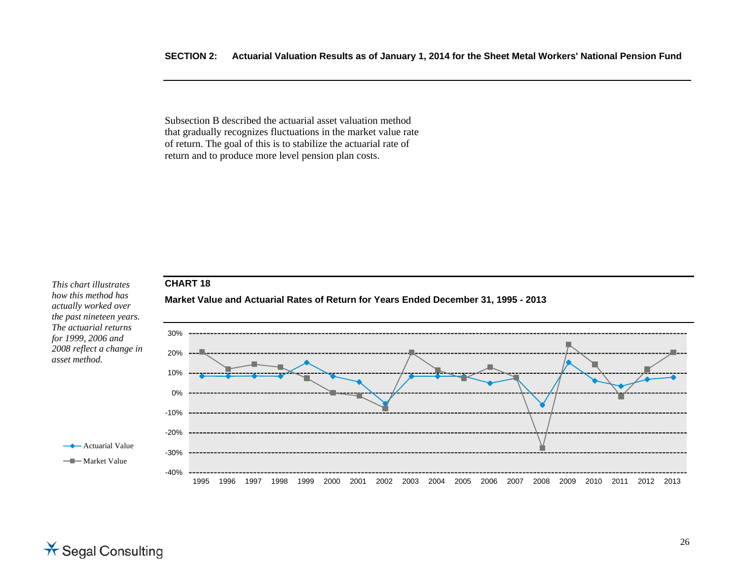Subsection B described the actuarial asset valuation method that gradually recognizes fluctuations in the market value rate of return. The goal of this is to stabilize the actuarial rate of return and to produce more level pension plan costs.

*This chart illustrates how this method has actually worked over the past nineteen years. The actuarial returns for 1999, 2006 and 2008 reflect a change in asset method.*

**CHART 18**

**Market Value and Actuarial Rates of Return for Years Ended December 31, 1995 - 2013**

Actuarial Value

Market Value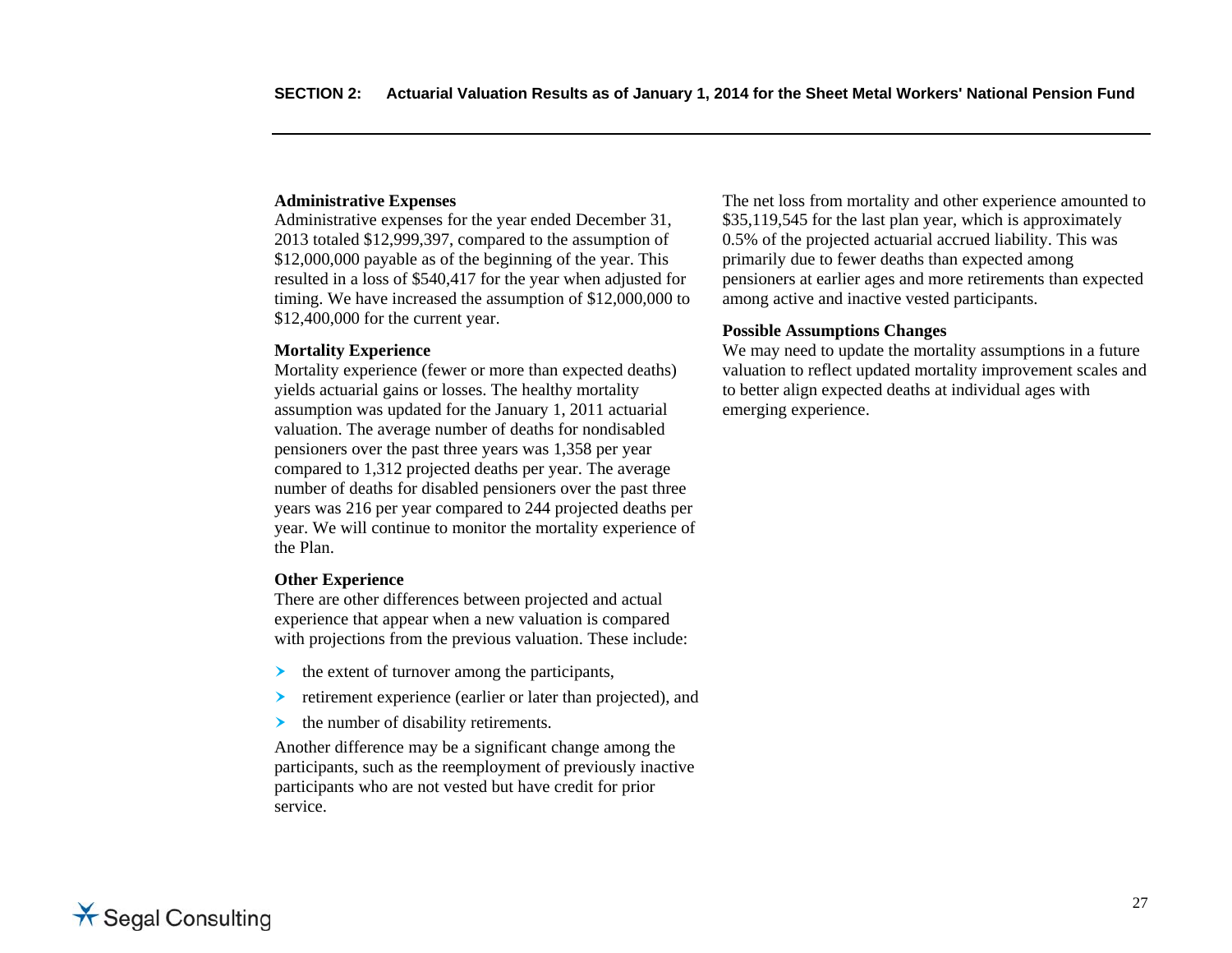### Administrative Expenses

Administrative expenses for the year ended December 31, 2013 totaled $12,999,397, compared to the assumption of $12,000,000 payable as of the beginning of the year. This resulted in a loss of $540,417 for the year when adjusted for timing. We have increased the assumption of $12,000,000 to $12,400,000 for the current year.

### Mortality Experience

Mortality experience (fewer or more than expected deaths) yields actuarial gains or losses. The healthy mortality assumption was updated for the January 1, 2011 actuarial valuation. The average number of deaths for nondisabled pensioners over the past three years was 1,358 per year compared to 1,312 projected deaths per year. The average number of deaths for disabled pensioners over the past three years was 216 per year compared to 244 projected deaths per year. We will continue to monitor the mortality experience of the Plan.

### Other Experience

There are other differences between projected and actual experience that appear when a new valuation is compared with projections from the previous valuation. These include:

- the extent of turnover among the participants,
- retirement experience (earlier or later than projected), and
- the number of disability retirements.

Another difference may be a significant change among the participants, such as the reemployment of previously inactive participants who are not vested but have credit for prior service.

The net loss from mortality and other experience amounted to $35,119,545 for the last plan year, which is approximately 0.5% of the projected actuarial accrued liability. This was primarily due to fewer deaths than expected among pensioners at earlier ages and more retirements than expected among active and inactive vested participants.

### Possible Assumptions Changes

We may need to update the mortality assumptions in a future valuation to reflect updated mortality improvement scales and to better align expected deaths at individual ages with emerging experience.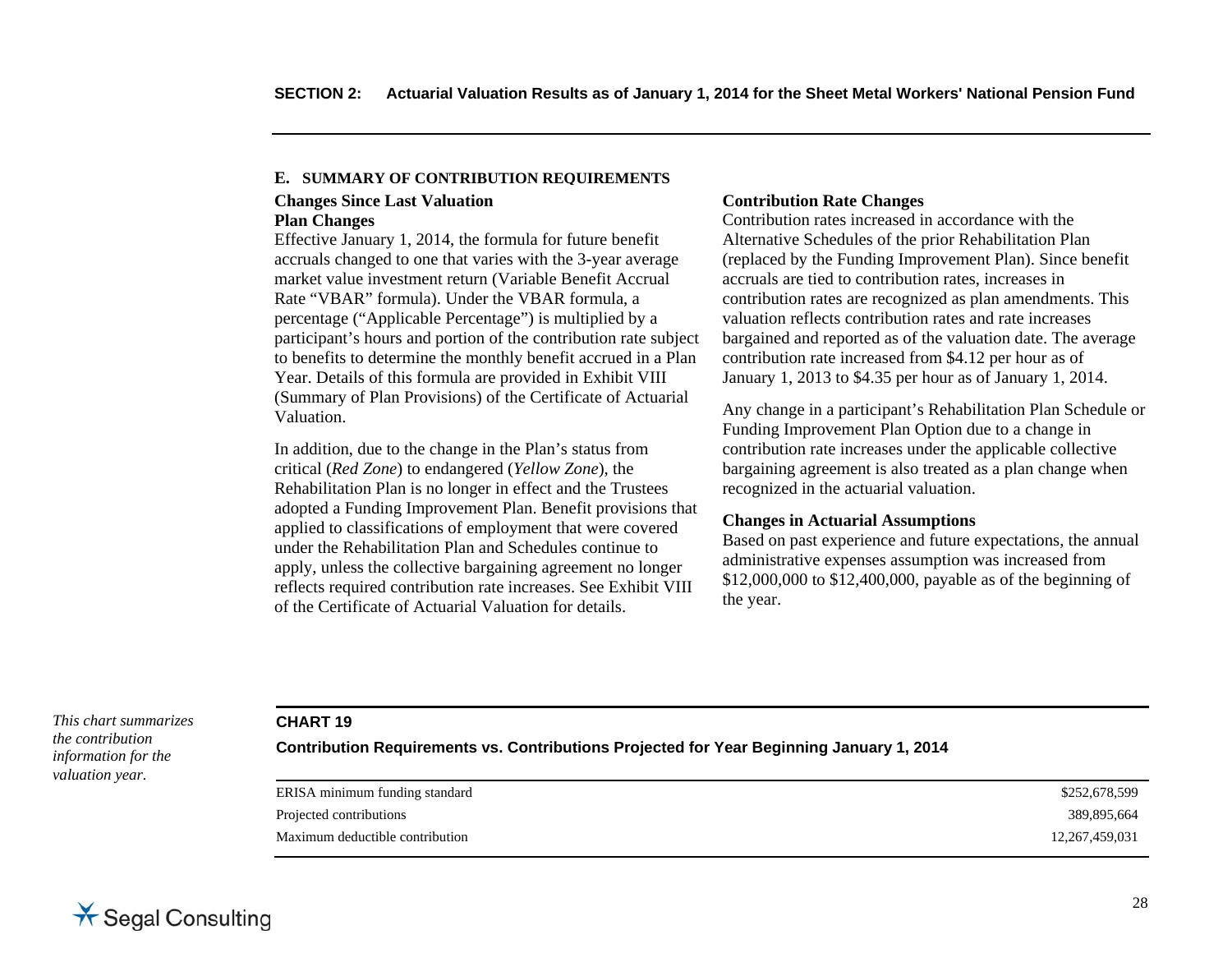## E. SUMMARY OF CONTRIBUTION REQUIREMENTS

### Changes Since Last Valuation

**Plan Changes**

Effective January 1, 2014, the formula for future benefit accruals changed to one that varies with the 3-year average market value investment return (Variable Benefit Accrual Rate "VBAR" formula). Under the VBAR formula, a percentage ("Applicable Percentage") is multiplied by a participant's hours and portion of the contribution rate subject to benefits to determine the monthly benefit accrued in a Plan Year. Details of this formula are provided in Exhibit VIII (Summary of Plan Provisions) of the Certificate of Actuarial Valuation.

In addition, due to the change in the Plan's status from critical (*Red Zone*) to endangered (*Yellow Zone*), the Rehabilitation Plan is no longer in effect and the Trustees adopted a Funding Improvement Plan. Benefit provisions that applied to classifications of employment that were covered under the Rehabilitation Plan and Schedules continue to apply, unless the collective bargaining agreement no longer reflects required contribution rate increases. See Exhibit VIII of the Certificate of Actuarial Valuation for details.

**Contribution Rate Changes**

Contribution rates increased in accordance with the Alternative Schedules of the prior Rehabilitation Plan (replaced by the Funding Improvement Plan). Since benefit accruals are tied to contribution rates, increases in contribution rates are recognized as plan amendments. This valuation reflects contribution rates and rate increases bargained and reported as of the valuation date. The average contribution rate increased from $4.12 per hour as of January 1, 2013 to $4.35 per hour as of January 1, 2014.

Any change in a participant's Rehabilitation Plan Schedule or Funding Improvement Plan Option due to a change in contribution rate increases under the applicable collective bargaining agreement is also treated as a plan change when recognized in the actuarial valuation.

**Changes in Actuarial Assumptions**

Based on past experience and future expectations, the annual administrative expenses assumption was increased from $12,000,000 to $12,400,000, payable as of the beginning of the year.

*This chart summarizes the contribution information for the valuation year.*

**CHART 19**

**Contribution Requirements vs. Contributions Projected for Year Beginning January 1, 2014**

| | |
|---|---:|
| ERISA minimum funding standard | $252,678,599 |
| Projected contributions | 389,895,664 |
| Maximum deductible contribution | 12,267,459,031 |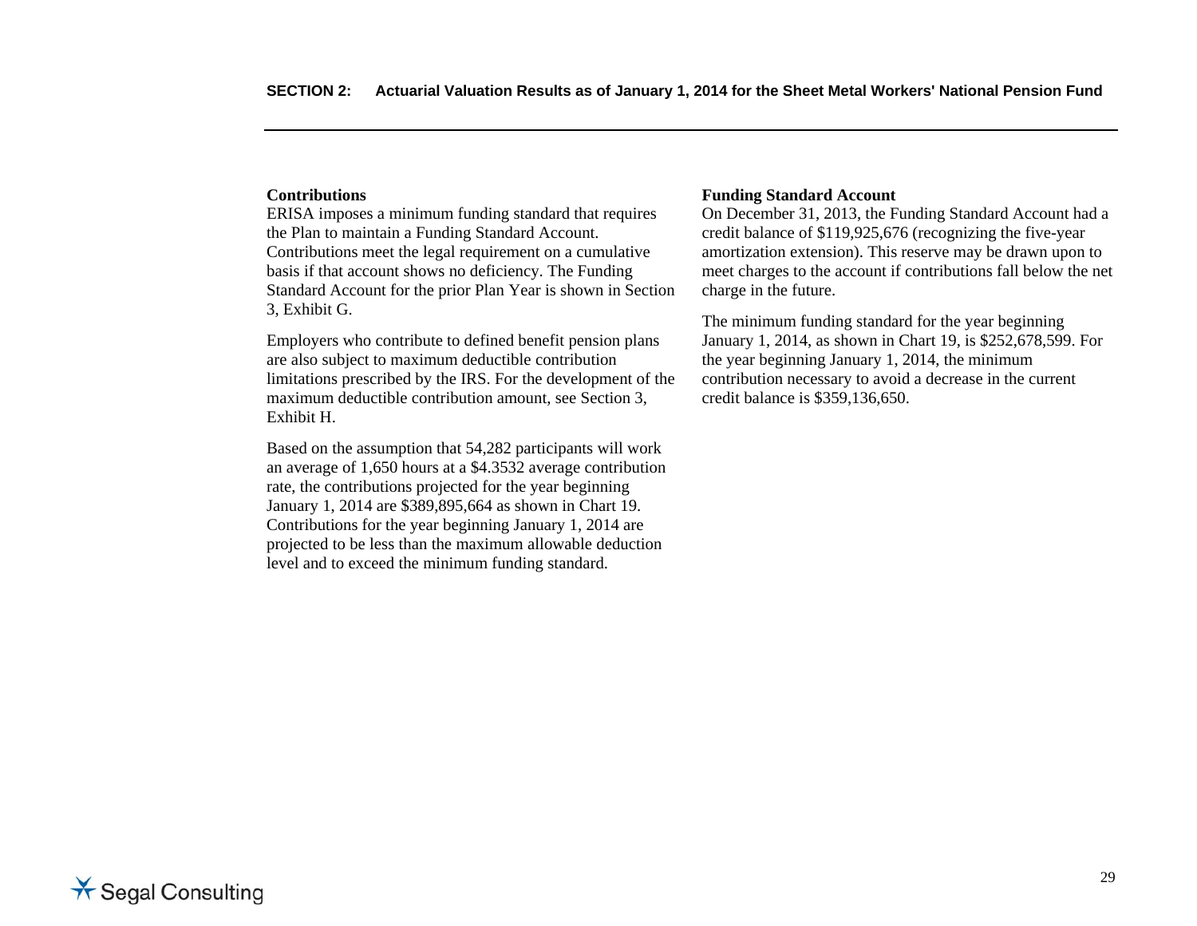**Contributions**

ERISA imposes a minimum funding standard that requires the Plan to maintain a Funding Standard Account. Contributions meet the legal requirement on a cumulative basis if that account shows no deficiency. The Funding Standard Account for the prior Plan Year is shown in Section 3, Exhibit G.

Employers who contribute to defined benefit pension plans are also subject to maximum deductible contribution limitations prescribed by the IRS. For the development of the maximum deductible contribution amount, see Section 3, Exhibit H.

Based on the assumption that 54,282 participants will work an average of 1,650 hours at a $4.3532 average contribution rate, the contributions projected for the year beginning January 1, 2014 are $389,895,664 as shown in Chart 19. Contributions for the year beginning January 1, 2014 are projected to be less than the maximum allowable deduction level and to exceed the minimum funding standard.

**Funding Standard Account**

On December 31, 2013, the Funding Standard Account had a credit balance of $119,925,676 (recognizing the five-year amortization extension). This reserve may be drawn upon to meet charges to the account if contributions fall below the net charge in the future.

The minimum funding standard for the year beginning January 1, 2014, as shown in Chart 19, is $252,678,599. For the year beginning January 1, 2014, the minimum contribution necessary to avoid a decrease in the current credit balance is $359,136,650.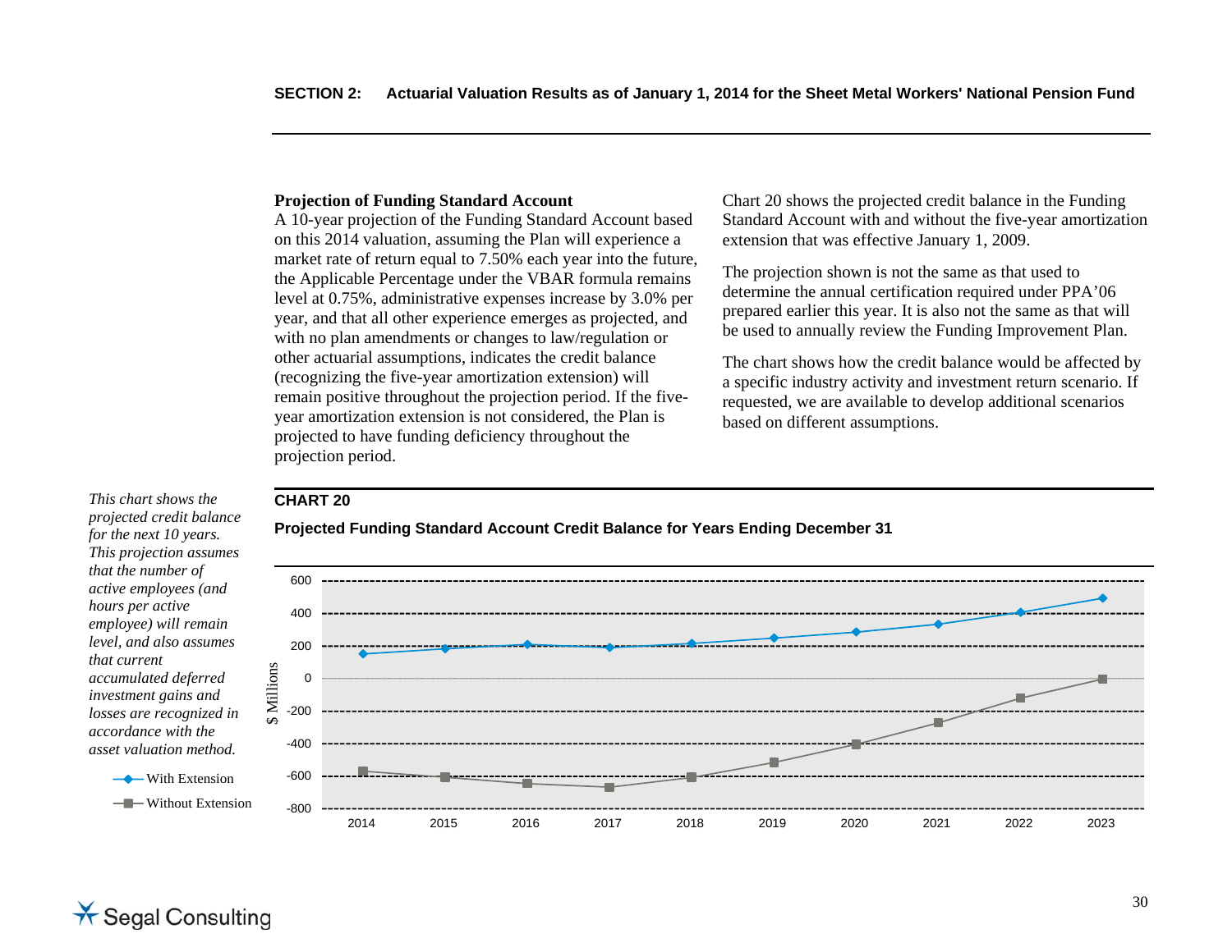### Projection of Funding Standard Account

A 10-year projection of the Funding Standard Account based on this 2014 valuation, assuming the Plan will experience a market rate of return equal to 7.50% each year into the future, the Applicable Percentage under the VBAR formula remains level at 0.75%, administrative expenses increase by 3.0% per year, and that all other experience emerges as projected, and with no plan amendments or changes to law/regulation or other actuarial assumptions, indicates the credit balance (recognizing the five-year amortization extension) will remain positive throughout the projection period. If the five-year amortization extension is not considered, the Plan is projected to have funding deficiency throughout the projection period.

Chart 20 shows the projected credit balance in the Funding Standard Account with and without the five-year amortization extension that was effective January 1, 2009.

The projection shown is not the same as that used to determine the annual certification required under PPA'06 prepared earlier this year. It is also not the same as that will be used to annually review the Funding Improvement Plan.

The chart shows how the credit balance would be affected by a specific industry activity and investment return scenario. If requested, we are available to develop additional scenarios based on different assumptions.

*This chart shows the projected credit balance for the next 10 years. This projection assumes that the number of active employees (and hours per active employee) will remain level, and also assumes that current accumulated deferred investment gains and losses are recognized in accordance with the asset valuation method.*

**CHART 20**

**Projected Funding Standard Account Credit Balance for Years Ending December 31**

| Year | With Extension ($ Millions, approx.) | Without Extension ($ Millions, approx.) |
|---|---|---|
| 2014 | 150 | -570 |
| 2015 | 180 | -605 |
| 2016 | 205 | -645 |
| 2017 | 190 | -670 |
| 2018 | 215 | -605 |
| 2019 | 245 | -515 |
| 2020 | 285 | -405 |
| 2021 | 330 | -275 |
| 2022 | 405 | -125 |
| 2023 | 490 | -5 |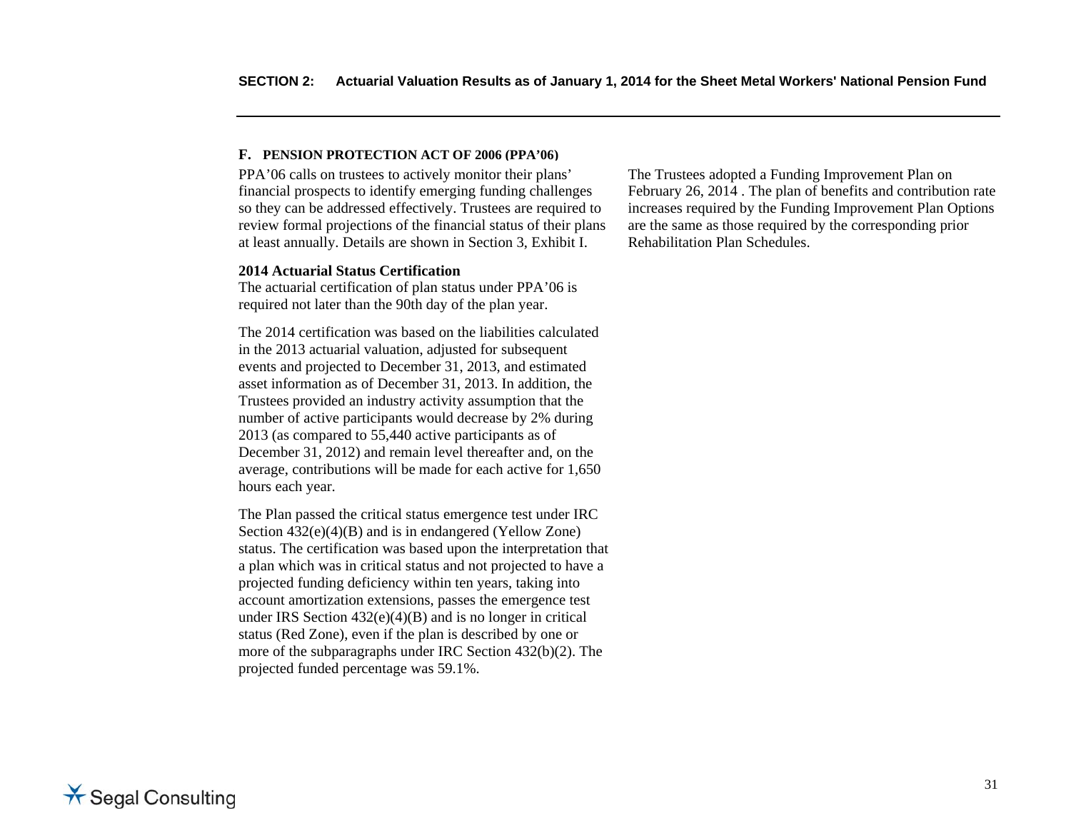### F. PENSION PROTECTION ACT OF 2006 (PPA'06)

PPA'06 calls on trustees to actively monitor their plans' financial prospects to identify emerging funding challenges so they can be addressed effectively. Trustees are required to review formal projections of the financial status of their plans at least annually. Details are shown in Section 3, Exhibit I.

**2014 Actuarial Status Certification**

The actuarial certification of plan status under PPA'06 is required not later than the 90th day of the plan year.

The 2014 certification was based on the liabilities calculated in the 2013 actuarial valuation, adjusted for subsequent events and projected to December 31, 2013, and estimated asset information as of December 31, 2013. In addition, the Trustees provided an industry activity assumption that the number of active participants would decrease by 2% during 2013 (as compared to 55,440 active participants as of December 31, 2012) and remain level thereafter and, on the average, contributions will be made for each active for 1,650 hours each year.

The Plan passed the critical status emergence test under IRC Section 432(e)(4)(B) and is in endangered (Yellow Zone) status. The certification was based upon the interpretation that a plan which was in critical status and not projected to have a projected funding deficiency within ten years, taking into account amortization extensions, passes the emergence test under IRS Section 432(e)(4)(B) and is no longer in critical status (Red Zone), even if the plan is described by one or more of the subparagraphs under IRC Section 432(b)(2). The projected funded percentage was 59.1%.

The Trustees adopted a Funding Improvement Plan on February 26, 2014 . The plan of benefits and contribution rate increases required by the Funding Improvement Plan Options are the same as those required by the corresponding prior Rehabilitation Plan Schedules.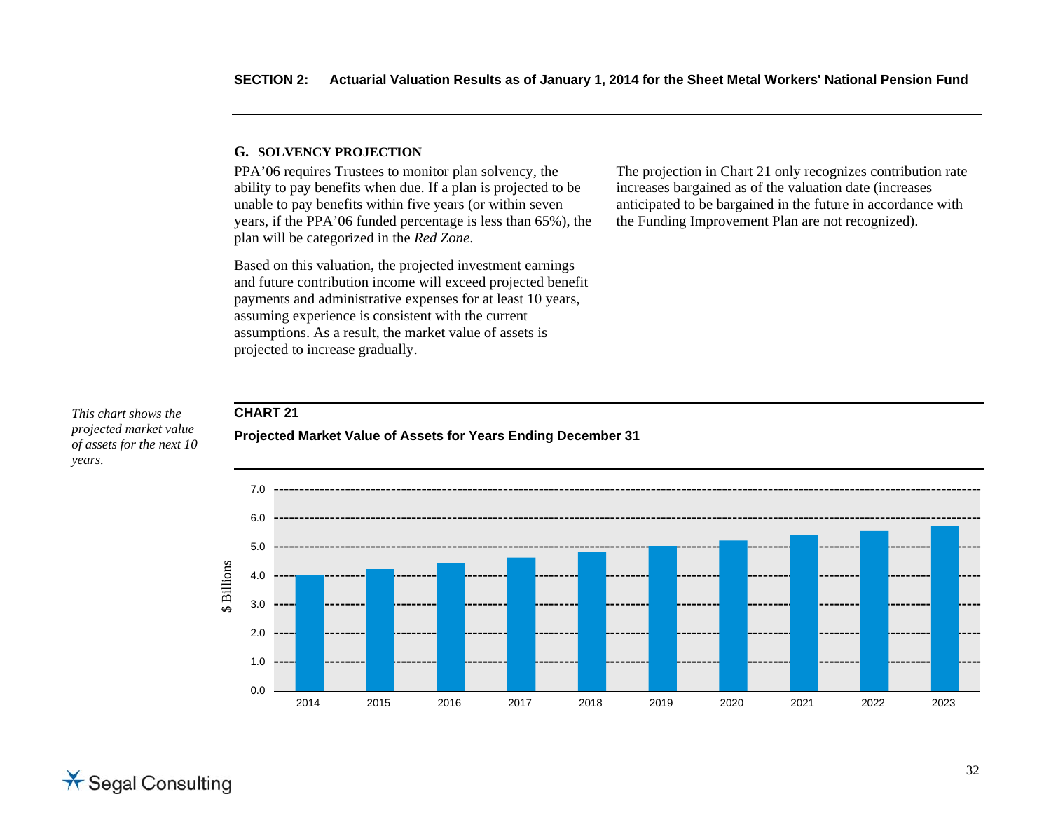### G. SOLVENCY PROJECTION

PPA'06 requires Trustees to monitor plan solvency, the ability to pay benefits when due. If a plan is projected to be unable to pay benefits within five years (or within seven years, if the PPA'06 funded percentage is less than 65%), the plan will be categorized in the *Red Zone*.

Based on this valuation, the projected investment earnings and future contribution income will exceed projected benefit payments and administrative expenses for at least 10 years, assuming experience is consistent with the current assumptions. As a result, the market value of assets is projected to increase gradually.

The projection in Chart 21 only recognizes contribution rate increases bargained as of the valuation date (increases anticipated to be bargained in the future in accordance with the Funding Improvement Plan are not recognized).

*This chart shows the projected market value of assets for the next 10 years.*

**CHART 21**

**Projected Market Value of Assets for Years Ending December 31**

$ Billions

7.0
6.0
5.0
4.0
3.0
2.0
1.0
0.0

2014 2015 2016 2017 2018 2019 2020 2021 2022 2023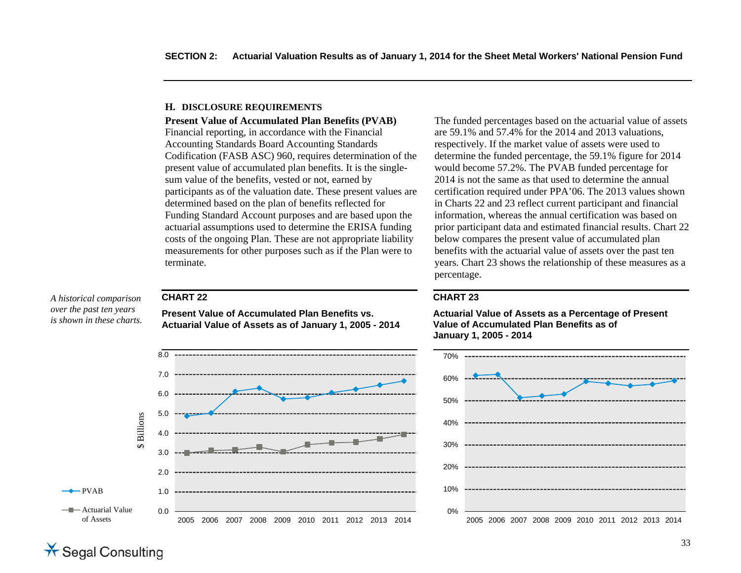## H. DISCLOSURE REQUIREMENTS

**Present Value of Accumulated Plan Benefits (PVAB)**

Financial reporting, in accordance with the Financial Accounting Standards Board Accounting Standards Codification (FASB ASC) 960, requires determination of the present value of accumulated plan benefits. It is the single-sum value of the benefits, vested or not, earned by participants as of the valuation date. These present values are determined based on the plan of benefits reflected for Funding Standard Account purposes and are based upon the actuarial assumptions used to determine the ERISA funding costs of the ongoing Plan. These are not appropriate liability measurements for other purposes such as if the Plan were to terminate.

The funded percentages based on the actuarial value of assets are 59.1% and 57.4% for the 2014 and 2013 valuations, respectively. If the market value of assets were used to determine the funded percentage, the 59.1% figure for 2014 would become 57.2%. The PVAB funded percentage for 2014 is not the same as that used to determine the annual certification required under PPA'06. The 2013 values shown in Charts 22 and 23 reflect current participant and financial information, whereas the annual certification was based on prior participant data and estimated financial results. Chart 22 below compares the present value of accumulated plan benefits with the actuarial value of assets over the past ten years. Chart 23 shows the relationship of these measures as a percentage.

*A historical comparison over the past ten years is shown in these charts.*

### CHART 22

**Present Value of Accumulated Plan Benefits vs. Actuarial Value of Assets as of January 1, 2005 - 2014**

### CHART 23

**Actuarial Value of Assets as a Percentage of Present Value of Accumulated Plan Benefits as of January 1, 2005 - 2014**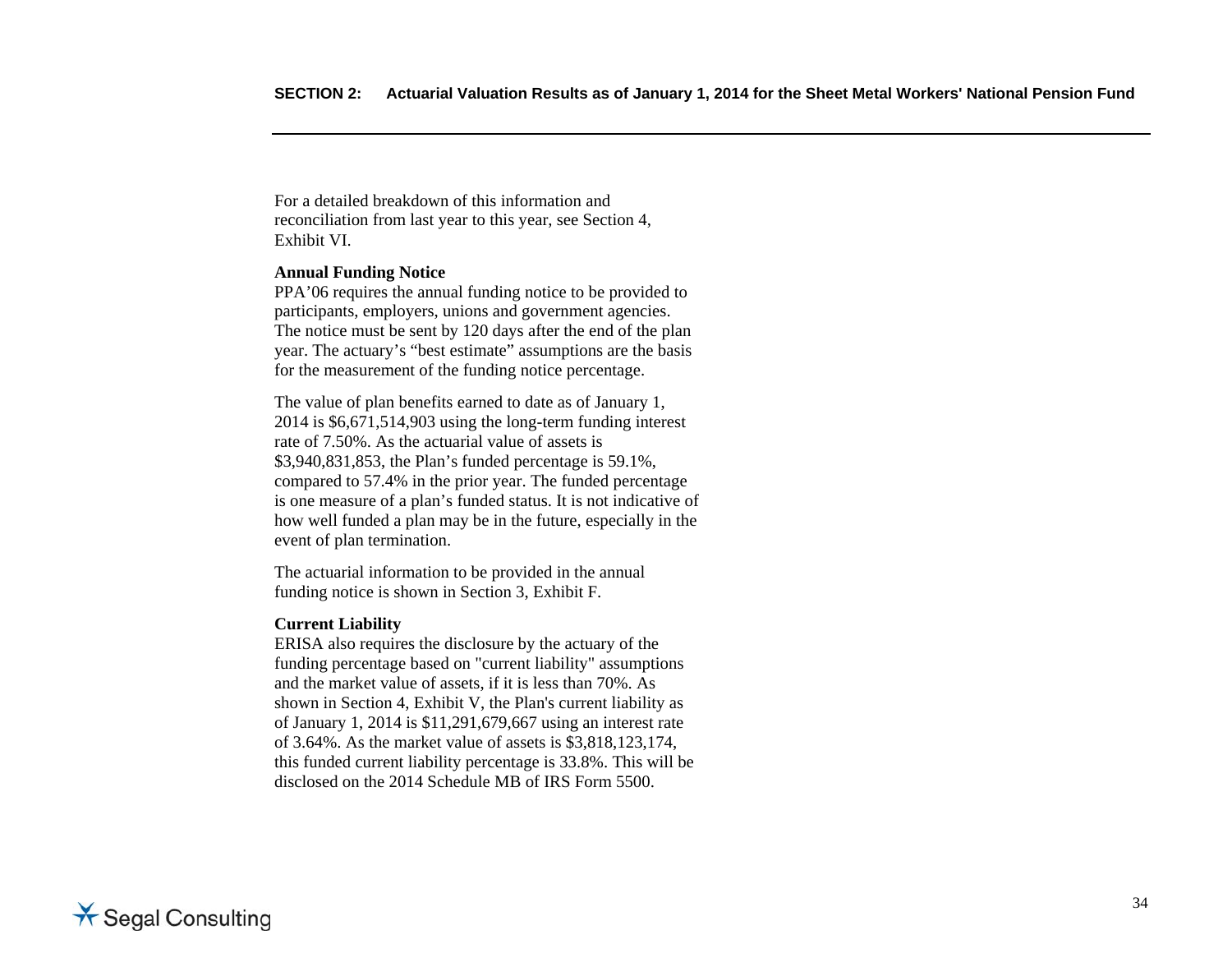For a detailed breakdown of this information and reconciliation from last year to this year, see Section 4, Exhibit VI.

**Annual Funding Notice**

PPA'06 requires the annual funding notice to be provided to participants, employers, unions and government agencies. The notice must be sent by 120 days after the end of the plan year. The actuary's "best estimate" assumptions are the basis for the measurement of the funding notice percentage.

The value of plan benefits earned to date as of January 1, 2014 is $6,671,514,903 using the long-term funding interest rate of 7.50%. As the actuarial value of assets is $3,940,831,853, the Plan's funded percentage is 59.1%, compared to 57.4% in the prior year. The funded percentage is one measure of a plan's funded status. It is not indicative of how well funded a plan may be in the future, especially in the event of plan termination.

The actuarial information to be provided in the annual funding notice is shown in Section 3, Exhibit F.

**Current Liability**

ERISA also requires the disclosure by the actuary of the funding percentage based on "current liability" assumptions and the market value of assets, if it is less than 70%. As shown in Section 4, Exhibit V, the Plan's current liability as of January 1, 2014 is $11,291,679,667 using an interest rate of 3.64%. As the market value of assets is $3,818,123,174, this funded current liability percentage is 33.8%. This will be disclosed on the 2014 Schedule MB of IRS Form 5500.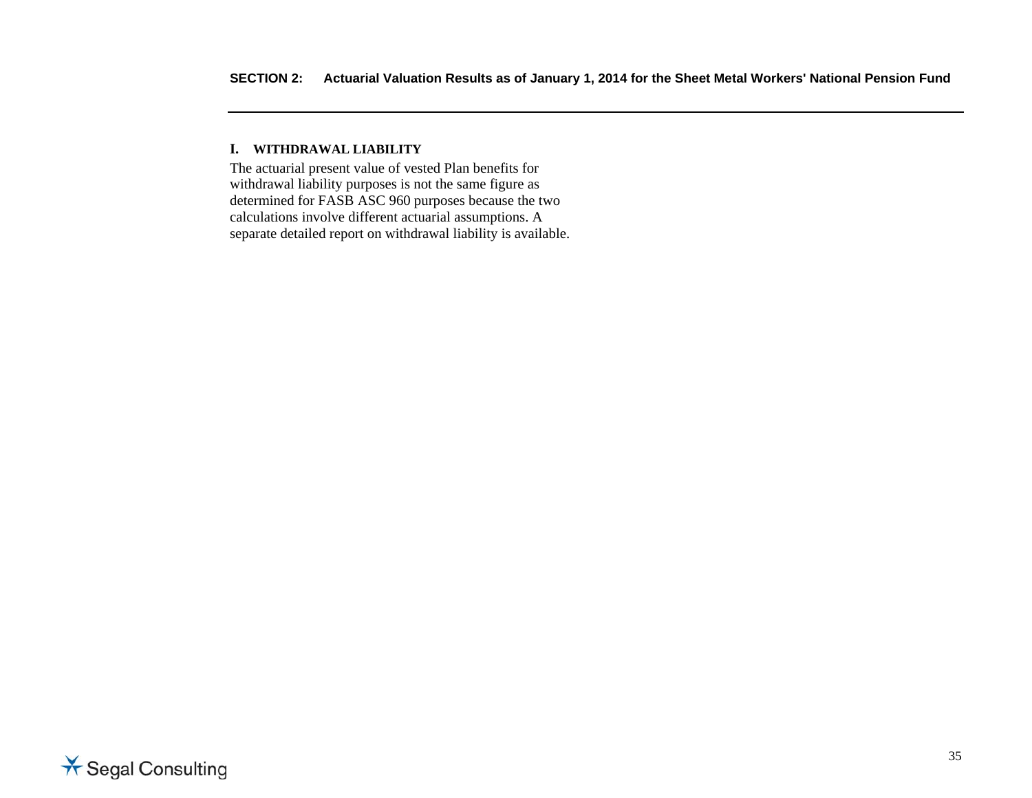## I. WITHDRAWAL LIABILITY

The actuarial present value of vested Plan benefits for withdrawal liability purposes is not the same figure as determined for FASB ASC 960 purposes because the two calculations involve different actuarial assumptions. A separate detailed report on withdrawal liability is available.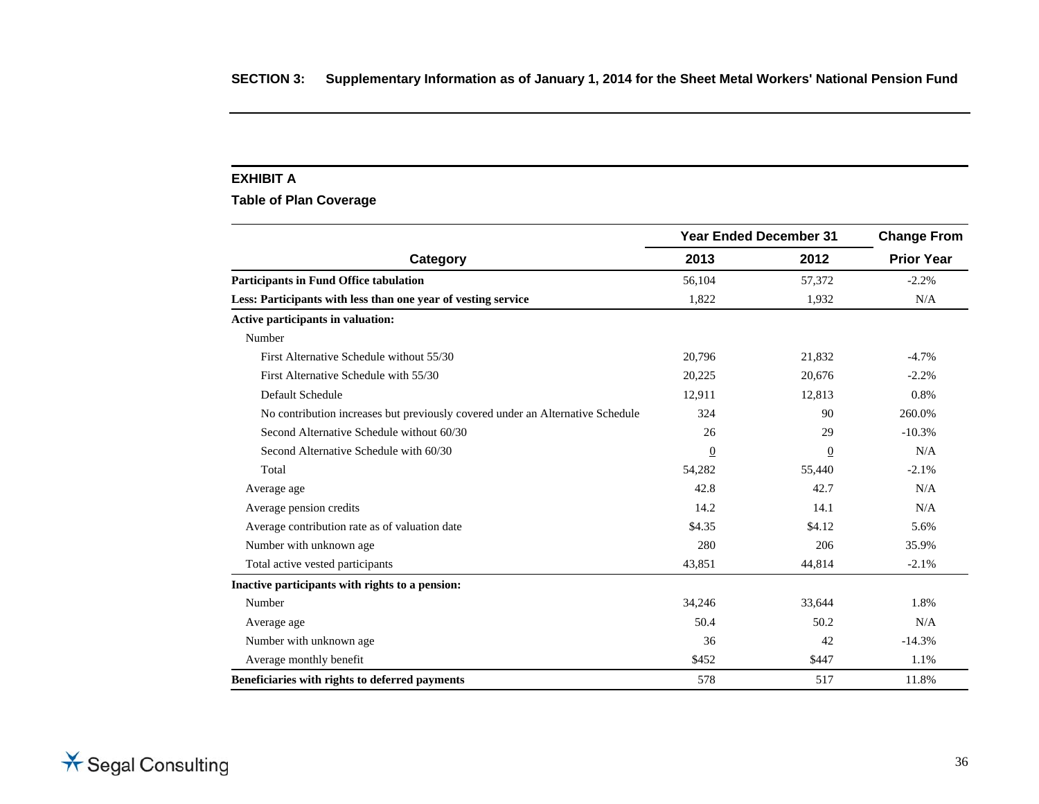## SECTION 3: Supplementary Information as of January 1, 2014 for the Sheet Metal Workers' National Pension Fund

### EXHIBIT A

**Table of Plan Coverage**

| Category | Year Ended December 31 | | Change From |
|---|---|---|---|
| | 2013 | 2012 | Prior Year |
| **Participants in Fund Office tabulation** | 56,104 | 57,372 | -2.2% |
| **Less: Participants with less than one year of vesting service** | 1,822 | 1,932 | N/A |
| **Active participants in valuation:** | | | |
| Number | | | |
| First Alternative Schedule without 55/30 | 20,796 | 21,832 | -4.7% |
| First Alternative Schedule with 55/30 | 20,225 | 20,676 | -2.2% |
| Default Schedule | 12,911 | 12,813 | 0.8% |
| No contribution increases but previously covered under an Alternative Schedule | 324 | 90 | 260.0% |
| Second Alternative Schedule without 60/30 | 26 | 29 | -10.3% |
| Second Alternative Schedule with 60/30 | 0 | 0 | N/A |
| Total | 54,282 | 55,440 | -2.1% |
| Average age | 42.8 | 42.7 | N/A |
| Average pension credits | 14.2 | 14.1 | N/A |
| Average contribution rate as of valuation date | $4.35 | $4.12 | 5.6% |
| Number with unknown age | 280 | 206 | 35.9% |
| Total active vested participants | 43,851 | 44,814 | -2.1% |
| **Inactive participants with rights to a pension:** | | | |
| Number | 34,246 | 33,644 | 1.8% |
| Average age | 50.4 | 50.2 | N/A |
| Number with unknown age | 36 | 42 | -14.3% |
| Average monthly benefit | $452 | $447 | 1.1% |
| **Beneficiaries with rights to deferred payments** | 578 | 517 | 11.8% |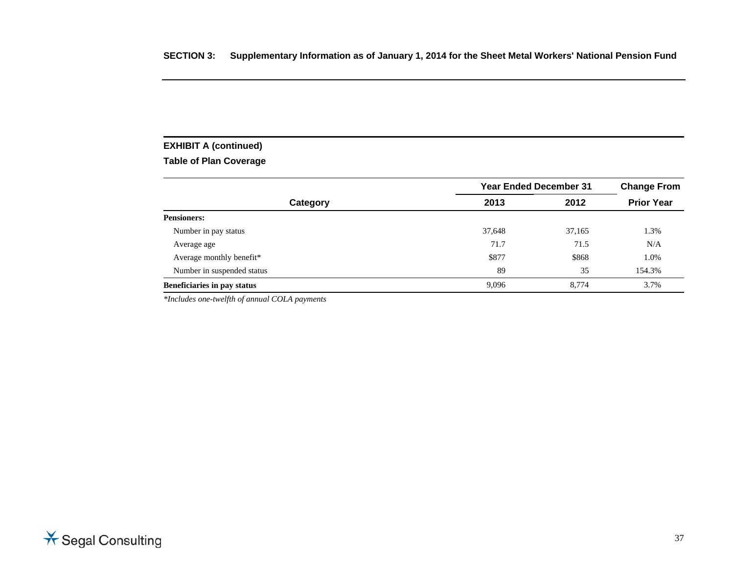### EXHIBIT A (continued)

### Table of Plan Coverage

| Category | Year Ended December 31 | | Change From |
|---|---|---|---|
| | 2013 | 2012 | Prior Year |
| **Pensioners:** | | | |
| Number in pay status | 37,648 | 37,165 | 1.3% |
| Average age | 71.7 | 71.5 | N/A |
| Average monthly benefit* | $877 | $868 | 1.0% |
| Number in suspended status | 89 | 35 | 154.3% |
| **Beneficiaries in pay status** | 9,096 | 8,774 | 3.7% |

*\*Includes one-twelfth of annual COLA payments*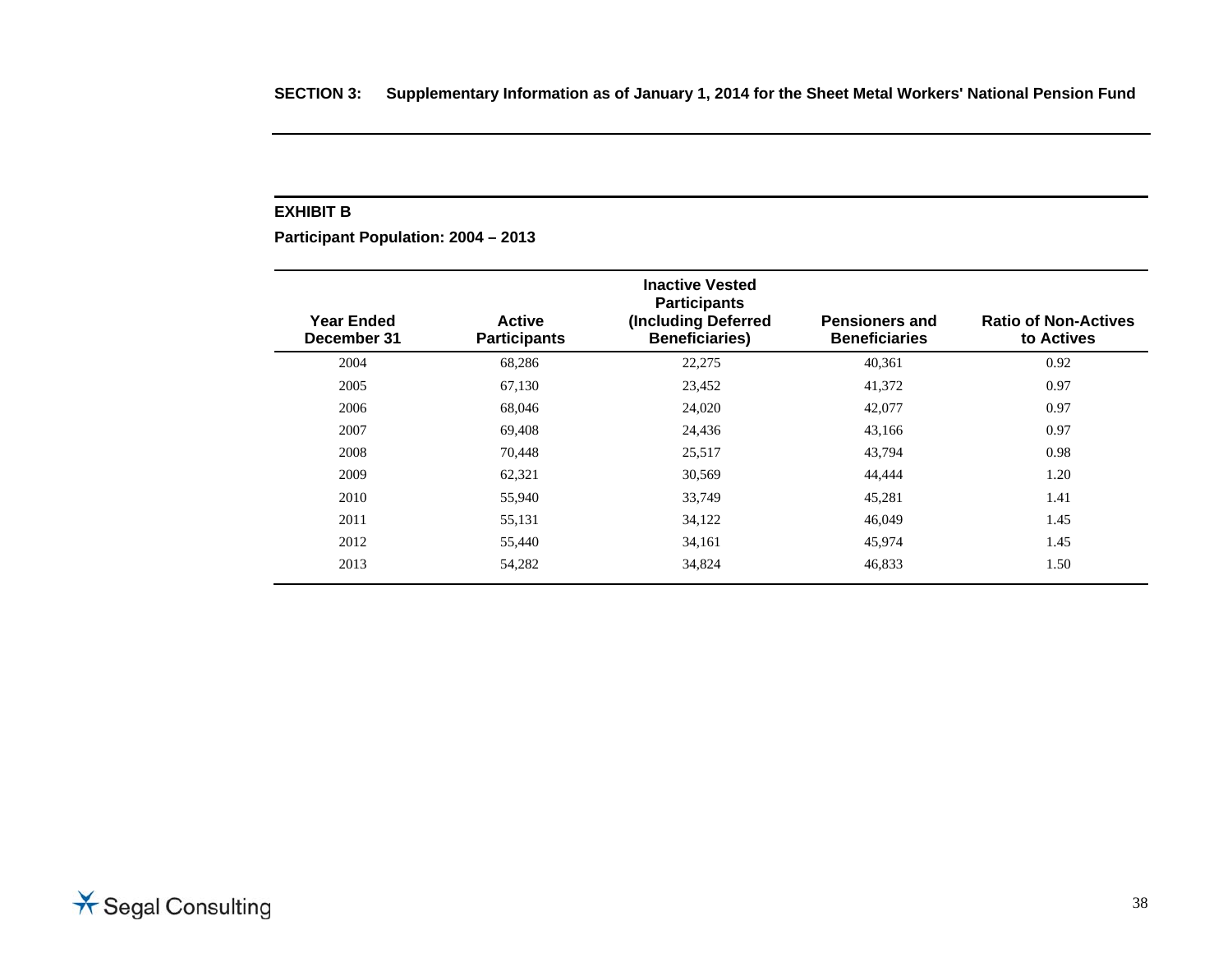**SECTION 3: Supplementary Information as of January 1, 2014 for the Sheet Metal Workers' National Pension Fund**

## EXHIBIT B

**Participant Population: 2004 – 2013**

| Year Ended December 31 | Active Participants | Inactive Vested Participants (Including Deferred Beneficiaries) | Pensioners and Beneficiaries | Ratio of Non-Actives to Actives |
|---|---|---|---|---|
| 2004 | 68,286 | 22,275 | 40,361 | 0.92 |
| 2005 | 67,130 | 23,452 | 41,372 | 0.97 |
| 2006 | 68,046 | 24,020 | 42,077 | 0.97 |
| 2007 | 69,408 | 24,436 | 43,166 | 0.97 |
| 2008 | 70,448 | 25,517 | 43,794 | 0.98 |
| 2009 | 62,321 | 30,569 | 44,444 | 1.20 |
| 2010 | 55,940 | 33,749 | 45,281 | 1.41 |
| 2011 | 55,131 | 34,122 | 46,049 | 1.45 |
| 2012 | 55,440 | 34,161 | 45,974 | 1.45 |
| 2013 | 54,282 | 34,824 | 46,833 | 1.50 |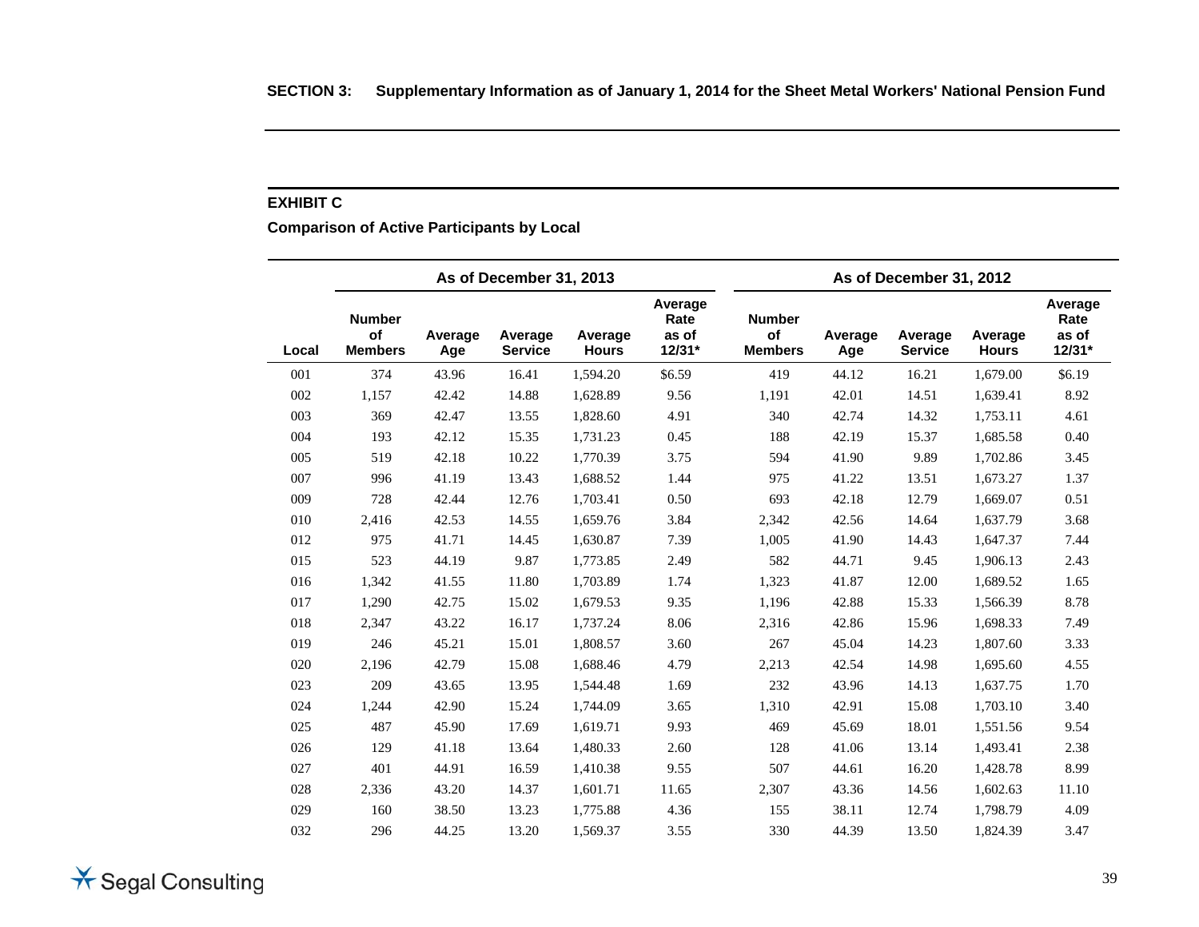**SECTION 3: Supplementary Information as of January 1, 2014 for the Sheet Metal Workers' National Pension Fund**

**EXHIBIT C**

**Comparison of Active Participants by Local**

| | As of December 31, 2013 | | | | | As of December 31, 2012 | | | | |
|---|---|---|---|---|---|---|---|---|---|---|
| Local | Number of Members | Average Age | Average Service | Average Hours | Average Rate as of 12/31* | Number of Members | Average Age | Average Service | Average Hours | Average Rate as of 12/31* |
| 001 | 374 | 43.96 | 16.41 | 1,594.20 | $6.59 | 419 | 44.12 | 16.21 | 1,679.00 | $6.19 |
| 002 | 1,157 | 42.42 | 14.88 | 1,628.89 | 9.56 | 1,191 | 42.01 | 14.51 | 1,639.41 | 8.92 |
| 003 | 369 | 42.47 | 13.55 | 1,828.60 | 4.91 | 340 | 42.74 | 14.32 | 1,753.11 | 4.61 |
| 004 | 193 | 42.12 | 15.35 | 1,731.23 | 0.45 | 188 | 42.19 | 15.37 | 1,685.58 | 0.40 |
| 005 | 519 | 42.18 | 10.22 | 1,770.39 | 3.75 | 594 | 41.90 | 9.89 | 1,702.86 | 3.45 |
| 007 | 996 | 41.19 | 13.43 | 1,688.52 | 1.44 | 975 | 41.22 | 13.51 | 1,673.27 | 1.37 |
| 009 | 728 | 42.44 | 12.76 | 1,703.41 | 0.50 | 693 | 42.18 | 12.79 | 1,669.07 | 0.51 |
| 010 | 2,416 | 42.53 | 14.55 | 1,659.76 | 3.84 | 2,342 | 42.56 | 14.64 | 1,637.79 | 3.68 |
| 012 | 975 | 41.71 | 14.45 | 1,630.87 | 7.39 | 1,005 | 41.90 | 14.43 | 1,647.37 | 7.44 |
| 015 | 523 | 44.19 | 9.87 | 1,773.85 | 2.49 | 582 | 44.71 | 9.45 | 1,906.13 | 2.43 |
| 016 | 1,342 | 41.55 | 11.80 | 1,703.89 | 1.74 | 1,323 | 41.87 | 12.00 | 1,689.52 | 1.65 |
| 017 | 1,290 | 42.75 | 15.02 | 1,679.53 | 9.35 | 1,196 | 42.88 | 15.33 | 1,566.39 | 8.78 |
| 018 | 2,347 | 43.22 | 16.17 | 1,737.24 | 8.06 | 2,316 | 42.86 | 15.96 | 1,698.33 | 7.49 |
| 019 | 246 | 45.21 | 15.01 | 1,808.57 | 3.60 | 267 | 45.04 | 14.23 | 1,807.60 | 3.33 |
| 020 | 2,196 | 42.79 | 15.08 | 1,688.46 | 4.79 | 2,213 | 42.54 | 14.98 | 1,695.60 | 4.55 |
| 023 | 209 | 43.65 | 13.95 | 1,544.48 | 1.69 | 232 | 43.96 | 14.13 | 1,637.75 | 1.70 |
| 024 | 1,244 | 42.90 | 15.24 | 1,744.09 | 3.65 | 1,310 | 42.91 | 15.08 | 1,703.10 | 3.40 |
| 025 | 487 | 45.90 | 17.69 | 1,619.71 | 9.93 | 469 | 45.69 | 18.01 | 1,551.56 | 9.54 |
| 026 | 129 | 41.18 | 13.64 | 1,480.33 | 2.60 | 128 | 41.06 | 13.14 | 1,493.41 | 2.38 |
| 027 | 401 | 44.91 | 16.59 | 1,410.38 | 9.55 | 507 | 44.61 | 16.20 | 1,428.78 | 8.99 |
| 028 | 2,336 | 43.20 | 14.37 | 1,601.71 | 11.65 | 2,307 | 43.36 | 14.56 | 1,602.63 | 11.10 |
| 029 | 160 | 38.50 | 13.23 | 1,775.88 | 4.36 | 155 | 38.11 | 12.74 | 1,798.79 | 4.09 |
| 032 | 296 | 44.25 | 13.20 | 1,569.37 | 3.55 | 330 | 44.39 | 13.50 | 1,824.39 | 3.47 |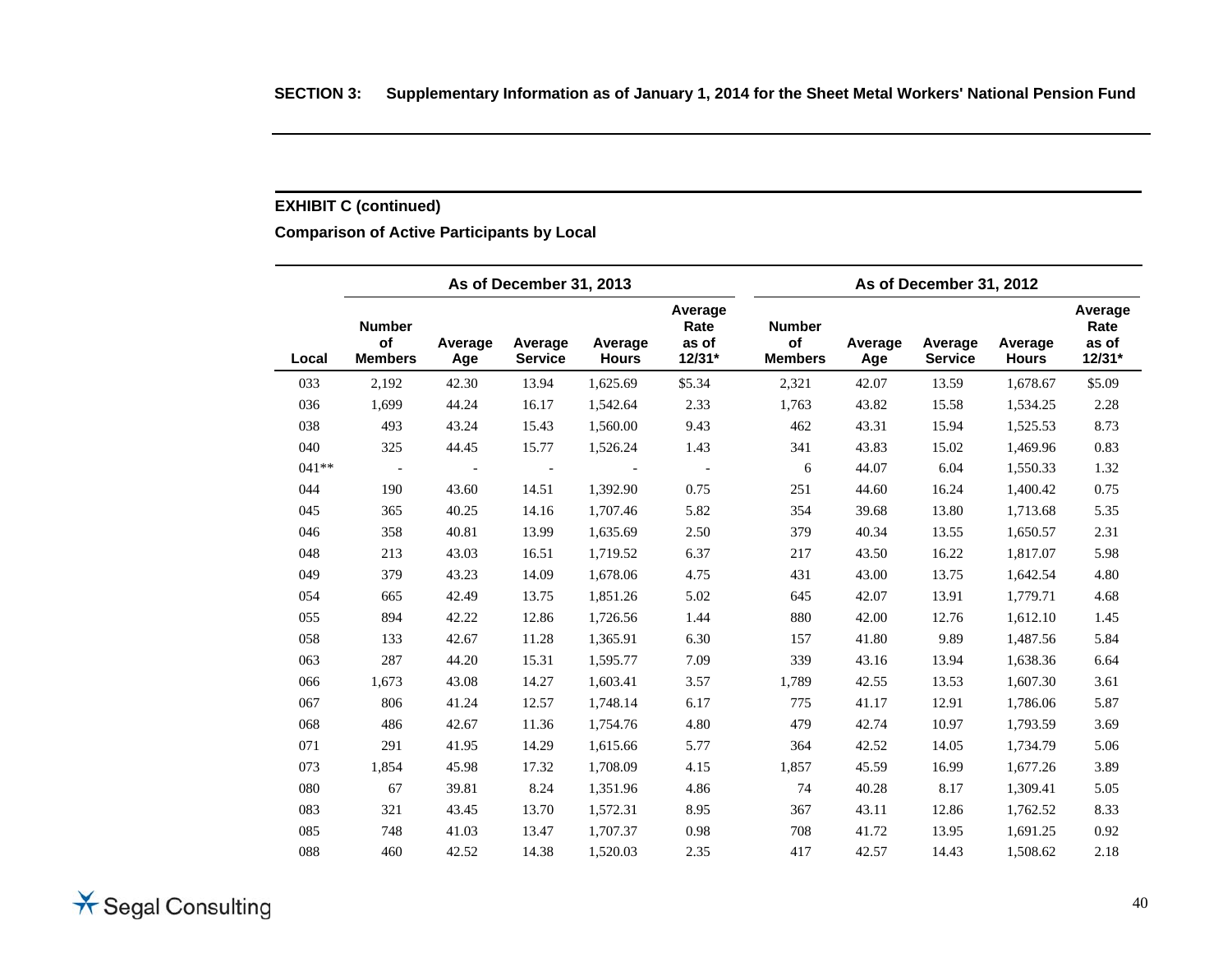**SECTION 3: Supplementary Information as of January 1, 2014 for the Sheet Metal Workers' National Pension Fund**

### EXHIBIT C (continued)

### Comparison of Active Participants by Local

| | As of December 31, 2013 | | | | | As of December 31, 2012 | | | | |
|---|---|---|---|---|---|---|---|---|---|---|
| Local | Number of Members | Average Age | Average Service | Average Hours | Average Rate as of 12/31* | Number of Members | Average Age | Average Service | Average Hours | Average Rate as of 12/31* |
| 033 | 2,192 | 42.30 | 13.94 | 1,625.69 | $5.34 | 2,321 | 42.07 | 13.59 | 1,678.67 | $5.09 |
| 036 | 1,699 | 44.24 | 16.17 | 1,542.64 | 2.33 | 1,763 | 43.82 | 15.58 | 1,534.25 | 2.28 |
| 038 | 493 | 43.24 | 15.43 | 1,560.00 | 9.43 | 462 | 43.31 | 15.94 | 1,525.53 | 8.73 |
| 040 | 325 | 44.45 | 15.77 | 1,526.24 | 1.43 | 341 | 43.83 | 15.02 | 1,469.96 | 0.83 |
| 041** | - | - | - | - | - | 6 | 44.07 | 6.04 | 1,550.33 | 1.32 |
| 044 | 190 | 43.60 | 14.51 | 1,392.90 | 0.75 | 251 | 44.60 | 16.24 | 1,400.42 | 0.75 |
| 045 | 365 | 40.25 | 14.16 | 1,707.46 | 5.82 | 354 | 39.68 | 13.80 | 1,713.68 | 5.35 |
| 046 | 358 | 40.81 | 13.99 | 1,635.69 | 2.50 | 379 | 40.34 | 13.55 | 1,650.57 | 2.31 |
| 048 | 213 | 43.03 | 16.51 | 1,719.52 | 6.37 | 217 | 43.50 | 16.22 | 1,817.07 | 5.98 |
| 049 | 379 | 43.23 | 14.09 | 1,678.06 | 4.75 | 431 | 43.00 | 13.75 | 1,642.54 | 4.80 |
| 054 | 665 | 42.49 | 13.75 | 1,851.26 | 5.02 | 645 | 42.07 | 13.91 | 1,779.71 | 4.68 |
| 055 | 894 | 42.22 | 12.86 | 1,726.56 | 1.44 | 880 | 42.00 | 12.76 | 1,612.10 | 1.45 |
| 058 | 133 | 42.67 | 11.28 | 1,365.91 | 6.30 | 157 | 41.80 | 9.89 | 1,487.56 | 5.84 |
| 063 | 287 | 44.20 | 15.31 | 1,595.77 | 7.09 | 339 | 43.16 | 13.94 | 1,638.36 | 6.64 |
| 066 | 1,673 | 43.08 | 14.27 | 1,603.41 | 3.57 | 1,789 | 42.55 | 13.53 | 1,607.30 | 3.61 |
| 067 | 806 | 41.24 | 12.57 | 1,748.14 | 6.17 | 775 | 41.17 | 12.91 | 1,786.06 | 5.87 |
| 068 | 486 | 42.67 | 11.36 | 1,754.76 | 4.80 | 479 | 42.74 | 10.97 | 1,793.59 | 3.69 |
| 071 | 291 | 41.95 | 14.29 | 1,615.66 | 5.77 | 364 | 42.52 | 14.05 | 1,734.79 | 5.06 |
| 073 | 1,854 | 45.98 | 17.32 | 1,708.09 | 4.15 | 1,857 | 45.59 | 16.99 | 1,677.26 | 3.89 |
| 080 | 67 | 39.81 | 8.24 | 1,351.96 | 4.86 | 74 | 40.28 | 8.17 | 1,309.41 | 5.05 |
| 083 | 321 | 43.45 | 13.70 | 1,572.31 | 8.95 | 367 | 43.11 | 12.86 | 1,762.52 | 8.33 |
| 085 | 748 | 41.03 | 13.47 | 1,707.37 | 0.98 | 708 | 41.72 | 13.95 | 1,691.25 | 0.92 |
| 088 | 460 | 42.52 | 14.38 | 1,520.03 | 2.35 | 417 | 42.57 | 14.43 | 1,508.62 | 2.18 |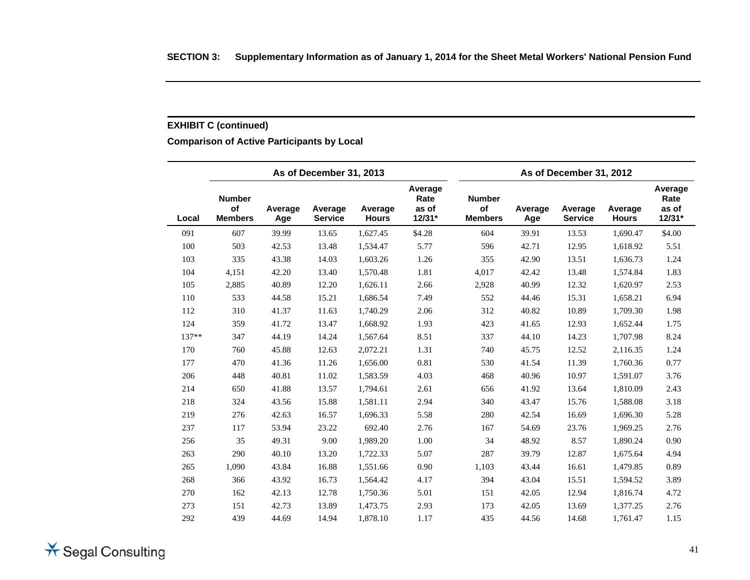## SECTION 3: Supplementary Information as of January 1, 2014 for the Sheet Metal Workers' National Pension Fund

### EXHIBIT C (continued)

**Comparison of Active Participants by Local**

| | As of December 31, 2013 | | | | | As of December 31, 2012 | | | | |
|---|---|---|---|---|---|---|---|---|---|---|
| Local | Number of Members | Average Age | Average Service | Average Hours | Average Rate as of 12/31* | Number of Members | Average Age | Average Service | Average Hours | Average Rate as of 12/31* |
| 091 | 607 | 39.99 | 13.65 | 1,627.45 | $4.28 | 604 | 39.91 | 13.53 | 1,690.47 | $4.00 |
| 100 | 503 | 42.53 | 13.48 | 1,534.47 | 5.77 | 596 | 42.71 | 12.95 | 1,618.92 | 5.51 |
| 103 | 335 | 43.38 | 14.03 | 1,603.26 | 1.26 | 355 | 42.90 | 13.51 | 1,636.73 | 1.24 |
| 104 | 4,151 | 42.20 | 13.40 | 1,570.48 | 1.81 | 4,017 | 42.42 | 13.48 | 1,574.84 | 1.83 |
| 105 | 2,885 | 40.89 | 12.20 | 1,626.11 | 2.66 | 2,928 | 40.99 | 12.32 | 1,620.97 | 2.53 |
| 110 | 533 | 44.58 | 15.21 | 1,686.54 | 7.49 | 552 | 44.46 | 15.31 | 1,658.21 | 6.94 |
| 112 | 310 | 41.37 | 11.63 | 1,740.29 | 2.06 | 312 | 40.82 | 10.89 | 1,709.30 | 1.98 |
| 124 | 359 | 41.72 | 13.47 | 1,668.92 | 1.93 | 423 | 41.65 | 12.93 | 1,652.44 | 1.75 |
| 137** | 347 | 44.19 | 14.24 | 1,567.64 | 8.51 | 337 | 44.10 | 14.23 | 1,707.98 | 8.24 |
| 170 | 760 | 45.88 | 12.63 | 2,072.21 | 1.31 | 740 | 45.75 | 12.52 | 2,116.35 | 1.24 |
| 177 | 470 | 41.36 | 11.26 | 1,656.00 | 0.81 | 530 | 41.54 | 11.39 | 1,760.36 | 0.77 |
| 206 | 448 | 40.81 | 11.02 | 1,583.59 | 4.03 | 468 | 40.96 | 10.97 | 1,591.07 | 3.76 |
| 214 | 650 | 41.88 | 13.57 | 1,794.61 | 2.61 | 656 | 41.92 | 13.64 | 1,810.09 | 2.43 |
| 218 | 324 | 43.56 | 15.88 | 1,581.11 | 2.94 | 340 | 43.47 | 15.76 | 1,588.08 | 3.18 |
| 219 | 276 | 42.63 | 16.57 | 1,696.33 | 5.58 | 280 | 42.54 | 16.69 | 1,696.30 | 5.28 |
| 237 | 117 | 53.94 | 23.22 | 692.40 | 2.76 | 167 | 54.69 | 23.76 | 1,969.25 | 2.76 |
| 256 | 35 | 49.31 | 9.00 | 1,989.20 | 1.00 | 34 | 48.92 | 8.57 | 1,890.24 | 0.90 |
| 263 | 290 | 40.10 | 13.20 | 1,722.33 | 5.07 | 287 | 39.79 | 12.87 | 1,675.64 | 4.94 |
| 265 | 1,090 | 43.84 | 16.88 | 1,551.66 | 0.90 | 1,103 | 43.44 | 16.61 | 1,479.85 | 0.89 |
| 268 | 366 | 43.92 | 16.73 | 1,564.42 | 4.17 | 394 | 43.04 | 15.51 | 1,594.52 | 3.89 |
| 270 | 162 | 42.13 | 12.78 | 1,750.36 | 5.01 | 151 | 42.05 | 12.94 | 1,816.74 | 4.72 |
| 273 | 151 | 42.73 | 13.89 | 1,473.75 | 2.93 | 173 | 42.05 | 13.69 | 1,377.25 | 2.76 |
| 292 | 439 | 44.69 | 14.94 | 1,878.10 | 1.17 | 435 | 44.56 | 14.68 | 1,761.47 | 1.15 |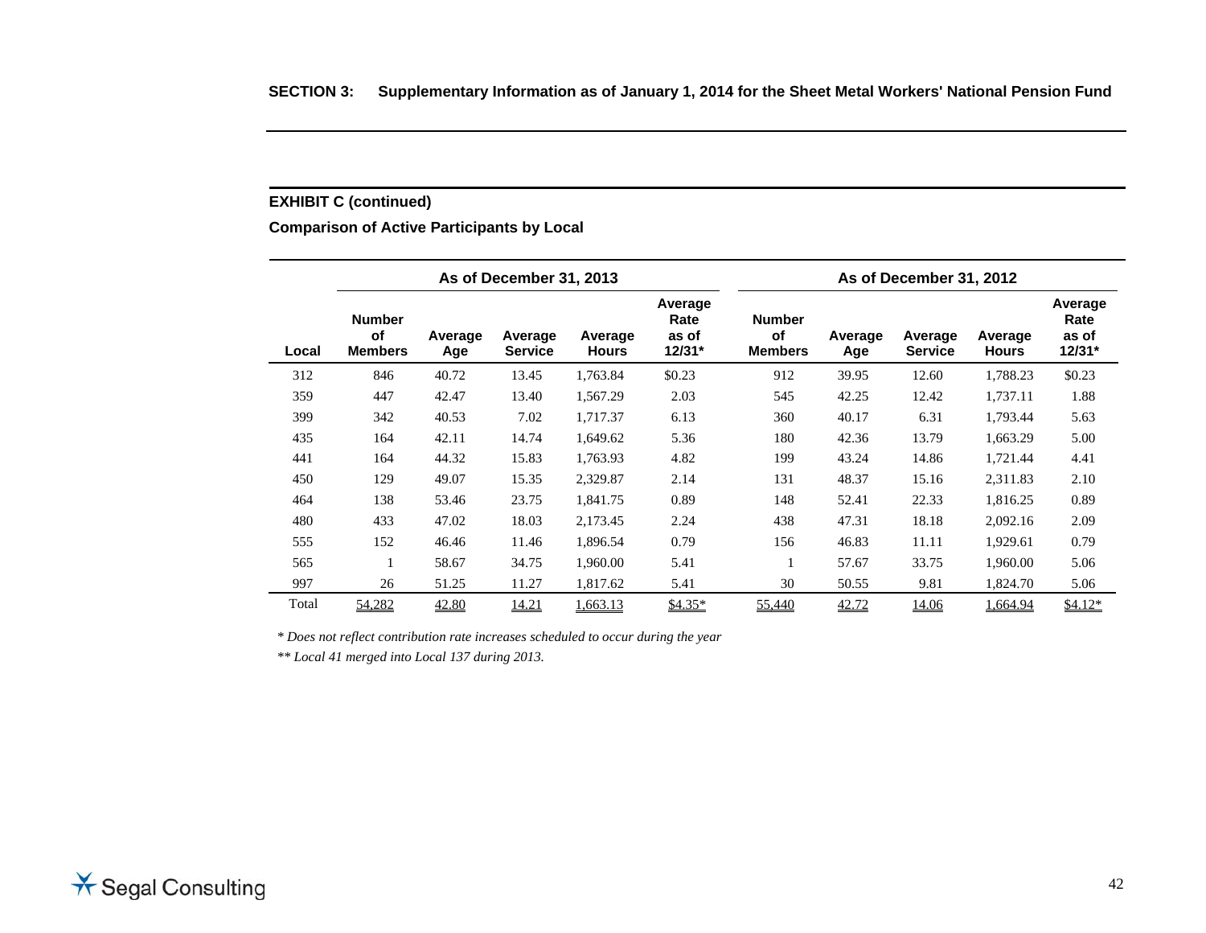**SECTION 3: Supplementary Information as of January 1, 2014 for the Sheet Metal Workers' National Pension Fund**

**EXHIBIT C (continued)**

**Comparison of Active Participants by Local**

| | As of December 31, 2013 | | | | | As of December 31, 2012 | | | | |
|---|---|---|---|---|---|---|---|---|---|---|
| Local | Number of Members | Average Age | Average Service | Average Hours | Average Rate as of 12/31* | Number of Members | Average Age | Average Service | Average Hours | Average Rate as of 12/31* |
| 312 | 846 | 40.72 | 13.45 | 1,763.84 | $0.23 | 912 | 39.95 | 12.60 | 1,788.23 | $0.23 |
| 359 | 447 | 42.47 | 13.40 | 1,567.29 | 2.03 | 545 | 42.25 | 12.42 | 1,737.11 | 1.88 |
| 399 | 342 | 40.53 | 7.02 | 1,717.37 | 6.13 | 360 | 40.17 | 6.31 | 1,793.44 | 5.63 |
| 435 | 164 | 42.11 | 14.74 | 1,649.62 | 5.36 | 180 | 42.36 | 13.79 | 1,663.29 | 5.00 |
| 441 | 164 | 44.32 | 15.83 | 1,763.93 | 4.82 | 199 | 43.24 | 14.86 | 1,721.44 | 4.41 |
| 450 | 129 | 49.07 | 15.35 | 2,329.87 | 2.14 | 131 | 48.37 | 15.16 | 2,311.83 | 2.10 |
| 464 | 138 | 53.46 | 23.75 | 1,841.75 | 0.89 | 148 | 52.41 | 22.33 | 1,816.25 | 0.89 |
| 480 | 433 | 47.02 | 18.03 | 2,173.45 | 2.24 | 438 | 47.31 | 18.18 | 2,092.16 | 2.09 |
| 555 | 152 | 46.46 | 11.46 | 1,896.54 | 0.79 | 156 | 46.83 | 11.11 | 1,929.61 | 0.79 |
| 565 | 1 | 58.67 | 34.75 | 1,960.00 | 5.41 | 1 | 57.67 | 33.75 | 1,960.00 | 5.06 |
| 997 | 26 | 51.25 | 11.27 | 1,817.62 | 5.41 | 30 | 50.55 | 9.81 | 1,824.70 | 5.06 |
| Total | 54,282 | 42.80 | 14.21 | 1,663.13 | $4.35* | 55,440 | 42.72 | 14.06 | 1,664.94 | $4.12* |

*\* Does not reflect contribution rate increases scheduled to occur during the year*

*\*\* Local 41 merged into Local 137 during 2013.*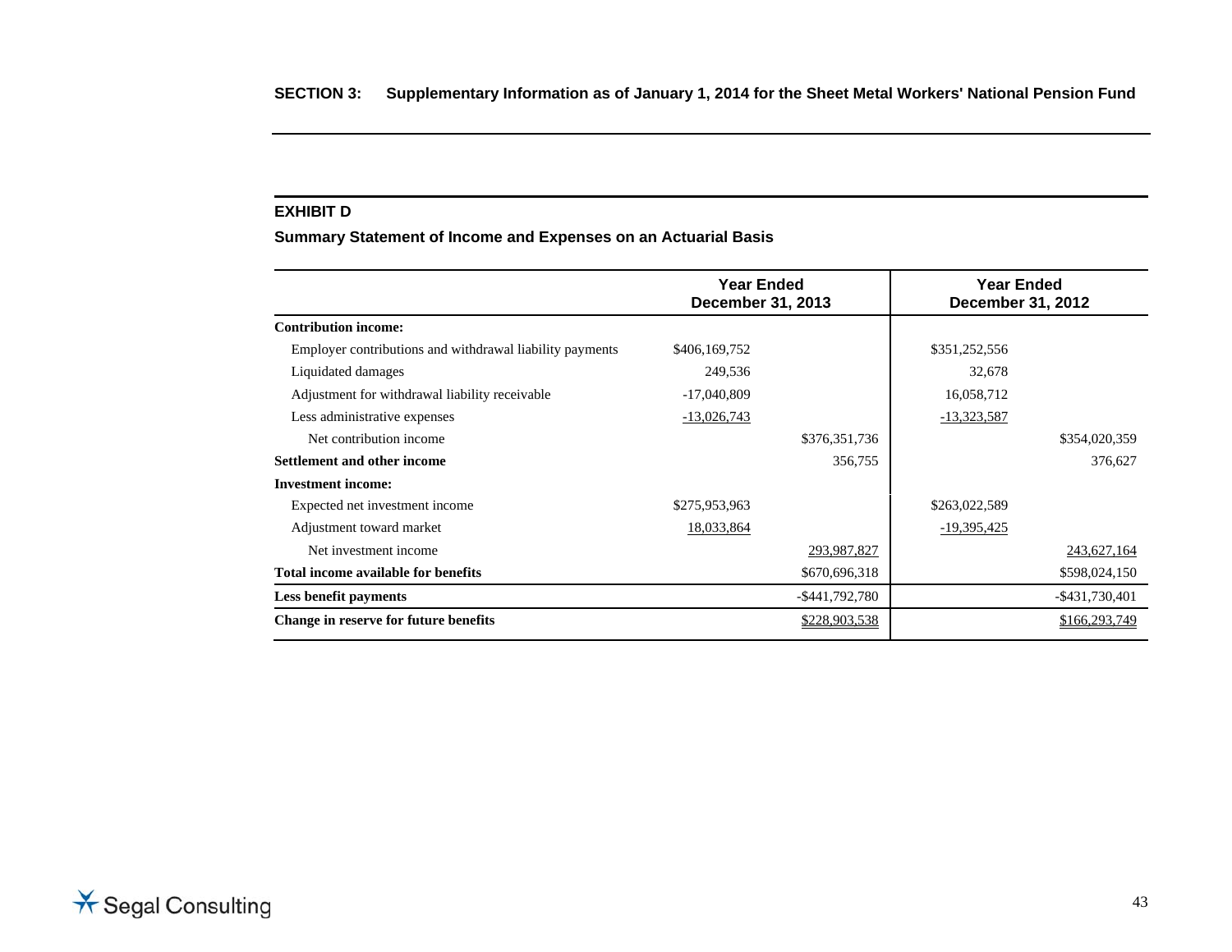**SECTION 3: Supplementary Information as of January 1, 2014 for the Sheet Metal Workers' National Pension Fund**

## EXHIBIT D

### Summary Statement of Income and Expenses on an Actuarial Basis

| | Year Ended December 31, 2013 | | Year Ended December 31, 2012 | |
|---|---|---|---|---|
| **Contribution income:** | | | | |
| Employer contributions and withdrawal liability payments | $406,169,752 | | $351,252,556 | |
| Liquidated damages | 249,536 | | 32,678 | |
| Adjustment for withdrawal liability receivable | -17,040,809 | | 16,058,712 | |
| Less administrative expenses | -13,026,743 | | -13,323,587 | |
| Net contribution income | | $376,351,736 | | $354,020,359 |
| **Settlement and other income** | | 356,755 | | 376,627 |
| **Investment income:** | | | | |
| Expected net investment income | $275,953,963 | | $263,022,589 | |
| Adjustment toward market | 18,033,864 | | -19,395,425 | |
| Net investment income | | 293,987,827 | | 243,627,164 |
| **Total income available for benefits** | | $670,696,318 | | $598,024,150 |
| **Less benefit payments** | | -$441,792,780 | | -$431,730,401 |
| **Change in reserve for future benefits** | | $228,903,538 | | $166,293,749 |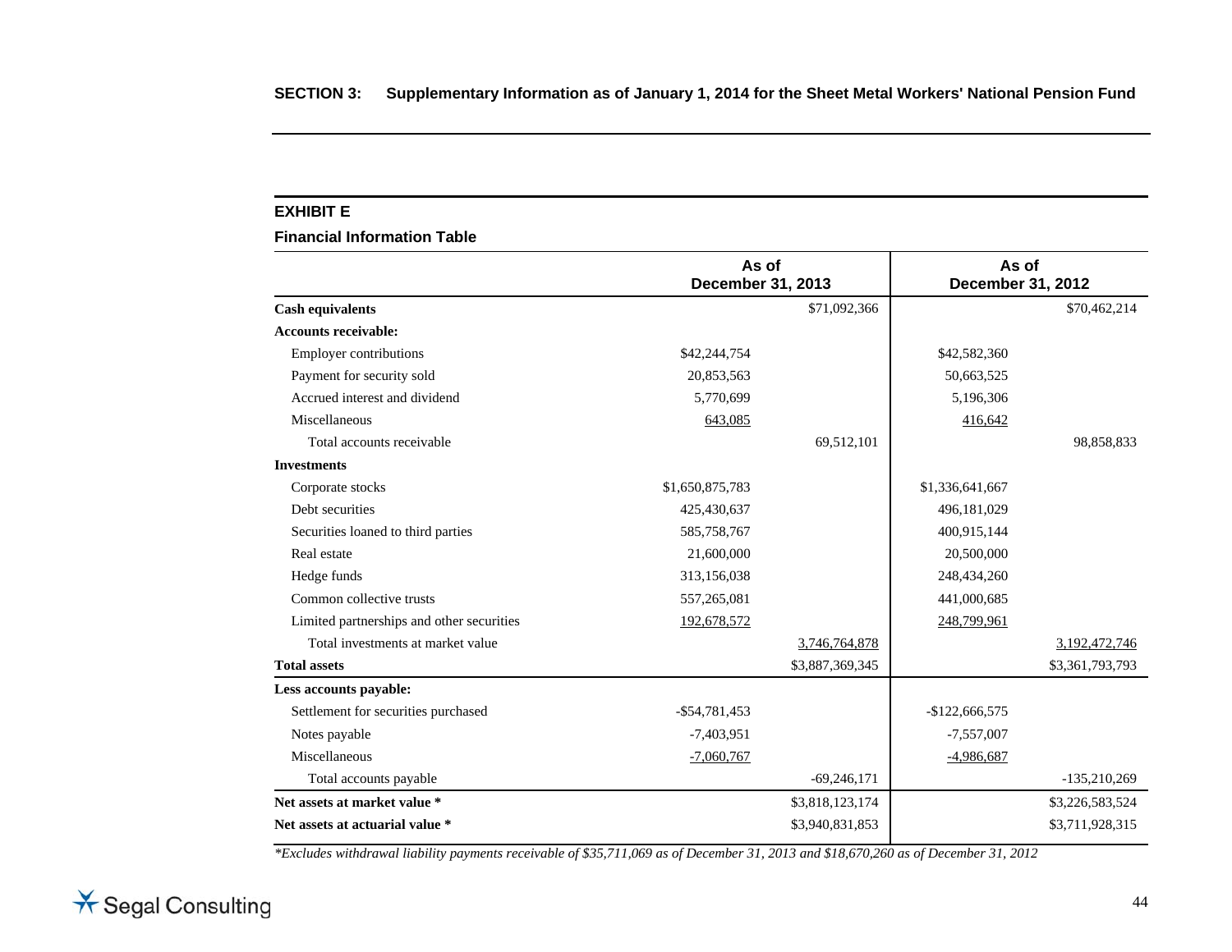## EXHIBIT E

### Financial Information Table

| | As of December 31, 2013 | | As of December 31, 2012 | |
|---|---|---|---|---|
| **Cash equivalents** | | $71,092,366 | | $70,462,214 |
| **Accounts receivable:** | | | | |
| Employer contributions | $42,244,754 | | $42,582,360 | |
| Payment for security sold | 20,853,563 | | 50,663,525 | |
| Accrued interest and dividend | 5,770,699 | | 5,196,306 | |
| Miscellaneous | 643,085 | | 416,642 | |
| Total accounts receivable | | 69,512,101 | | 98,858,833 |
| **Investments** | | | | |
| Corporate stocks | $1,650,875,783 | | $1,336,641,667 | |
| Debt securities | 425,430,637 | | 496,181,029 | |
| Securities loaned to third parties | 585,758,767 | | 400,915,144 | |
| Real estate | 21,600,000 | | 20,500,000 | |
| Hedge funds | 313,156,038 | | 248,434,260 | |
| Common collective trusts | 557,265,081 | | 441,000,685 | |
| Limited partnerships and other securities | 192,678,572 | | 248,799,961 | |
| Total investments at market value | | 3,746,764,878 | | 3,192,472,746 |
| **Total assets** | | $3,887,369,345 | | $3,361,793,793 |
| **Less accounts payable:** | | | | |
| Settlement for securities purchased | -$54,781,453 | | -$122,666,575 | |
| Notes payable | -7,403,951 | | -7,557,007 | |
| Miscellaneous | -7,060,767 | | -4,986,687 | |
| Total accounts payable | | -69,246,171 | | -135,210,269 |
| **Net assets at market value *** | | $3,818,123,174 | | $3,226,583,524 |
| **Net assets at actuarial value *** | | $3,940,831,853 | | $3,711,928,315 |

*\*Excludes withdrawal liability payments receivable of $35,711,069 as of December 31, 2013 and $18,670,260 as of December 31, 2012*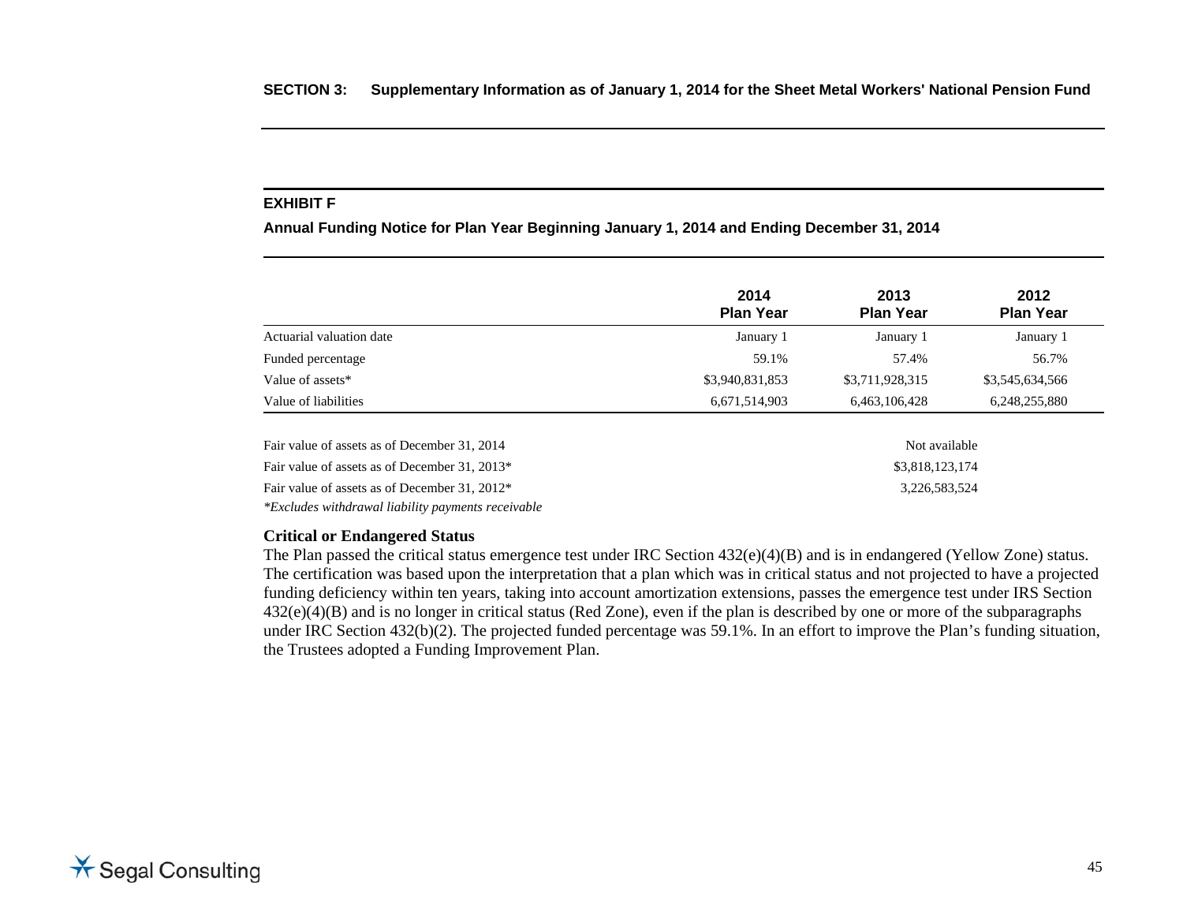**SECTION 3: Supplementary Information as of January 1, 2014 for the Sheet Metal Workers' National Pension Fund**

## EXHIBIT F

### Annual Funding Notice for Plan Year Beginning January 1, 2014 and Ending December 31, 2014

| | 2014 Plan Year | 2013 Plan Year | 2012 Plan Year |
|---|---|---|---|
| Actuarial valuation date | January 1 | January 1 | January 1 |
| Funded percentage | 59.1% | 57.4% | 56.7% |
| Value of assets* | $3,940,831,853 | $3,711,928,315 | $3,545,634,566 |
| Value of liabilities | 6,671,514,903 | 6,463,106,428 | 6,248,255,880 |

| | |
|---|---|
| Fair value of assets as of December 31, 2014 | Not available |
| Fair value of assets as of December 31, 2013* | $3,818,123,174 |
| Fair value of assets as of December 31, 2012* | 3,226,583,524 |

*\*Excludes withdrawal liability payments receivable*

**Critical or Endangered Status**

The Plan passed the critical status emergence test under IRC Section 432(e)(4)(B) and is in endangered (Yellow Zone) status. The certification was based upon the interpretation that a plan which was in critical status and not projected to have a projected funding deficiency within ten years, taking into account amortization extensions, passes the emergence test under IRS Section 432(e)(4)(B) and is no longer in critical status (Red Zone), even if the plan is described by one or more of the subparagraphs under IRC Section 432(b)(2). The projected funded percentage was 59.1%. In an effort to improve the Plan's funding situation, the Trustees adopted a Funding Improvement Plan.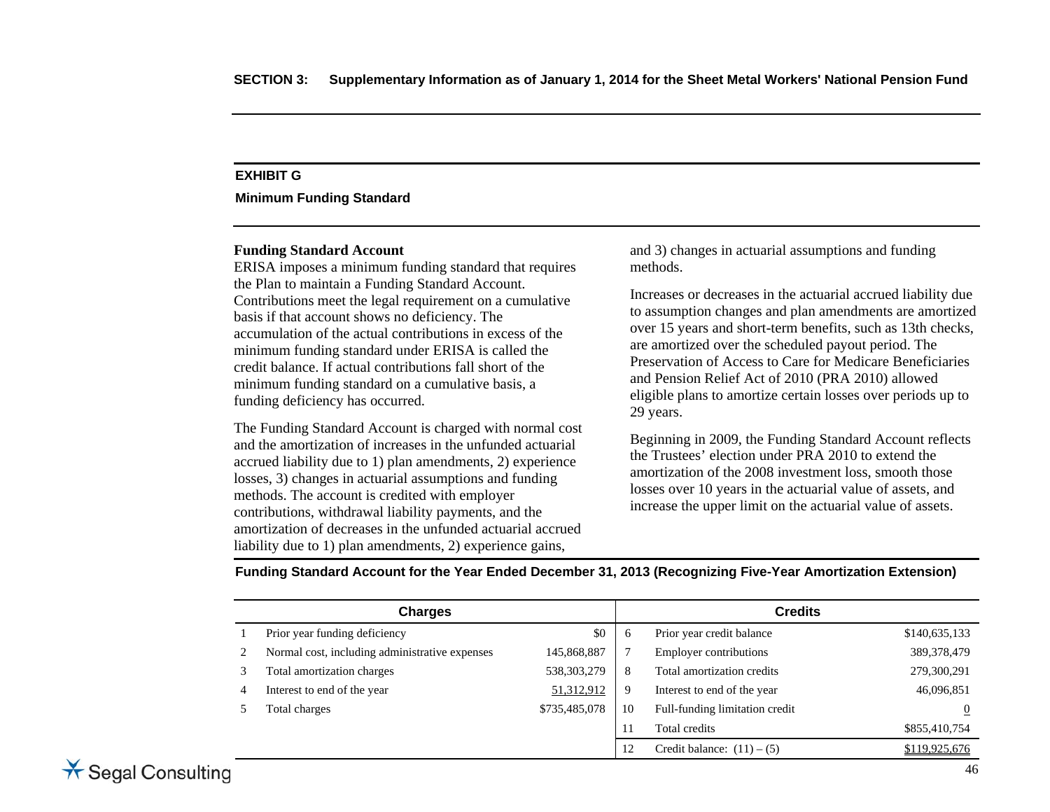## EXHIBIT G

### Minimum Funding Standard

**Funding Standard Account**

ERISA imposes a minimum funding standard that requires the Plan to maintain a Funding Standard Account. Contributions meet the legal requirement on a cumulative basis if that account shows no deficiency. The accumulation of the actual contributions in excess of the minimum funding standard under ERISA is called the credit balance. If actual contributions fall short of the minimum funding standard on a cumulative basis, a funding deficiency has occurred.

The Funding Standard Account is charged with normal cost and the amortization of increases in the unfunded actuarial accrued liability due to 1) plan amendments, 2) experience losses, 3) changes in actuarial assumptions and funding methods. The account is credited with employer contributions, withdrawal liability payments, and the amortization of decreases in the unfunded actuarial accrued liability due to 1) plan amendments, 2) experience gains, and 3) changes in actuarial assumptions and funding methods.

Increases or decreases in the actuarial accrued liability due to assumption changes and plan amendments are amortized over 15 years and short-term benefits, such as 13th checks, are amortized over the scheduled payout period. The Preservation of Access to Care for Medicare Beneficiaries and Pension Relief Act of 2010 (PRA 2010) allowed eligible plans to amortize certain losses over periods up to 29 years.

Beginning in 2009, the Funding Standard Account reflects the Trustees' election under PRA 2010 to extend the amortization of the 2008 investment loss, smooth those losses over 10 years in the actuarial value of assets, and increase the upper limit on the actuarial value of assets.

**Funding Standard Account for the Year Ended December 31, 2013 (Recognizing Five-Year Amortization Extension)**

| | Charges | | | Credits | |
|---|---|---|---|---|---|
| 1 | Prior year funding deficiency | $0 | 6 | Prior year credit balance | $140,635,133 |
| 2 | Normal cost, including administrative expenses | 145,868,887 | 7 | Employer contributions | 389,378,479 |
| 3 | Total amortization charges | 538,303,279 | 8 | Total amortization credits | 279,300,291 |
| 4 | Interest to end of the year | 51,312,912 | 9 | Interest to end of the year | 46,096,851 |
| 5 | Total charges | $735,485,078 | 10 | Full-funding limitation credit | 0 |
| | | | 11 | Total credits | $855,410,754 |
| | | | 12 | Credit balance: (11) – (5) | $119,925,676 |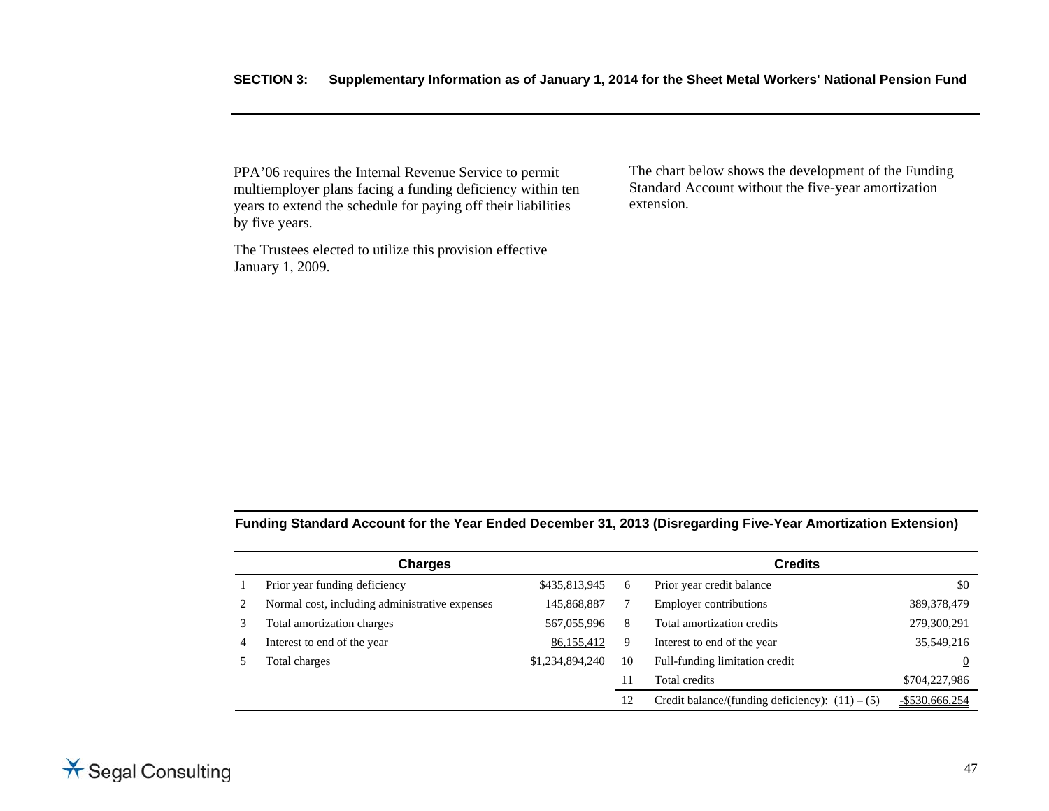## SECTION 3: Supplementary Information as of January 1, 2014 for the Sheet Metal Workers' National Pension Fund

PPA'06 requires the Internal Revenue Service to permit multiemployer plans facing a funding deficiency within ten years to extend the schedule for paying off their liabilities by five years.

The Trustees elected to utilize this provision effective January 1, 2009.

The chart below shows the development of the Funding Standard Account without the five-year amortization extension.

### Funding Standard Account for the Year Ended December 31, 2013 (Disregarding Five-Year Amortization Extension)

| | Charges | | | Credits | |
|---|---|---|---|---|---|
| 1 | Prior year funding deficiency | $435,813,945 | 6 | Prior year credit balance | $0 |
| 2 | Normal cost, including administrative expenses | 145,868,887 | 7 | Employer contributions | 389,378,479 |
| 3 | Total amortization charges | 567,055,996 | 8 | Total amortization credits | 279,300,291 |
| 4 | Interest to end of the year | 86,155,412 | 9 | Interest to end of the year | 35,549,216 |
| 5 | Total charges | $1,234,894,240 | 10 | Full-funding limitation credit | 0 |
| | | | 11 | Total credits | $704,227,986 |
| | | | 12 | Credit balance/(funding deficiency): (11) – (5) | -$530,666,254 |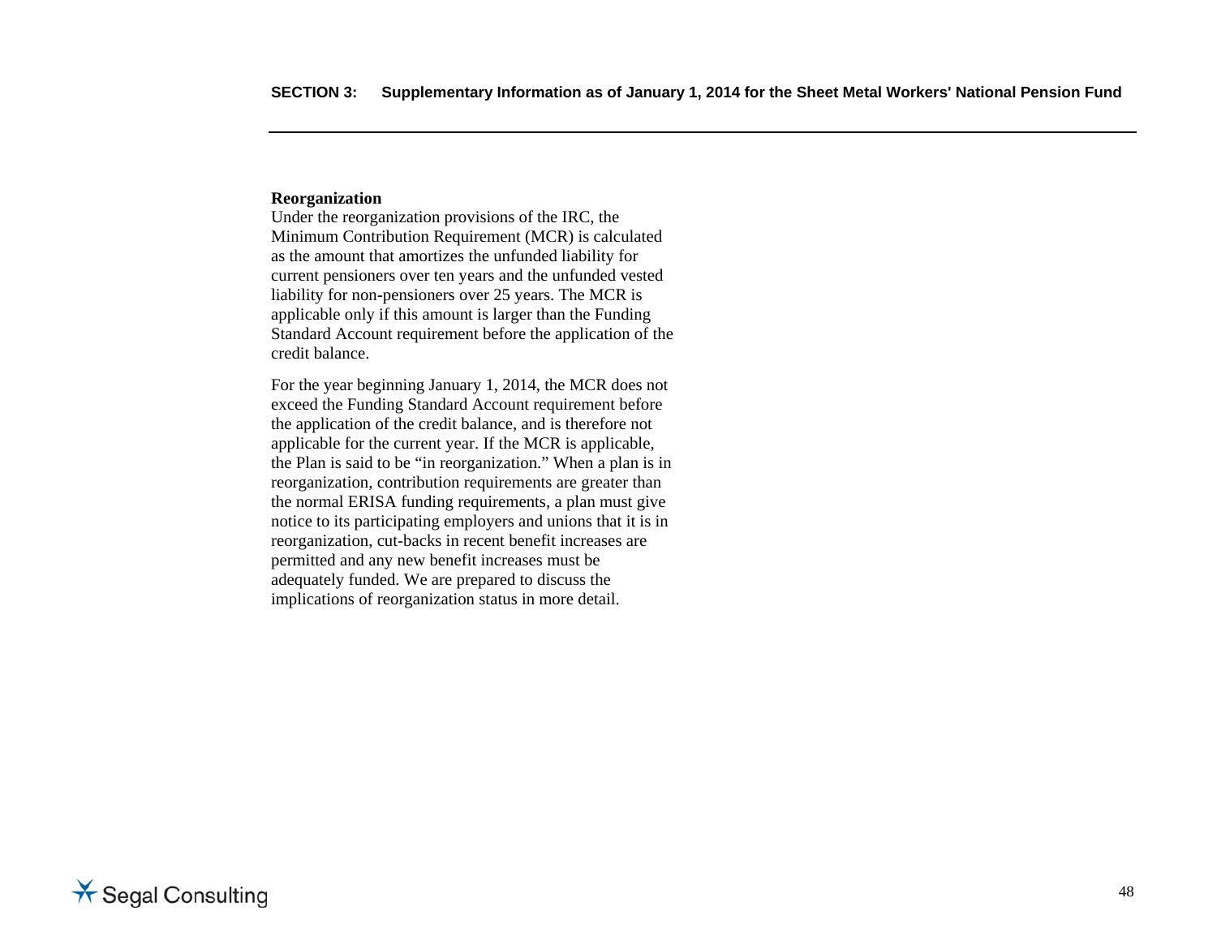### Reorganization

Under the reorganization provisions of the IRC, the Minimum Contribution Requirement (MCR) is calculated as the amount that amortizes the unfunded liability for current pensioners over ten years and the unfunded vested liability for non-pensioners over 25 years. The MCR is applicable only if this amount is larger than the Funding Standard Account requirement before the application of the credit balance.

For the year beginning January 1, 2014, the MCR does not exceed the Funding Standard Account requirement before the application of the credit balance, and is therefore not applicable for the current year. If the MCR is applicable, the Plan is said to be "in reorganization." When a plan is in reorganization, contribution requirements are greater than the normal ERISA funding requirements, a plan must give notice to its participating employers and unions that it is in reorganization, cut-backs in recent benefit increases are permitted and any new benefit increases must be adequately funded. We are prepared to discuss the implications of reorganization status in more detail.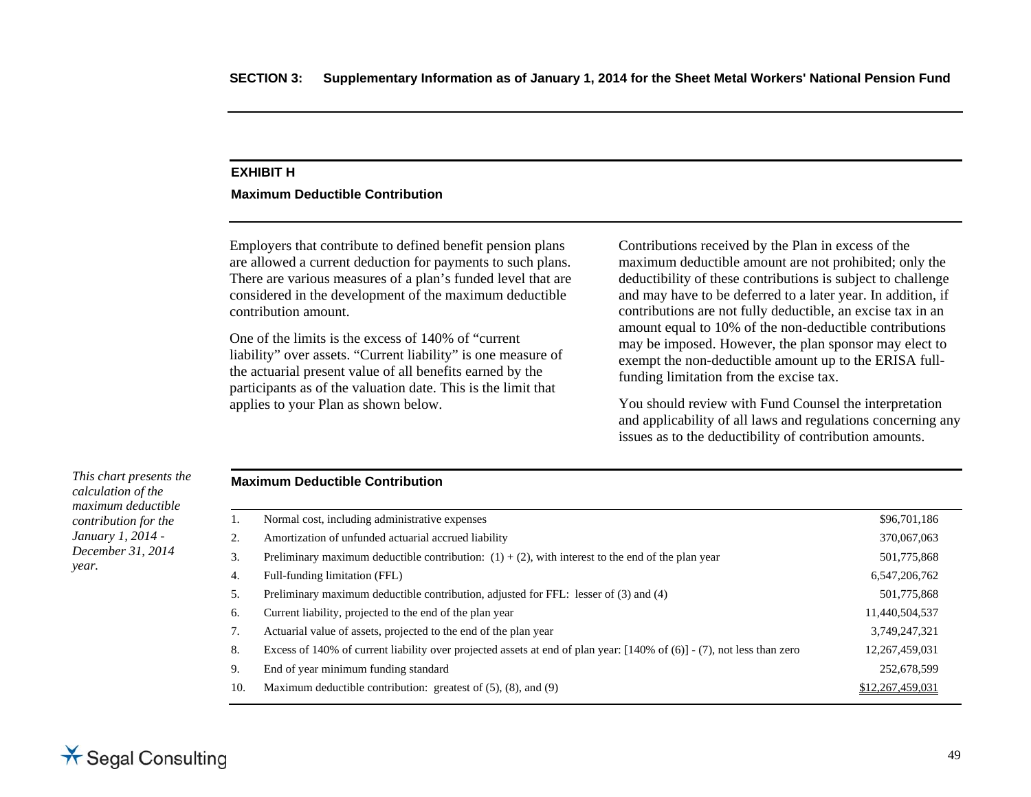## EXHIBIT H

### Maximum Deductible Contribution

Employers that contribute to defined benefit pension plans are allowed a current deduction for payments to such plans. There are various measures of a plan's funded level that are considered in the development of the maximum deductible contribution amount.

One of the limits is the excess of 140% of "current liability" over assets. "Current liability" is one measure of the actuarial present value of all benefits earned by the participants as of the valuation date. This is the limit that applies to your Plan as shown below.

Contributions received by the Plan in excess of the maximum deductible amount are not prohibited; only the deductibility of these contributions is subject to challenge and may have to be deferred to a later year. In addition, if contributions are not fully deductible, an excise tax in an amount equal to 10% of the non-deductible contributions may be imposed. However, the plan sponsor may elect to exempt the non-deductible amount up to the ERISA full-funding limitation from the excise tax.

You should review with Fund Counsel the interpretation and applicability of all laws and regulations concerning any issues as to the deductibility of contribution amounts.

*This chart presents the calculation of the maximum deductible contribution for the January 1, 2014 - December 31, 2014 year.*

**Maximum Deductible Contribution**

| | | |
|---|---|---|
| 1. | Normal cost, including administrative expenses | $96,701,186 |
| 2. | Amortization of unfunded actuarial accrued liability | 370,067,063 |
| 3. | Preliminary maximum deductible contribution: (1) + (2), with interest to the end of the plan year | 501,775,868 |
| 4. | Full-funding limitation (FFL) | 6,547,206,762 |
| 5. | Preliminary maximum deductible contribution, adjusted for FFL: lesser of (3) and (4) | 501,775,868 |
| 6. | Current liability, projected to the end of the plan year | 11,440,504,537 |
| 7. | Actuarial value of assets, projected to the end of the plan year | 3,749,247,321 |
| 8. | Excess of 140% of current liability over projected assets at end of plan year: [140% of (6)] - (7), not less than zero | 12,267,459,031 |
| 9. | End of year minimum funding standard | 252,678,599 |
| 10. | Maximum deductible contribution: greatest of (5), (8), and (9) | $12,267,459,031 |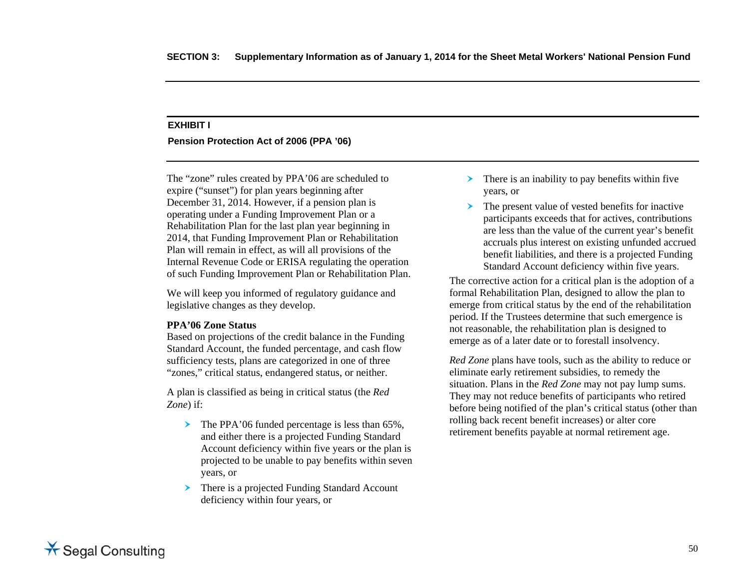## EXHIBIT I

### Pension Protection Act of 2006 (PPA ’06)

The “zone” rules created by PPA’06 are scheduled to expire (“sunset”) for plan years beginning after December 31, 2014. However, if a pension plan is operating under a Funding Improvement Plan or a Rehabilitation Plan for the last plan year beginning in 2014, that Funding Improvement Plan or Rehabilitation Plan will remain in effect, as will all provisions of the Internal Revenue Code or ERISA regulating the operation of such Funding Improvement Plan or Rehabilitation Plan.

We will keep you informed of regulatory guidance and legislative changes as they develop.

**PPA’06 Zone Status**

Based on projections of the credit balance in the Funding Standard Account, the funded percentage, and cash flow sufficiency tests, plans are categorized in one of three “zones,” critical status, endangered status, or neither.

A plan is classified as being in critical status (the *Red Zone*) if:

- The PPA’06 funded percentage is less than 65%, and either there is a projected Funding Standard Account deficiency within five years or the plan is projected to be unable to pay benefits within seven years, or
- There is a projected Funding Standard Account deficiency within four years, or
- There is an inability to pay benefits within five years, or
- The present value of vested benefits for inactive participants exceeds that for actives, contributions are less than the value of the current year’s benefit accruals plus interest on existing unfunded accrued benefit liabilities, and there is a projected Funding Standard Account deficiency within five years.

The corrective action for a critical plan is the adoption of a formal Rehabilitation Plan, designed to allow the plan to emerge from critical status by the end of the rehabilitation period. If the Trustees determine that such emergence is not reasonable, the rehabilitation plan is designed to emerge as of a later date or to forestall insolvency.

*Red Zone* plans have tools, such as the ability to reduce or eliminate early retirement subsidies, to remedy the situation. Plans in the *Red Zone* may not pay lump sums. They may not reduce benefits of participants who retired before being notified of the plan’s critical status (other than rolling back recent benefit increases) or alter core retirement benefits payable at normal retirement age.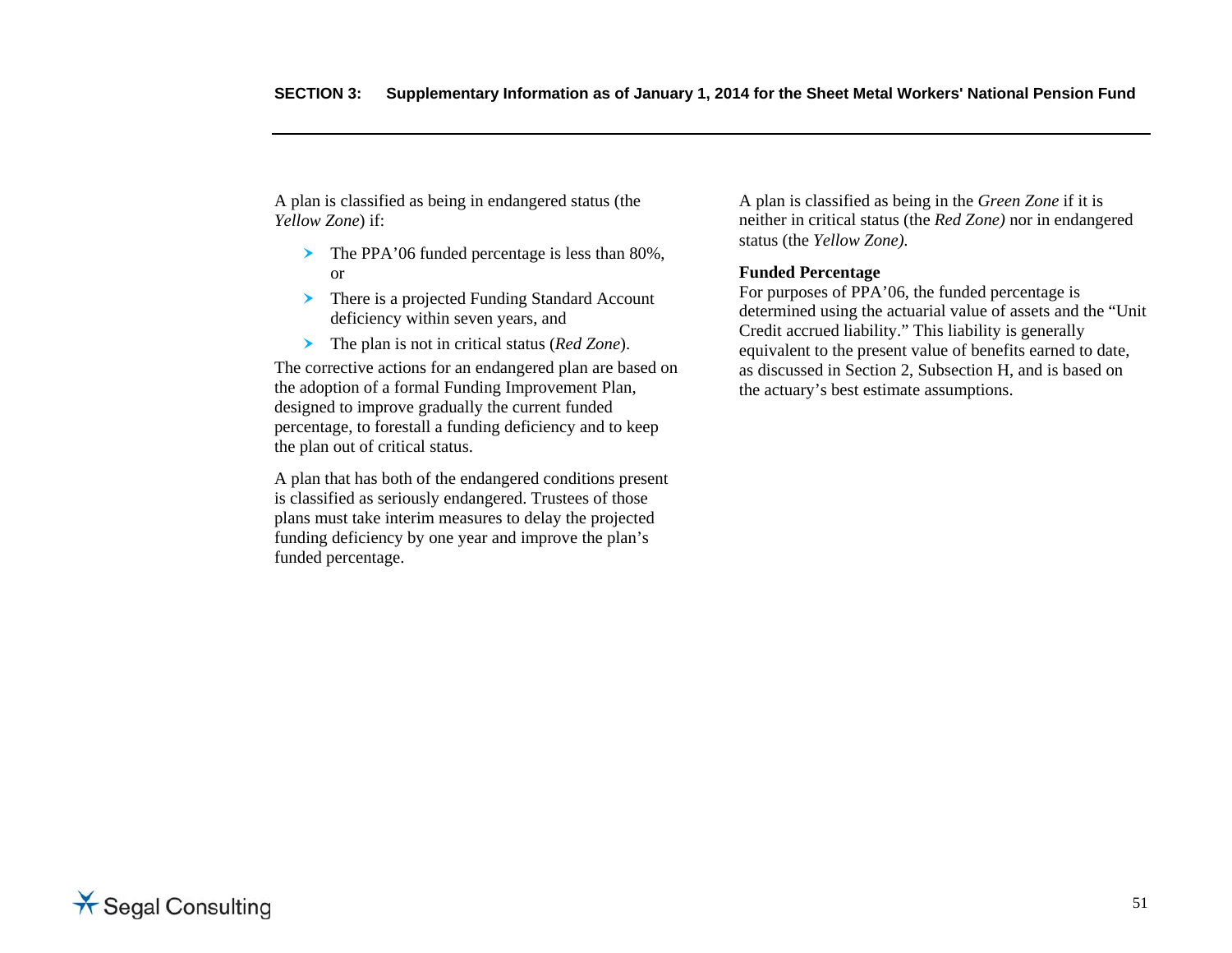A plan is classified as being in endangered status (the *Yellow Zone*) if:

- The PPA'06 funded percentage is less than 80%, or
- There is a projected Funding Standard Account deficiency within seven years, and
- The plan is not in critical status (*Red Zone*).

The corrective actions for an endangered plan are based on the adoption of a formal Funding Improvement Plan, designed to improve gradually the current funded percentage, to forestall a funding deficiency and to keep the plan out of critical status.

A plan that has both of the endangered conditions present is classified as seriously endangered. Trustees of those plans must take interim measures to delay the projected funding deficiency by one year and improve the plan's funded percentage.

A plan is classified as being in the *Green Zone* if it is neither in critical status (the *Red Zone)* nor in endangered status (the *Yellow Zone).*

**Funded Percentage**

For purposes of PPA'06, the funded percentage is determined using the actuarial value of assets and the "Unit Credit accrued liability." This liability is generally equivalent to the present value of benefits earned to date, as discussed in Section 2, Subsection H, and is based on the actuary's best estimate assumptions.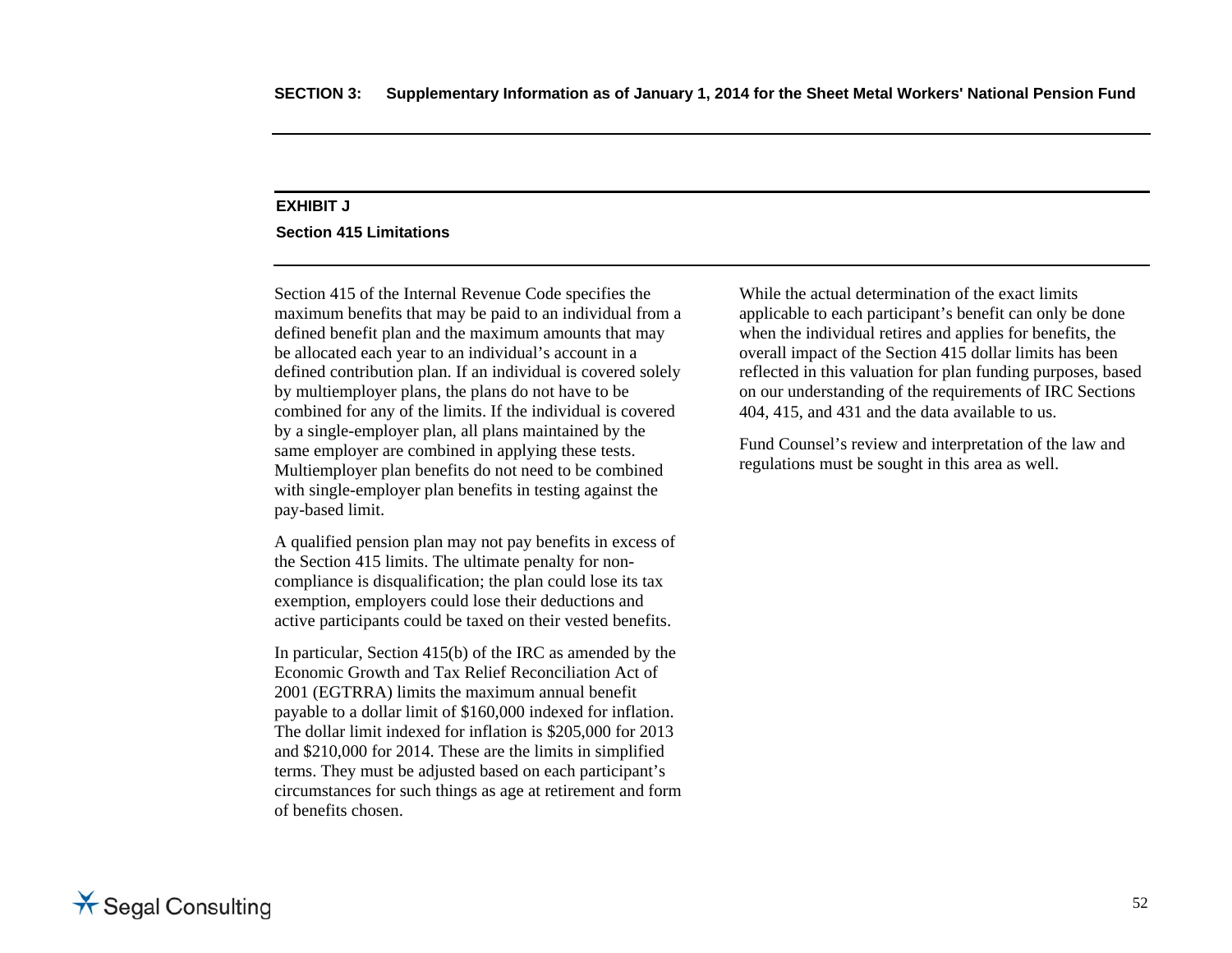## EXHIBIT J

### Section 415 Limitations

Section 415 of the Internal Revenue Code specifies the maximum benefits that may be paid to an individual from a defined benefit plan and the maximum amounts that may be allocated each year to an individual's account in a defined contribution plan. If an individual is covered solely by multiemployer plans, the plans do not have to be combined for any of the limits. If the individual is covered by a single-employer plan, all plans maintained by the same employer are combined in applying these tests. Multiemployer plan benefits do not need to be combined with single-employer plan benefits in testing against the pay-based limit.

A qualified pension plan may not pay benefits in excess of the Section 415 limits. The ultimate penalty for non-compliance is disqualification; the plan could lose its tax exemption, employers could lose their deductions and active participants could be taxed on their vested benefits.

In particular, Section 415(b) of the IRC as amended by the Economic Growth and Tax Relief Reconciliation Act of 2001 (EGTRRA) limits the maximum annual benefit payable to a dollar limit of $160,000 indexed for inflation. The dollar limit indexed for inflation is $205,000 for 2013 and $210,000 for 2014. These are the limits in simplified terms. They must be adjusted based on each participant's circumstances for such things as age at retirement and form of benefits chosen.

While the actual determination of the exact limits applicable to each participant's benefit can only be done when the individual retires and applies for benefits, the overall impact of the Section 415 dollar limits has been reflected in this valuation for plan funding purposes, based on our understanding of the requirements of IRC Sections 404, 415, and 431 and the data available to us.

Fund Counsel's review and interpretation of the law and regulations must be sought in this area as well.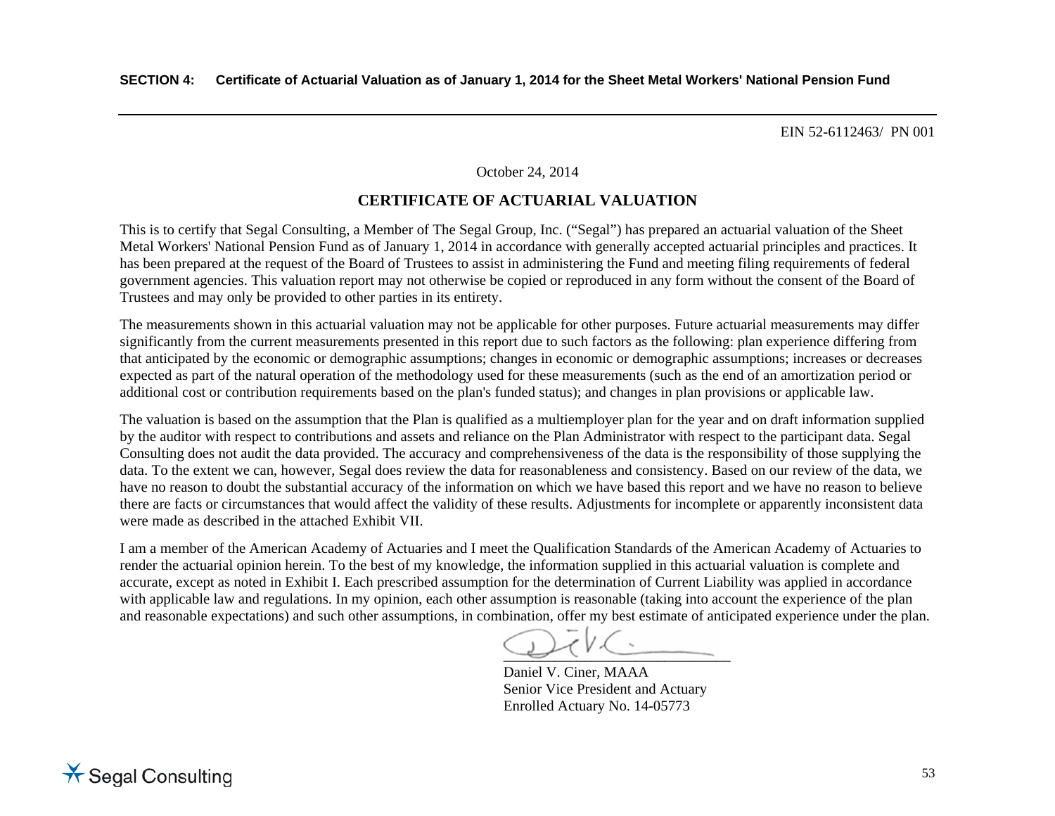**SECTION 4: Certificate of Actuarial Valuation as of January 1, 2014 for the Sheet Metal Workers' National Pension Fund**

EIN 52-6112463/ PN 001

October 24, 2014

## CERTIFICATE OF ACTUARIAL VALUATION

This is to certify that Segal Consulting, a Member of The Segal Group, Inc. ("Segal") has prepared an actuarial valuation of the Sheet Metal Workers' National Pension Fund as of January 1, 2014 in accordance with generally accepted actuarial principles and practices. It has been prepared at the request of the Board of Trustees to assist in administering the Fund and meeting filing requirements of federal government agencies. This valuation report may not otherwise be copied or reproduced in any form without the consent of the Board of Trustees and may only be provided to other parties in its entirety.

The measurements shown in this actuarial valuation may not be applicable for other purposes. Future actuarial measurements may differ significantly from the current measurements presented in this report due to such factors as the following: plan experience differing from that anticipated by the economic or demographic assumptions; changes in economic or demographic assumptions; increases or decreases expected as part of the natural operation of the methodology used for these measurements (such as the end of an amortization period or additional cost or contribution requirements based on the plan's funded status); and changes in plan provisions or applicable law.

The valuation is based on the assumption that the Plan is qualified as a multiemployer plan for the year and on draft information supplied by the auditor with respect to contributions and assets and reliance on the Plan Administrator with respect to the participant data. Segal Consulting does not audit the data provided. The accuracy and comprehensiveness of the data is the responsibility of those supplying the data. To the extent we can, however, Segal does review the data for reasonableness and consistency. Based on our review of the data, we have no reason to doubt the substantial accuracy of the information on which we have based this report and we have no reason to believe there are facts or circumstances that would affect the validity of these results. Adjustments for incomplete or apparently inconsistent data were made as described in the attached Exhibit VII.

I am a member of the American Academy of Actuaries and I meet the Qualification Standards of the American Academy of Actuaries to render the actuarial opinion herein. To the best of my knowledge, the information supplied in this actuarial valuation is complete and accurate, except as noted in Exhibit I. Each prescribed assumption for the determination of Current Liability was applied in accordance with applicable law and regulations. In my opinion, each other assumption is reasonable (taking into account the experience of the plan and reasonable expectations) and such other assumptions, in combination, offer my best estimate of anticipated experience under the plan.

Daniel V. Ciner, MAAA  
Senior Vice President and Actuary  
Enrolled Actuary No. 14-05773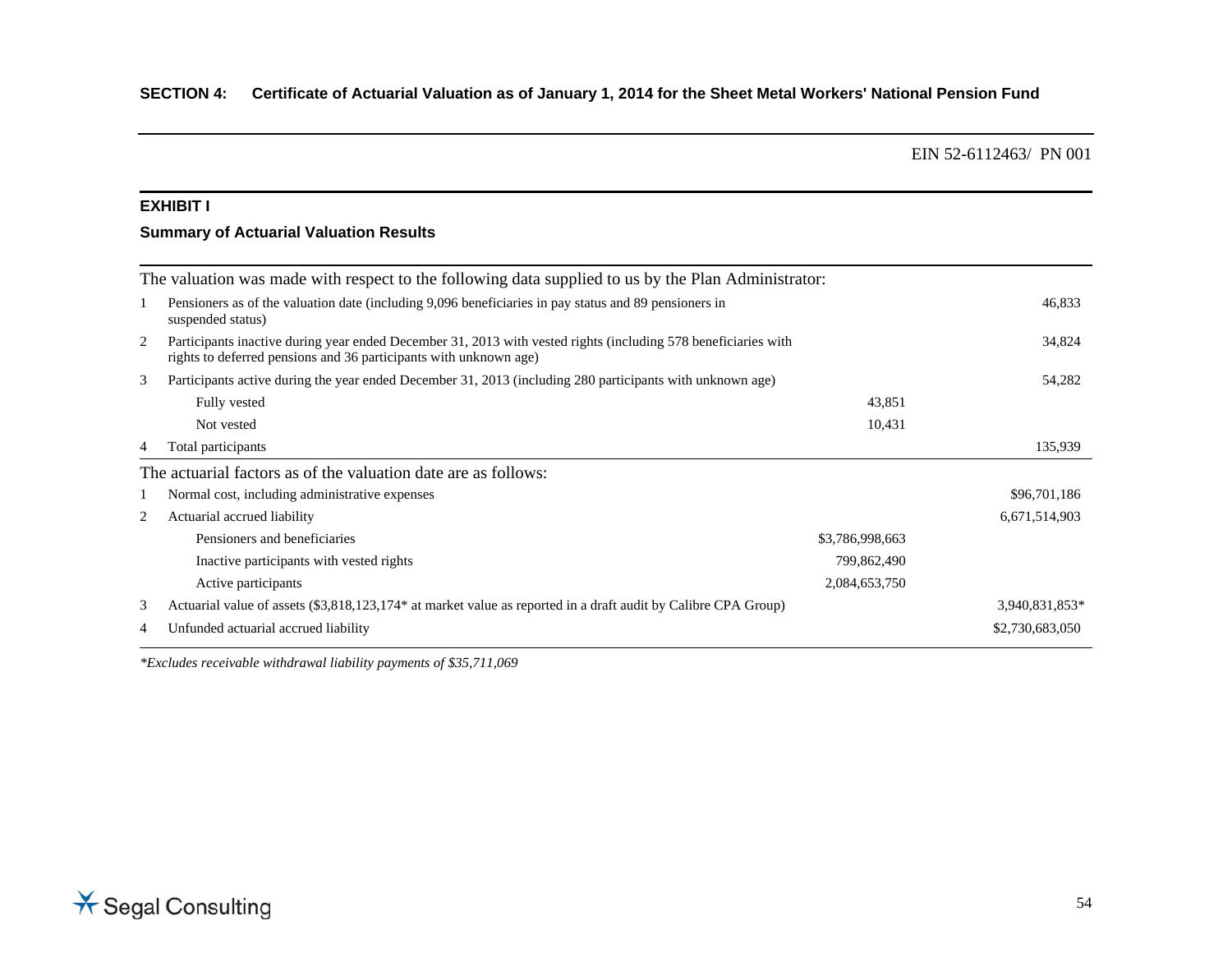## SECTION 4: Certificate of Actuarial Valuation as of January 1, 2014 for the Sheet Metal Workers' National Pension Fund

EIN 52-6112463/ PN 001

### EXHIBIT I

### Summary of Actuarial Valuation Results

| | The valuation was made with respect to the following data supplied to us by the Plan Administrator: | | |
|---|---|---|---|
| 1 | Pensioners as of the valuation date (including 9,096 beneficiaries in pay status and 89 pensioners in suspended status) | | 46,833 |
| 2 | Participants inactive during year ended December 31, 2013 with vested rights (including 578 beneficiaries with rights to deferred pensions and 36 participants with unknown age) | | 34,824 |
| 3 | Participants active during the year ended December 31, 2013 (including 280 participants with unknown age) | | 54,282 |
| | Fully vested | 43,851 | |
| | Not vested | 10,431 | |
| 4 | Total participants | | 135,939 |
| | **The actuarial factors as of the valuation date are as follows:** | | |
| 1 | Normal cost, including administrative expenses | | $96,701,186 |
| 2 | Actuarial accrued liability | | 6,671,514,903 |
| | Pensioners and beneficiaries | $3,786,998,663 | |
| | Inactive participants with vested rights | 799,862,490 | |
| | Active participants | 2,084,653,750 | |
| 3 | Actuarial value of assets ($3,818,123,174* at market value as reported in a draft audit by Calibre CPA Group) | | 3,940,831,853* |
| 4 | Unfunded actuarial accrued liability | | $2,730,683,050 |

*\*Excludes receivable withdrawal liability payments of $35,711,069*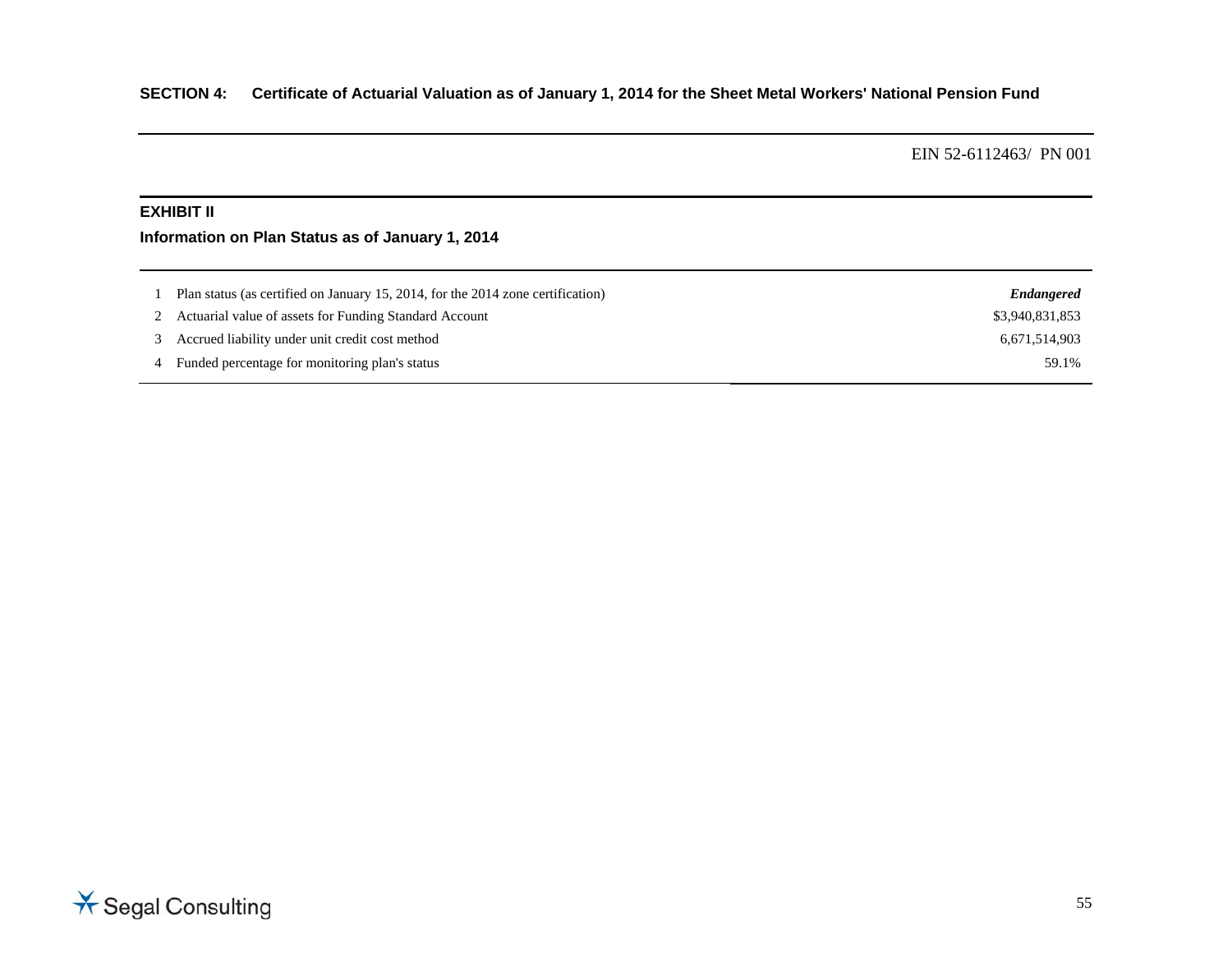**SECTION 4: Certificate of Actuarial Valuation as of January 1, 2014 for the Sheet Metal Workers' National Pension Fund**

EIN 52-6112463/ PN 001

## EXHIBIT II

### Information on Plan Status as of January 1, 2014

| | | |
|---|---|---|
| 1 | Plan status (as certified on January 15, 2014, for the 2014 zone certification) | ***Endangered*** |
| 2 | Actuarial value of assets for Funding Standard Account | $3,940,831,853 |
| 3 | Accrued liability under unit credit cost method | 6,671,514,903 |
| 4 | Funded percentage for monitoring plan's status | 59.1% |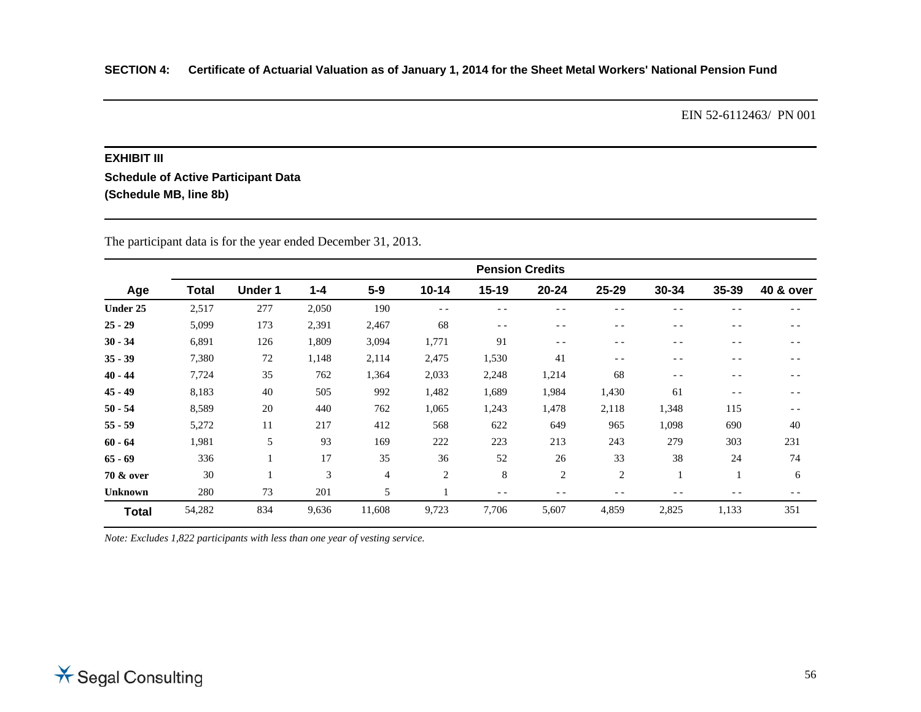**SECTION 4: Certificate of Actuarial Valuation as of January 1, 2014 for the Sheet Metal Workers' National Pension Fund**

EIN 52-6112463/ PN 001

### EXHIBIT III

**Schedule of Active Participant Data**
**(Schedule MB, line 8b)**

The participant data is for the year ended December 31, 2013.

| | | Pension Credits | | | | | | | | | |
|---|---|---|---|---|---|---|---|---|---|---|---|
| **Age** | **Total** | **Under 1** | **1-4** | **5-9** | **10-14** | **15-19** | **20-24** | **25-29** | **30-34** | **35-39** | **40 & over** |
| **Under 25** | 2,517 | 277 | 2,050 | 190 | - - | - - | - - | - - | - - | - - | - - |
| **25 - 29** | 5,099 | 173 | 2,391 | 2,467 | 68 | - - | - - | - - | - - | - - | - - |
| **30 - 34** | 6,891 | 126 | 1,809 | 3,094 | 1,771 | 91 | - - | - - | - - | - - | - - |
| **35 - 39** | 7,380 | 72 | 1,148 | 2,114 | 2,475 | 1,530 | 41 | - - | - - | - - | - - |
| **40 - 44** | 7,724 | 35 | 762 | 1,364 | 2,033 | 2,248 | 1,214 | 68 | - - | - - | - - |
| **45 - 49** | 8,183 | 40 | 505 | 992 | 1,482 | 1,689 | 1,984 | 1,430 | 61 | - - | - - |
| **50 - 54** | 8,589 | 20 | 440 | 762 | 1,065 | 1,243 | 1,478 | 2,118 | 1,348 | 115 | - - |
| **55 - 59** | 5,272 | 11 | 217 | 412 | 568 | 622 | 649 | 965 | 1,098 | 690 | 40 |
| **60 - 64** | 1,981 | 5 | 93 | 169 | 222 | 223 | 213 | 243 | 279 | 303 | 231 |
| **65 - 69** | 336 | 1 | 17 | 35 | 36 | 52 | 26 | 33 | 38 | 24 | 74 |
| **70 & over** | 30 | 1 | 3 | 4 | 2 | 8 | 2 | 2 | 1 | 1 | 6 |
| **Unknown** | 280 | 73 | 201 | 5 | 1 | - - | - - | - - | - - | - - | - - |
| **Total** | 54,282 | 834 | 9,636 | 11,608 | 9,723 | 7,706 | 5,607 | 4,859 | 2,825 | 1,133 | 351 |

*Note: Excludes 1,822 participants with less than one year of vesting service.*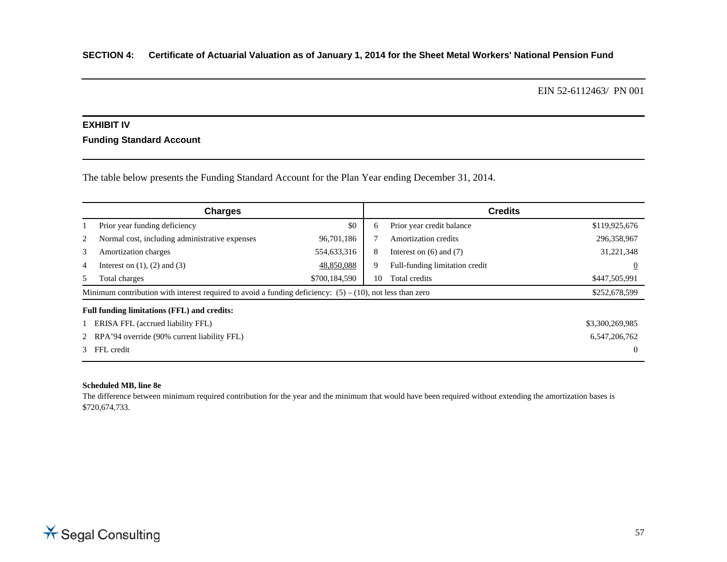**SECTION 4: Certificate of Actuarial Valuation as of January 1, 2014 for the Sheet Metal Workers' National Pension Fund**

EIN 52-6112463/ PN 001

## EXHIBIT IV

### Funding Standard Account

The table below presents the Funding Standard Account for the Plan Year ending December 31, 2014.

| | Charges | | | Credits | |
|---|---|---|---|---|---|
| 1 | Prior year funding deficiency | $0 | 6 | Prior year credit balance | $119,925,676 |
| 2 | Normal cost, including administrative expenses | 96,701,186 | 7 | Amortization credits | 296,358,967 |
| 3 | Amortization charges | 554,633,316 | 8 | Interest on (6) and (7) | 31,221,348 |
| 4 | Interest on (1), (2) and (3) | 48,850,088 | 9 | Full-funding limitation credit | 0 |
| 5 | Total charges | $700,184,590 | 10 | Total credits | $447,505,991 |
| | Minimum contribution with interest required to avoid a funding deficiency: (5) – (10), not less than zero | | | | $252,678,599 |

**Full funding limitations (FFL) and credits:**

| | | |
|---|---|---|
| 1 | ERISA FFL (accrued liability FFL) | $3,300,269,985 |
| 2 | RPA'94 override (90% current liability FFL) | 6,547,206,762 |
| 3 | FFL credit | 0 |

**Scheduled MB, line 8e**

The difference between minimum required contribution for the year and the minimum that would have been required without extending the amortization bases is $720,674,733.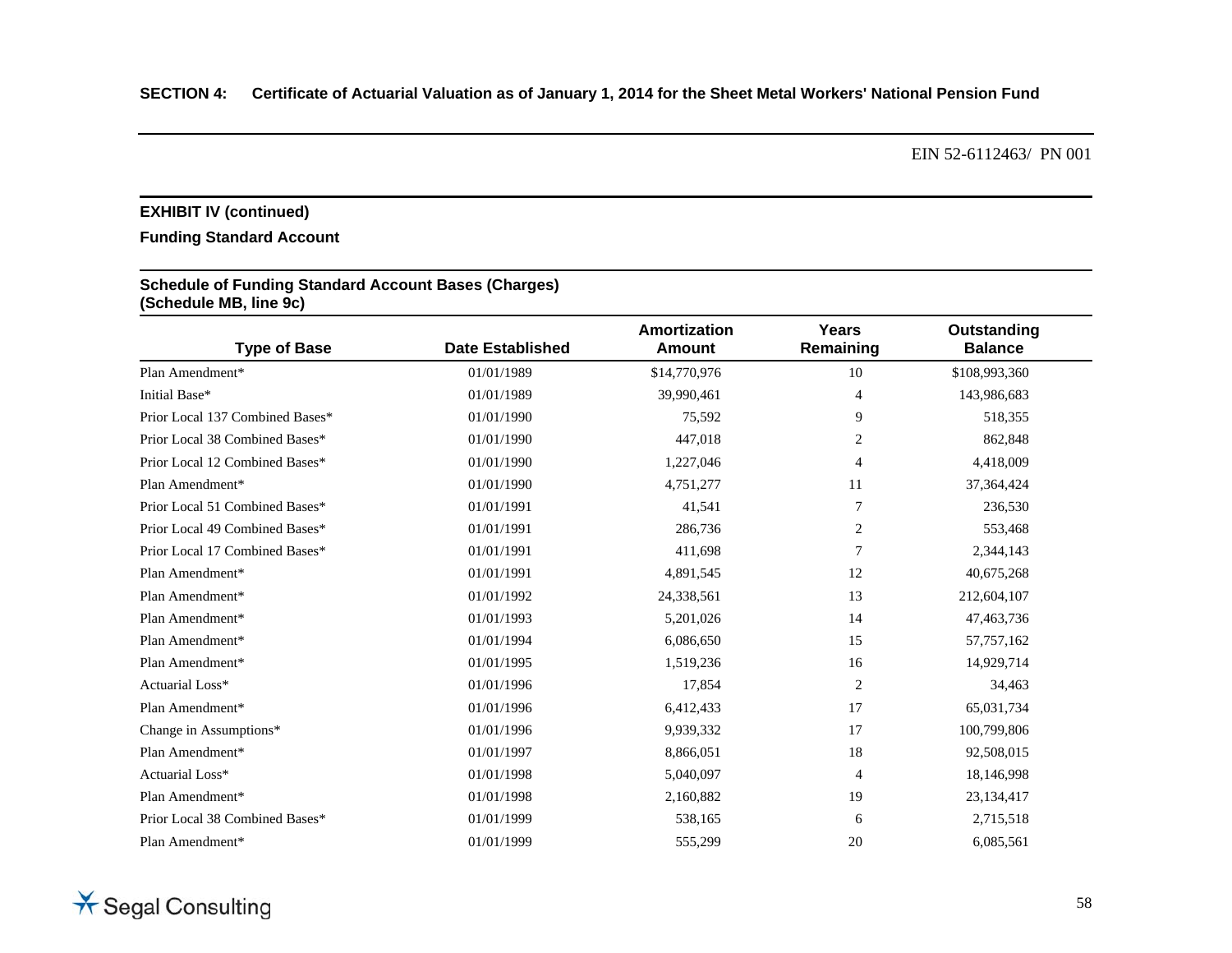**SECTION 4: Certificate of Actuarial Valuation as of January 1, 2014 for the Sheet Metal Workers' National Pension Fund**

EIN 52-6112463/ PN 001

**EXHIBIT IV (continued)**

**Funding Standard Account**

**Schedule of Funding Standard Account Bases (Charges)**
**(Schedule MB, line 9c)**

| Type of Base | Date Established | Amortization Amount | Years Remaining | Outstanding Balance |
|---|---|---|---|---|
| Plan Amendment* | 01/01/1989 | $14,770,976 | 10 | $108,993,360 |
| Initial Base* | 01/01/1989 | 39,990,461 | 4 | 143,986,683 |
| Prior Local 137 Combined Bases* | 01/01/1990 | 75,592 | 9 | 518,355 |
| Prior Local 38 Combined Bases* | 01/01/1990 | 447,018 | 2 | 862,848 |
| Prior Local 12 Combined Bases* | 01/01/1990 | 1,227,046 | 4 | 4,418,009 |
| Plan Amendment* | 01/01/1990 | 4,751,277 | 11 | 37,364,424 |
| Prior Local 51 Combined Bases* | 01/01/1991 | 41,541 | 7 | 236,530 |
| Prior Local 49 Combined Bases* | 01/01/1991 | 286,736 | 2 | 553,468 |
| Prior Local 17 Combined Bases* | 01/01/1991 | 411,698 | 7 | 2,344,143 |
| Plan Amendment* | 01/01/1991 | 4,891,545 | 12 | 40,675,268 |
| Plan Amendment* | 01/01/1992 | 24,338,561 | 13 | 212,604,107 |
| Plan Amendment* | 01/01/1993 | 5,201,026 | 14 | 47,463,736 |
| Plan Amendment* | 01/01/1994 | 6,086,650 | 15 | 57,757,162 |
| Plan Amendment* | 01/01/1995 | 1,519,236 | 16 | 14,929,714 |
| Actuarial Loss* | 01/01/1996 | 17,854 | 2 | 34,463 |
| Plan Amendment* | 01/01/1996 | 6,412,433 | 17 | 65,031,734 |
| Change in Assumptions* | 01/01/1996 | 9,939,332 | 17 | 100,799,806 |
| Plan Amendment* | 01/01/1997 | 8,866,051 | 18 | 92,508,015 |
| Actuarial Loss* | 01/01/1998 | 5,040,097 | 4 | 18,146,998 |
| Plan Amendment* | 01/01/1998 | 2,160,882 | 19 | 23,134,417 |
| Prior Local 38 Combined Bases* | 01/01/1999 | 538,165 | 6 | 2,715,518 |
| Plan Amendment* | 01/01/1999 | 555,299 | 20 | 6,085,561 |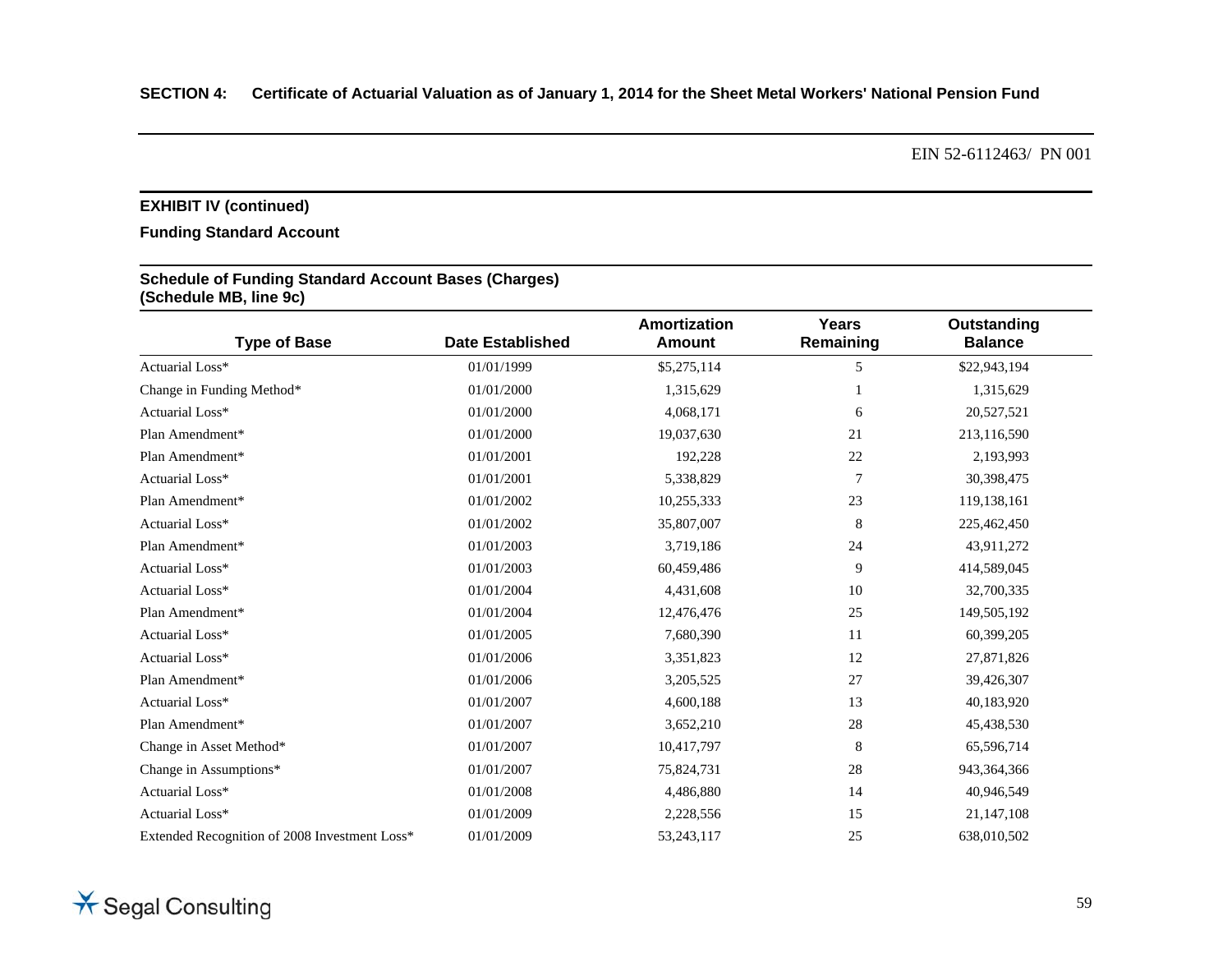**SECTION 4: Certificate of Actuarial Valuation as of January 1, 2014 for the Sheet Metal Workers' National Pension Fund**

EIN 52-6112463/ PN 001

**EXHIBIT IV (continued)**

**Funding Standard Account**

**Schedule of Funding Standard Account Bases (Charges)**
**(Schedule MB, line 9c)**

| Type of Base | Date Established | Amortization Amount | Years Remaining | Outstanding Balance |
|---|---|---|---|---|
| Actuarial Loss* | 01/01/1999 | $5,275,114 | 5 | $22,943,194 |
| Change in Funding Method* | 01/01/2000 | 1,315,629 | 1 | 1,315,629 |
| Actuarial Loss* | 01/01/2000 | 4,068,171 | 6 | 20,527,521 |
| Plan Amendment* | 01/01/2000 | 19,037,630 | 21 | 213,116,590 |
| Plan Amendment* | 01/01/2001 | 192,228 | 22 | 2,193,993 |
| Actuarial Loss* | 01/01/2001 | 5,338,829 | 7 | 30,398,475 |
| Plan Amendment* | 01/01/2002 | 10,255,333 | 23 | 119,138,161 |
| Actuarial Loss* | 01/01/2002 | 35,807,007 | 8 | 225,462,450 |
| Plan Amendment* | 01/01/2003 | 3,719,186 | 24 | 43,911,272 |
| Actuarial Loss* | 01/01/2003 | 60,459,486 | 9 | 414,589,045 |
| Actuarial Loss* | 01/01/2004 | 4,431,608 | 10 | 32,700,335 |
| Plan Amendment* | 01/01/2004 | 12,476,476 | 25 | 149,505,192 |
| Actuarial Loss* | 01/01/2005 | 7,680,390 | 11 | 60,399,205 |
| Actuarial Loss* | 01/01/2006 | 3,351,823 | 12 | 27,871,826 |
| Plan Amendment* | 01/01/2006 | 3,205,525 | 27 | 39,426,307 |
| Actuarial Loss* | 01/01/2007 | 4,600,188 | 13 | 40,183,920 |
| Plan Amendment* | 01/01/2007 | 3,652,210 | 28 | 45,438,530 |
| Change in Asset Method* | 01/01/2007 | 10,417,797 | 8 | 65,596,714 |
| Change in Assumptions* | 01/01/2007 | 75,824,731 | 28 | 943,364,366 |
| Actuarial Loss* | 01/01/2008 | 4,486,880 | 14 | 40,946,549 |
| Actuarial Loss* | 01/01/2009 | 2,228,556 | 15 | 21,147,108 |
| Extended Recognition of 2008 Investment Loss* | 01/01/2009 | 53,243,117 | 25 | 638,010,502 |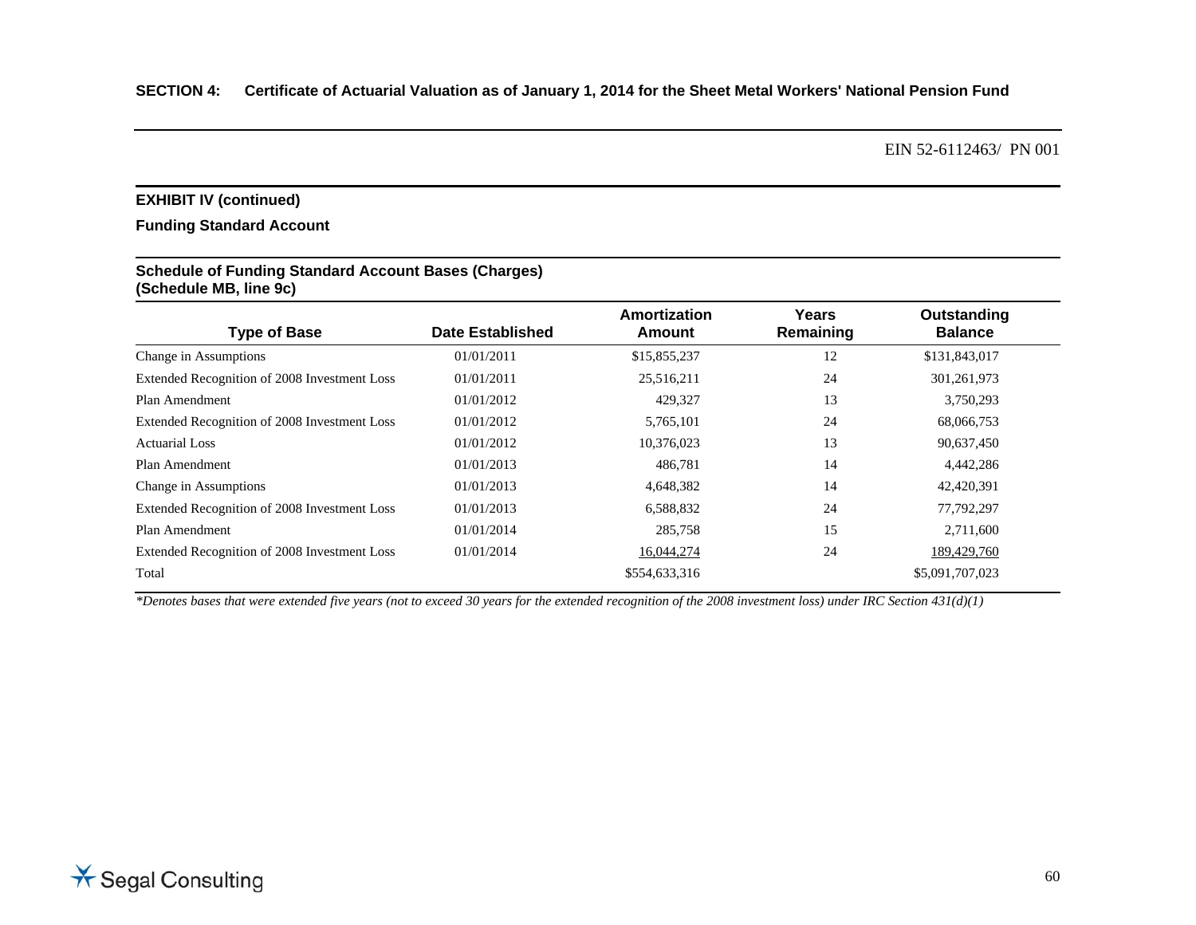**SECTION 4: Certificate of Actuarial Valuation as of January 1, 2014 for the Sheet Metal Workers' National Pension Fund**

EIN 52-6112463/ PN 001

## EXHIBIT IV (continued)

### Funding Standard Account

#### Schedule of Funding Standard Account Bases (Charges) (Schedule MB, line 9c)

| Type of Base | Date Established | Amortization Amount | Years Remaining | Outstanding Balance |
|---|---|---|---|---|
| Change in Assumptions | 01/01/2011 | $15,855,237 | 12 | $131,843,017 |
| Extended Recognition of 2008 Investment Loss | 01/01/2011 | 25,516,211 | 24 | 301,261,973 |
| Plan Amendment | 01/01/2012 | 429,327 | 13 | 3,750,293 |
| Extended Recognition of 2008 Investment Loss | 01/01/2012 | 5,765,101 | 24 | 68,066,753 |
| Actuarial Loss | 01/01/2012 | 10,376,023 | 13 | 90,637,450 |
| Plan Amendment | 01/01/2013 | 486,781 | 14 | 4,442,286 |
| Change in Assumptions | 01/01/2013 | 4,648,382 | 14 | 42,420,391 |
| Extended Recognition of 2008 Investment Loss | 01/01/2013 | 6,588,832 | 24 | 77,792,297 |
| Plan Amendment | 01/01/2014 | 285,758 | 15 | 2,711,600 |
| Extended Recognition of 2008 Investment Loss | 01/01/2014 | 16,044,274 | 24 | 189,429,760 |
| Total | | $554,633,316 | | $5,091,707,023 |

*\*Denotes bases that were extended five years (not to exceed 30 years for the extended recognition of the 2008 investment loss) under IRC Section 431(d)(1)*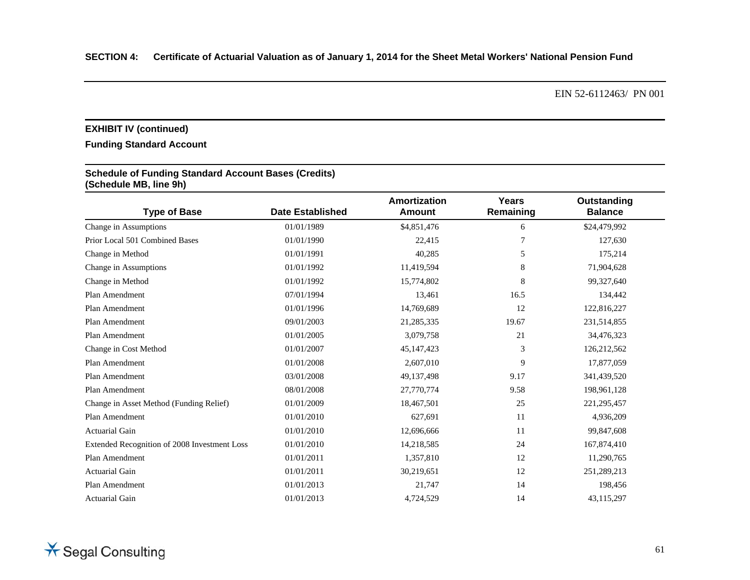**SECTION 4: Certificate of Actuarial Valuation as of January 1, 2014 for the Sheet Metal Workers' National Pension Fund**

EIN 52-6112463/ PN 001

### EXHIBIT IV (continued)

### Funding Standard Account

**Schedule of Funding Standard Account Bases (Credits)**
**(Schedule MB, line 9h)**

| Type of Base | Date Established | Amortization Amount | Years Remaining | Outstanding Balance |
|---|---|---|---|---|
| Change in Assumptions | 01/01/1989 | $4,851,476 | 6 | $24,479,992 |
| Prior Local 501 Combined Bases | 01/01/1990 | 22,415 | 7 | 127,630 |
| Change in Method | 01/01/1991 | 40,285 | 5 | 175,214 |
| Change in Assumptions | 01/01/1992 | 11,419,594 | 8 | 71,904,628 |
| Change in Method | 01/01/1992 | 15,774,802 | 8 | 99,327,640 |
| Plan Amendment | 07/01/1994 | 13,461 | 16.5 | 134,442 |
| Plan Amendment | 01/01/1996 | 14,769,689 | 12 | 122,816,227 |
| Plan Amendment | 09/01/2003 | 21,285,335 | 19.67 | 231,514,855 |
| Plan Amendment | 01/01/2005 | 3,079,758 | 21 | 34,476,323 |
| Change in Cost Method | 01/01/2007 | 45,147,423 | 3 | 126,212,562 |
| Plan Amendment | 01/01/2008 | 2,607,010 | 9 | 17,877,059 |
| Plan Amendment | 03/01/2008 | 49,137,498 | 9.17 | 341,439,520 |
| Plan Amendment | 08/01/2008 | 27,770,774 | 9.58 | 198,961,128 |
| Change in Asset Method (Funding Relief) | 01/01/2009 | 18,467,501 | 25 | 221,295,457 |
| Plan Amendment | 01/01/2010 | 627,691 | 11 | 4,936,209 |
| Actuarial Gain | 01/01/2010 | 12,696,666 | 11 | 99,847,608 |
| Extended Recognition of 2008 Investment Loss | 01/01/2010 | 14,218,585 | 24 | 167,874,410 |
| Plan Amendment | 01/01/2011 | 1,357,810 | 12 | 11,290,765 |
| Actuarial Gain | 01/01/2011 | 30,219,651 | 12 | 251,289,213 |
| Plan Amendment | 01/01/2013 | 21,747 | 14 | 198,456 |
| Actuarial Gain | 01/01/2013 | 4,724,529 | 14 | 43,115,297 |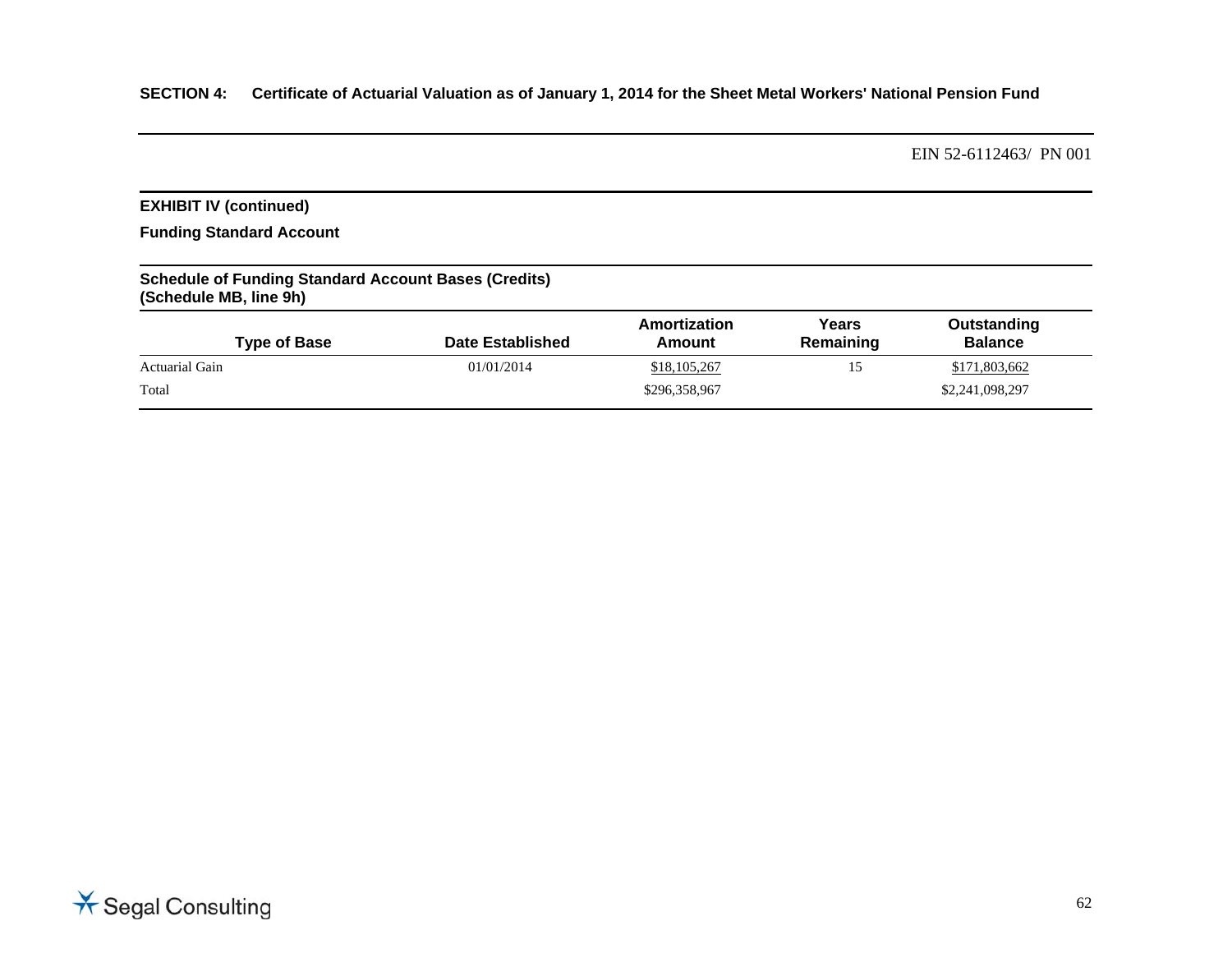**SECTION 4: Certificate of Actuarial Valuation as of January 1, 2014 for the Sheet Metal Workers' National Pension Fund**

EIN 52-6112463/ PN 001

**EXHIBIT IV (continued)**

**Funding Standard Account**

**Schedule of Funding Standard Account Bases (Credits)**
**(Schedule MB, line 9h)**

| Type of Base | Date Established | Amortization Amount | Years Remaining | Outstanding Balance |
|---|---|---|---|---|
| Actuarial Gain | 01/01/2014 | $18,105,267 | 15 | $171,803,662 |
| Total | | $296,358,967 | | $2,241,098,297 |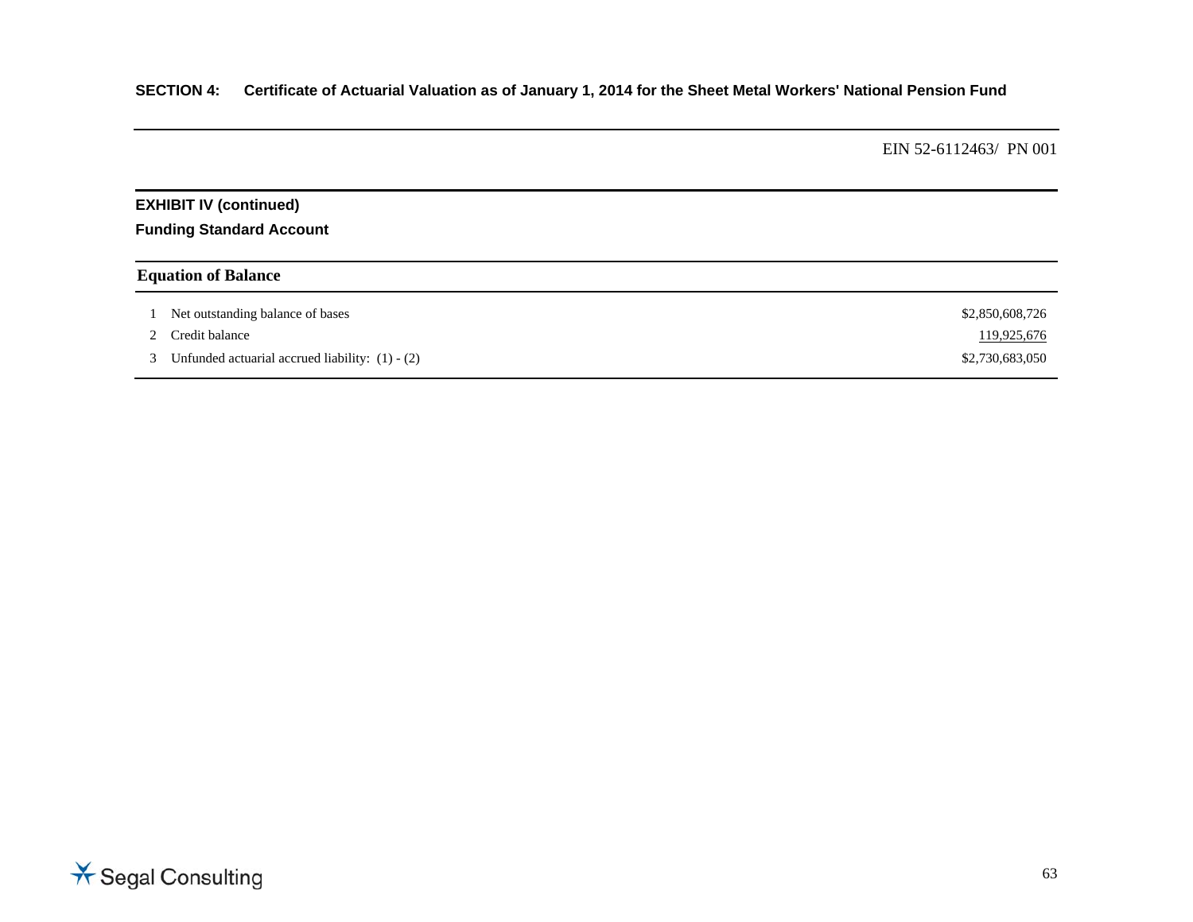## SECTION 4: Certificate of Actuarial Valuation as of January 1, 2014 for the Sheet Metal Workers' National Pension Fund

EIN 52-6112463/ PN 001

### EXHIBIT IV (continued)

**Funding Standard Account**

| Equation of Balance | | |
|---|---|---|
| 1 | Net outstanding balance of bases | $2,850,608,726 |
| 2 | Credit balance | 119,925,676 |
| 3 | Unfunded actuarial accrued liability: (1) - (2) | $2,730,683,050 |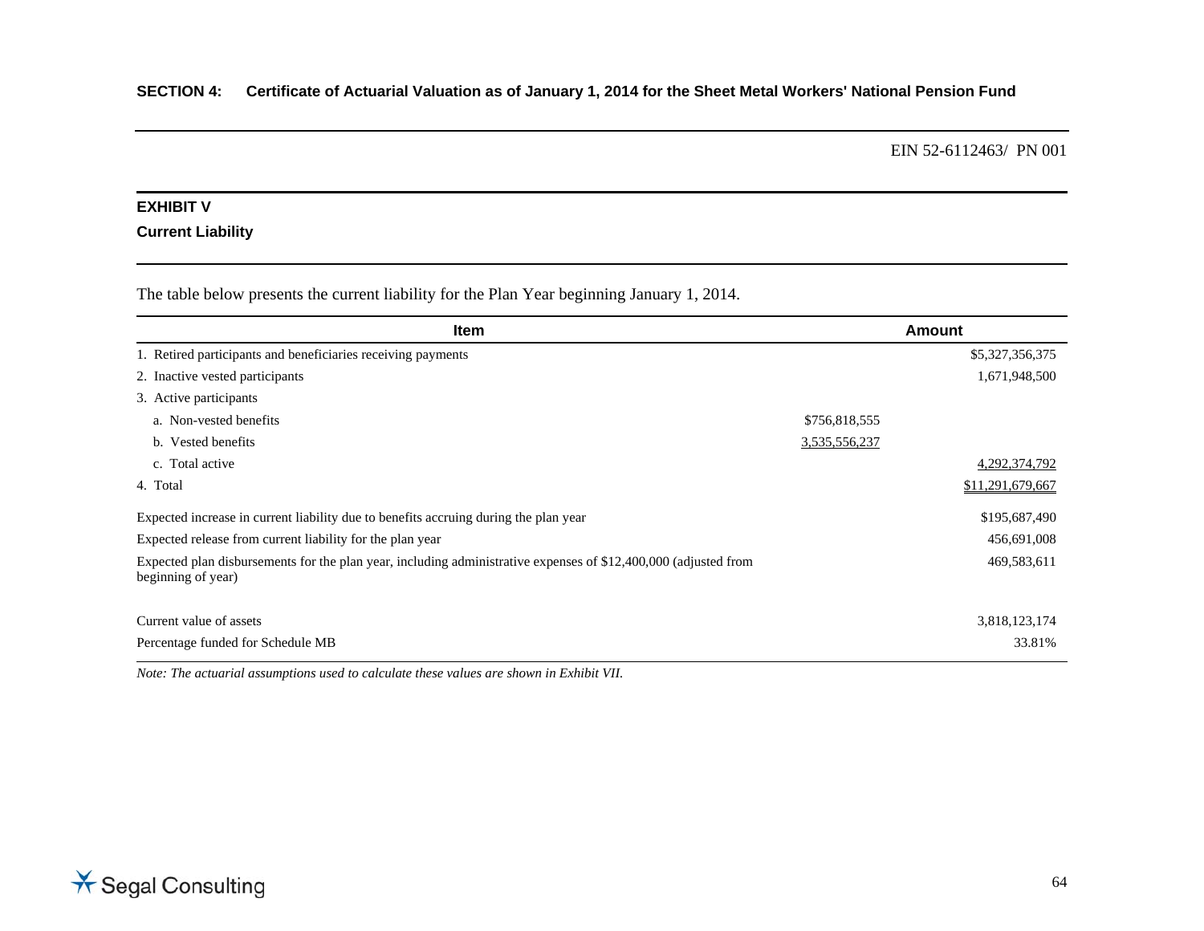**SECTION 4: Certificate of Actuarial Valuation as of January 1, 2014 for the Sheet Metal Workers' National Pension Fund**

EIN 52-6112463/ PN 001

## EXHIBIT V

### Current Liability

The table below presents the current liability for the Plan Year beginning January 1, 2014.

| Item | | Amount |
|---|---|---|
| 1. Retired participants and beneficiaries receiving payments | | $5,327,356,375 |
| 2. Inactive vested participants | | 1,671,948,500 |
| 3. Active participants | | |
| a. Non-vested benefits | $756,818,555 | |
| b. Vested benefits | 3,535,556,237 | |
| c. Total active | | 4,292,374,792 |
| 4. Total | | $11,291,679,667 |
| Expected increase in current liability due to benefits accruing during the plan year | | $195,687,490 |
| Expected release from current liability for the plan year | | 456,691,008 |
| Expected plan disbursements for the plan year, including administrative expenses of $12,400,000 (adjusted from beginning of year) | | 469,583,611 |
| Current value of assets | | 3,818,123,174 |
| Percentage funded for Schedule MB | | 33.81% |

*Note: The actuarial assumptions used to calculate these values are shown in Exhibit VII.*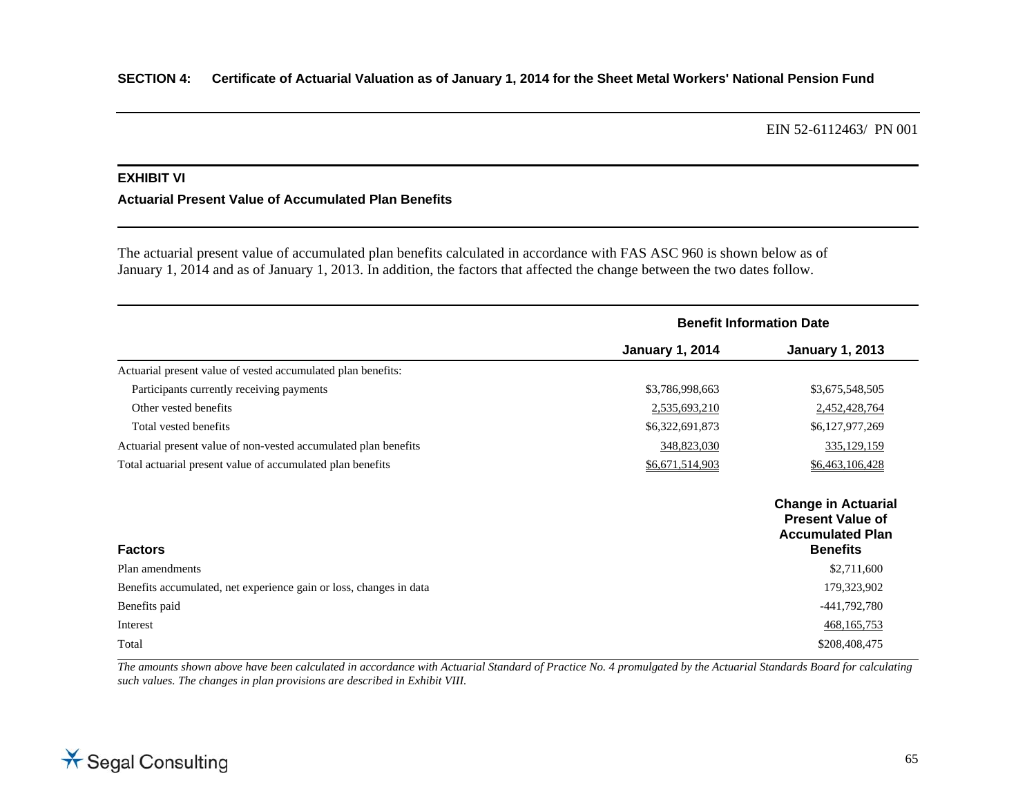**SECTION 4: Certificate of Actuarial Valuation as of January 1, 2014 for the Sheet Metal Workers' National Pension Fund**

EIN 52-6112463/ PN 001

## EXHIBIT VI

### Actuarial Present Value of Accumulated Plan Benefits

The actuarial present value of accumulated plan benefits calculated in accordance with FAS ASC 960 is shown below as of January 1, 2014 and as of January 1, 2013. In addition, the factors that affected the change between the two dates follow.

| | Benefit Information Date | |
|---|---|---|
| | **January 1, 2014** | **January 1, 2013** |
| Actuarial present value of vested accumulated plan benefits: | | |
| Participants currently receiving payments | $3,786,998,663 | $3,675,548,505 |
| Other vested benefits | 2,535,693,210 | 2,452,428,764 |
| Total vested benefits | $6,322,691,873 | $6,127,977,269 |
| Actuarial present value of non-vested accumulated plan benefits | 348,823,030 | 335,129,159 |
| Total actuarial present value of accumulated plan benefits | $6,671,514,903 | $6,463,106,428 |

| **Factors** | **Change in Actuarial Present Value of Accumulated Plan Benefits** |
|---|---|
| Plan amendments | $2,711,600 |
| Benefits accumulated, net experience gain or loss, changes in data | 179,323,902 |
| Benefits paid | -441,792,780 |
| Interest | 468,165,753 |
| Total | $208,408,475 |

*The amounts shown above have been calculated in accordance with Actuarial Standard of Practice No. 4 promulgated by the Actuarial Standards Board for calculating such values. The changes in plan provisions are described in Exhibit VIII.*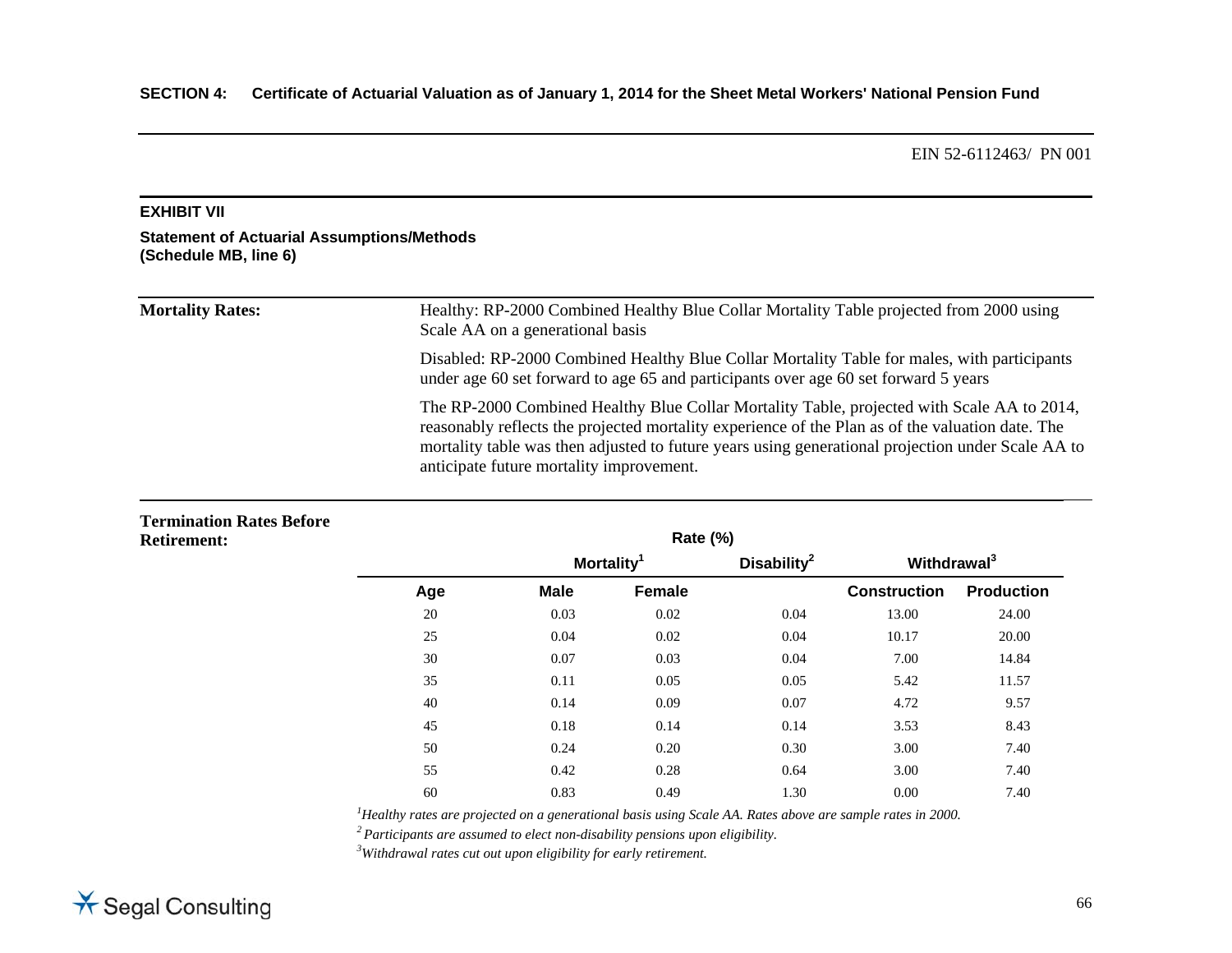**SECTION 4: Certificate of Actuarial Valuation as of January 1, 2014 for the Sheet Metal Workers' National Pension Fund**

EIN 52-6112463/ PN 001

**EXHIBIT VII**

**Statement of Actuarial Assumptions/Methods (Schedule MB, line 6)**

**Mortality Rates:**

Healthy: RP-2000 Combined Healthy Blue Collar Mortality Table projected from 2000 using Scale AA on a generational basis

Disabled: RP-2000 Combined Healthy Blue Collar Mortality Table for males, with participants under age 60 set forward to age 65 and participants over age 60 set forward 5 years

The RP-2000 Combined Healthy Blue Collar Mortality Table, projected with Scale AA to 2014, reasonably reflects the projected mortality experience of the Plan as of the valuation date. The mortality table was then adjusted to future years using generational projection under Scale AA to anticipate future mortality improvement.

**Termination Rates Before Retirement:**

| | Rate (%) | | | | |
|---|---|---|---|---|---|
| | Mortality[1] | | Disability[2] | Withdrawal[3] | |
| Age | Male | Female | | Construction | Production |
| 20 | 0.03 | 0.02 | 0.04 | 13.00 | 24.00 |
| 25 | 0.04 | 0.02 | 0.04 | 10.17 | 20.00 |
| 30 | 0.07 | 0.03 | 0.04 | 7.00 | 14.84 |
| 35 | 0.11 | 0.05 | 0.05 | 5.42 | 11.57 |
| 40 | 0.14 | 0.09 | 0.07 | 4.72 | 9.57 |
| 45 | 0.18 | 0.14 | 0.14 | 3.53 | 8.43 |
| 50 | 0.24 | 0.20 | 0.30 | 3.00 | 7.40 |
| 55 | 0.42 | 0.28 | 0.64 | 3.00 | 7.40 |
| 60 | 0.83 | 0.49 | 1.30 | 0.00 | 7.40 |

[1] *Healthy rates are projected on a generational basis using Scale AA. Rates above are sample rates in 2000.*

[2] *Participants are assumed to elect non-disability pensions upon eligibility.*

[3] *Withdrawal rates cut out upon eligibility for early retirement.*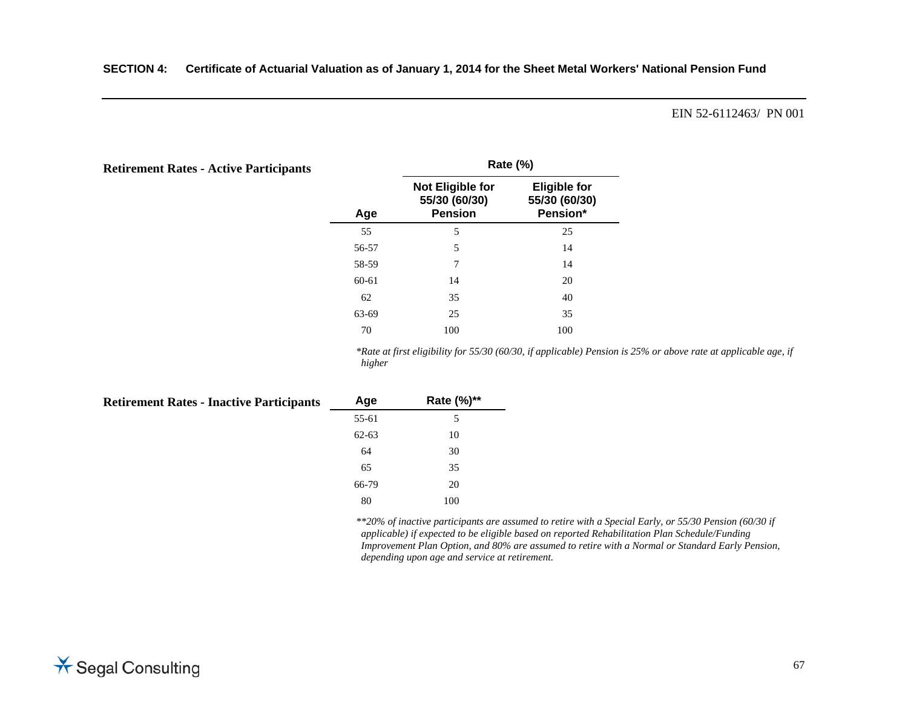**Retirement Rates - Active Participants**

| Age | Rate (%) | |
|---|---|---|
| | Not Eligible for 55/30 (60/30) Pension | Eligible for 55/30 (60/30) Pension* |
| 55 | 5 | 25 |
| 56-57 | 5 | 14 |
| 58-59 | 7 | 14 |
| 60-61 | 14 | 20 |
| 62 | 35 | 40 |
| 63-69 | 25 | 35 |
| 70 | 100 | 100 |

*\*Rate at first eligibility for 55/30 (60/30, if applicable) Pension is 25% or above rate at applicable age, if higher*

**Retirement Rates - Inactive Participants**

| Age | Rate (%)** |
|---|---|
| 55-61 | 5 |
| 62-63 | 10 |
| 64 | 30 |
| 65 | 35 |
| 66-79 | 20 |
| 80 | 100 |

*\*\*20% of inactive participants are assumed to retire with a Special Early, or 55/30 Pension (60/30 if applicable) if expected to be eligible based on reported Rehabilitation Plan Schedule/Funding Improvement Plan Option, and 80% are assumed to retire with a Normal or Standard Early Pension, depending upon age and service at retirement.*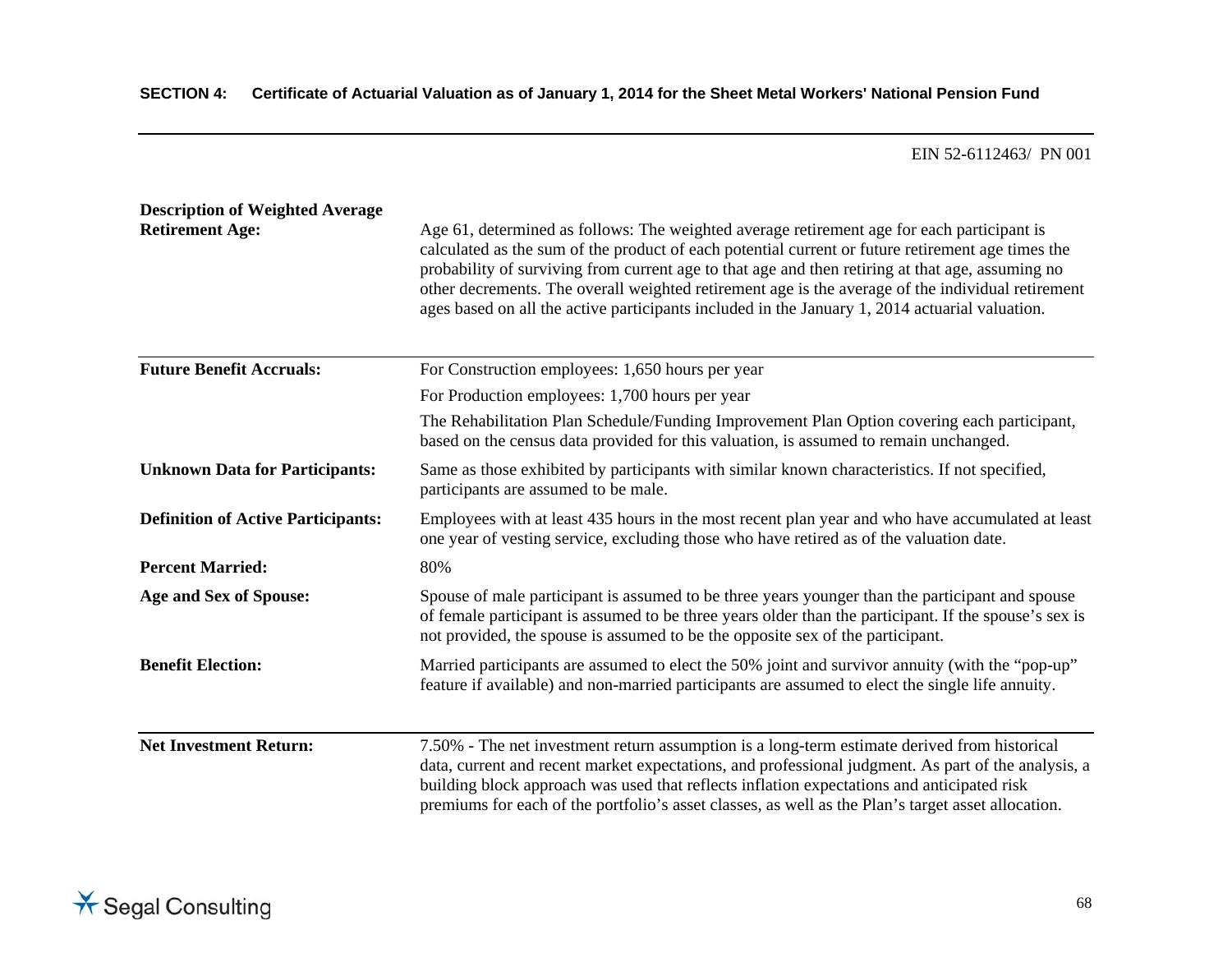**SECTION 4: Certificate of Actuarial Valuation as of January 1, 2014 for the Sheet Metal Workers' National Pension Fund**

EIN 52-6112463/ PN 001

| | |
|---|---|
| **Description of Weighted Average Retirement Age:** | Age 61, determined as follows: The weighted average retirement age for each participant is calculated as the sum of the product of each potential current or future retirement age times the probability of surviving from current age to that age and then retiring at that age, assuming no other decrements. The overall weighted retirement age is the average of the individual retirement ages based on all the active participants included in the January 1, 2014 actuarial valuation. |
| **Future Benefit Accruals:** | For Construction employees: 1,650 hours per year<br>For Production employees: 1,700 hours per year<br>The Rehabilitation Plan Schedule/Funding Improvement Plan Option covering each participant, based on the census data provided for this valuation, is assumed to remain unchanged. |
| **Unknown Data for Participants:** | Same as those exhibited by participants with similar known characteristics. If not specified, participants are assumed to be male. |
| **Definition of Active Participants:** | Employees with at least 435 hours in the most recent plan year and who have accumulated at least one year of vesting service, excluding those who have retired as of the valuation date. |
| **Percent Married:** | 80% |
| **Age and Sex of Spouse:** | Spouse of male participant is assumed to be three years younger than the participant and spouse of female participant is assumed to be three years older than the participant. If the spouse's sex is not provided, the spouse is assumed to be the opposite sex of the participant. |
| **Benefit Election:** | Married participants are assumed to elect the 50% joint and survivor annuity (with the "pop-up" feature if available) and non-married participants are assumed to elect the single life annuity. |
| **Net Investment Return:** | 7.50% - The net investment return assumption is a long-term estimate derived from historical data, current and recent market expectations, and professional judgment. As part of the analysis, a building block approach was used that reflects inflation expectations and anticipated risk premiums for each of the portfolio's asset classes, as well as the Plan's target asset allocation. |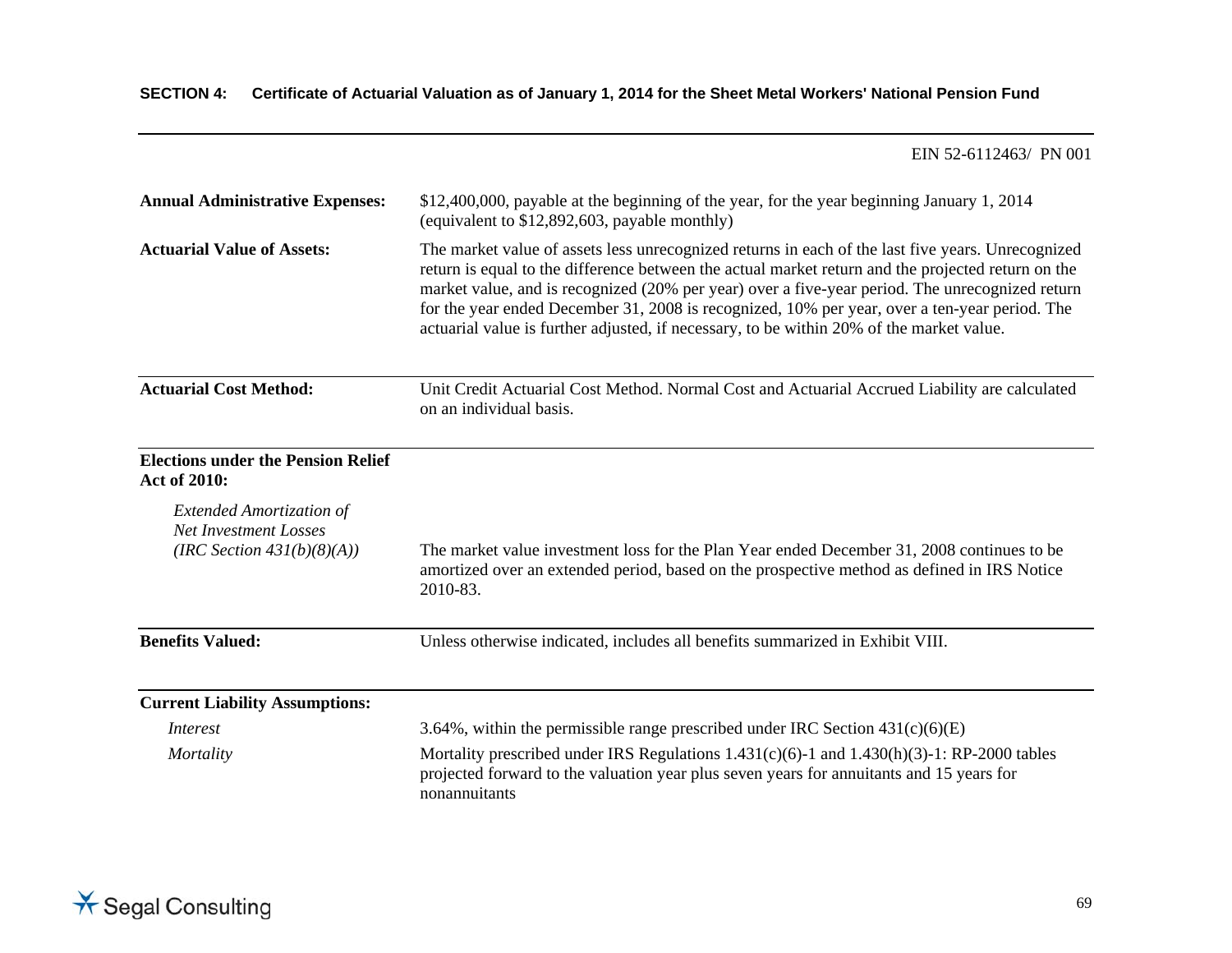EIN 52-6112463/ PN 001

**Annual Administrative Expenses:** $12,400,000, payable at the beginning of the year, for the year beginning January 1, 2014 (equivalent to $12,892,603, payable monthly)

**Actuarial Value of Assets:** The market value of assets less unrecognized returns in each of the last five years. Unrecognized return is equal to the difference between the actual market return and the projected return on the market value, and is recognized (20% per year) over a five-year period. The unrecognized return for the year ended December 31, 2008 is recognized, 10% per year, over a ten-year period. The actuarial value is further adjusted, if necessary, to be within 20% of the market value.

---

**Actuarial Cost Method:** Unit Credit Actuarial Cost Method. Normal Cost and Actuarial Accrued Liability are calculated on an individual basis.

---

**Elections under the Pension Relief Act of 2010:**

*Extended Amortization of Net Investment Losses (IRC Section 431(b)(8)(A))*: The market value investment loss for the Plan Year ended December 31, 2008 continues to be amortized over an extended period, based on the prospective method as defined in IRS Notice 2010-83.

---

**Benefits Valued:** Unless otherwise indicated, includes all benefits summarized in Exhibit VIII.

---

**Current Liability Assumptions:**

*Interest*: 3.64%, within the permissible range prescribed under IRC Section 431(c)(6)(E)

*Mortality*: Mortality prescribed under IRS Regulations 1.431(c)(6)-1 and 1.430(h)(3)-1: RP-2000 tables projected forward to the valuation year plus seven years for annuitants and 15 years for nonannuitants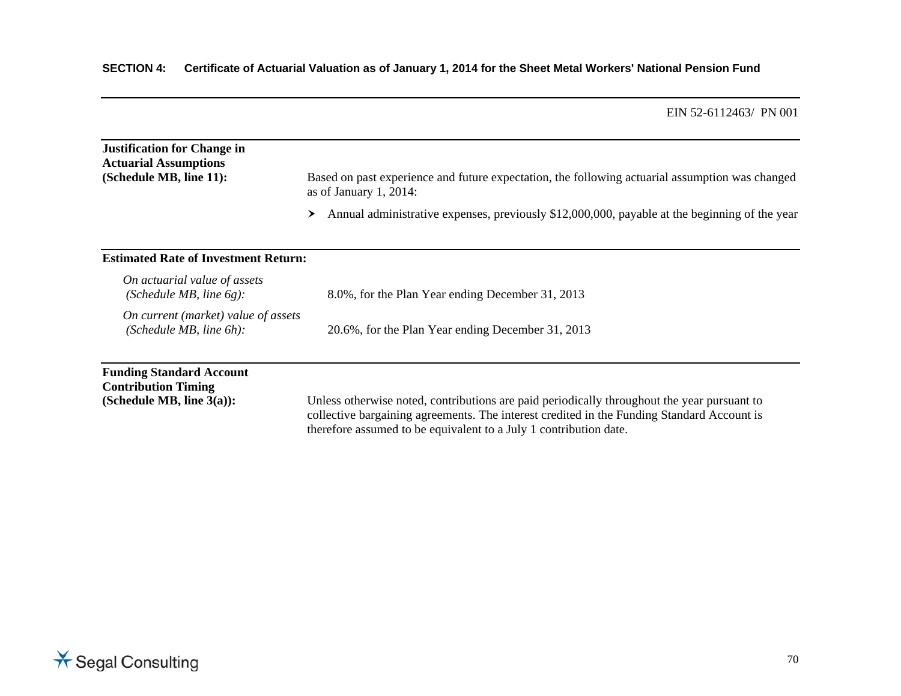**SECTION 4: Certificate of Actuarial Valuation as of January 1, 2014 for the Sheet Metal Workers' National Pension Fund**

EIN 52-6112463/ PN 001

**Justification for Change in Actuarial Assumptions (Schedule MB, line 11):**

Based on past experience and future expectation, the following actuarial assumption was changed as of January 1, 2014:

- Annual administrative expenses, previously $12,000,000, payable at the beginning of the year

**Estimated Rate of Investment Return:**

*On actuarial value of assets (Schedule MB, line 6g):* 8.0%, for the Plan Year ending December 31, 2013

*On current (market) value of assets (Schedule MB, line 6h):* 20.6%, for the Plan Year ending December 31, 2013

**Funding Standard Account Contribution Timing (Schedule MB, line 3(a)):**

Unless otherwise noted, contributions are paid periodically throughout the year pursuant to collective bargaining agreements. The interest credited in the Funding Standard Account is therefore assumed to be equivalent to a July 1 contribution date.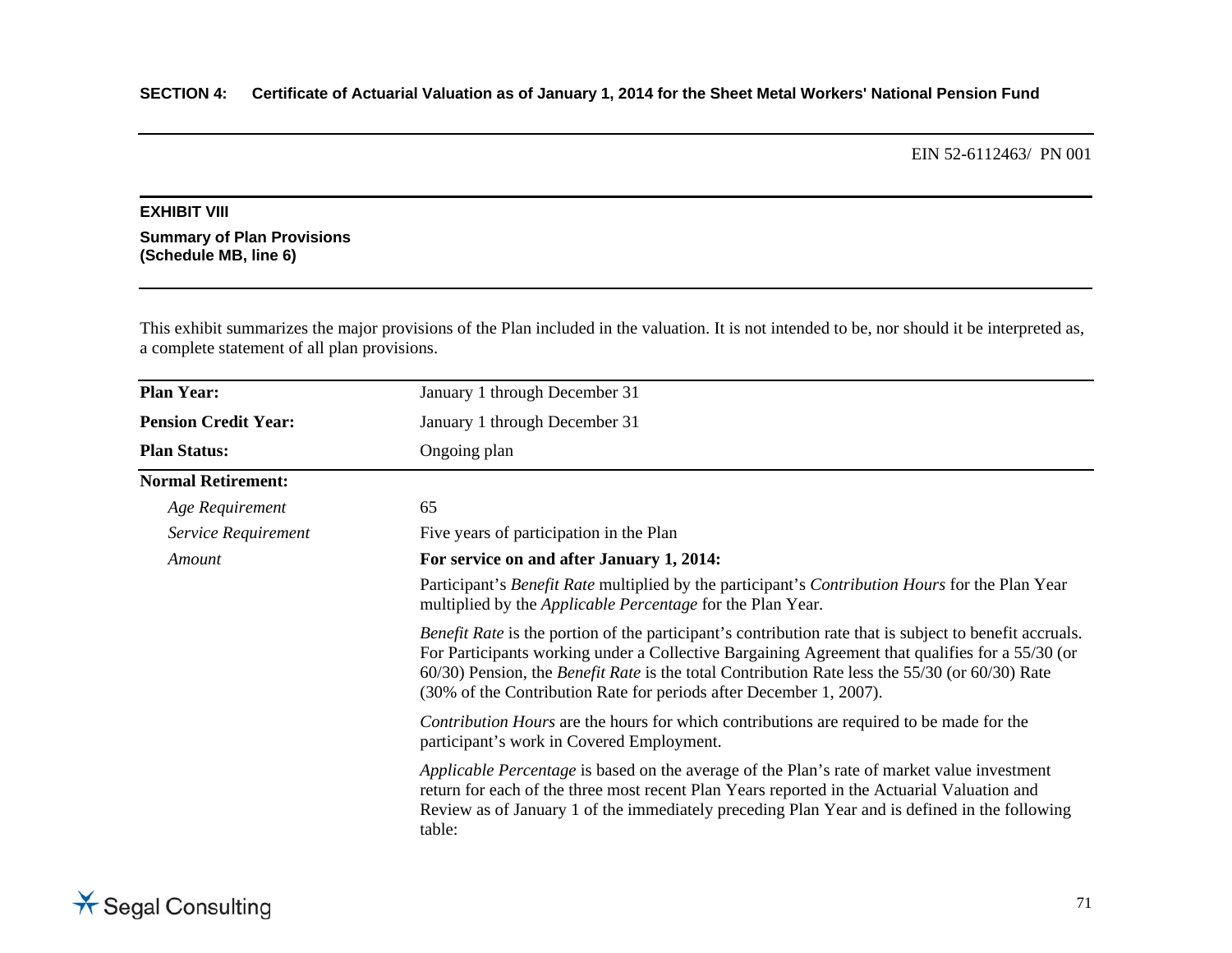**SECTION 4: Certificate of Actuarial Valuation as of January 1, 2014 for the Sheet Metal Workers' National Pension Fund**

EIN 52-6112463/ PN 001

### EXHIBIT VIII

**Summary of Plan Provisions**
**(Schedule MB, line 6)**

This exhibit summarizes the major provisions of the Plan included in the valuation. It is not intended to be, nor should it be interpreted as, a complete statement of all plan provisions.

| | |
|---|---|
| **Plan Year:** | January 1 through December 31 |
| **Pension Credit Year:** | January 1 through December 31 |
| **Plan Status:** | Ongoing plan |
| **Normal Retirement:** | |
| *Age Requirement* | 65 |
| *Service Requirement* | Five years of participation in the Plan |
| *Amount* | **For service on and after January 1, 2014:** |
| | Participant's *Benefit Rate* multiplied by the participant's *Contribution Hours* for the Plan Year multiplied by the *Applicable Percentage* for the Plan Year. |
| | *Benefit Rate* is the portion of the participant's contribution rate that is subject to benefit accruals. For Participants working under a Collective Bargaining Agreement that qualifies for a 55/30 (or 60/30) Pension, the *Benefit Rate* is the total Contribution Rate less the 55/30 (or 60/30) Rate (30% of the Contribution Rate for periods after December 1, 2007). |
| | *Contribution Hours* are the hours for which contributions are required to be made for the participant's work in Covered Employment. |
| | *Applicable Percentage* is based on the average of the Plan's rate of market value investment return for each of the three most recent Plan Years reported in the Actuarial Valuation and Review as of January 1 of the immediately preceding Plan Year and is defined in the following table: |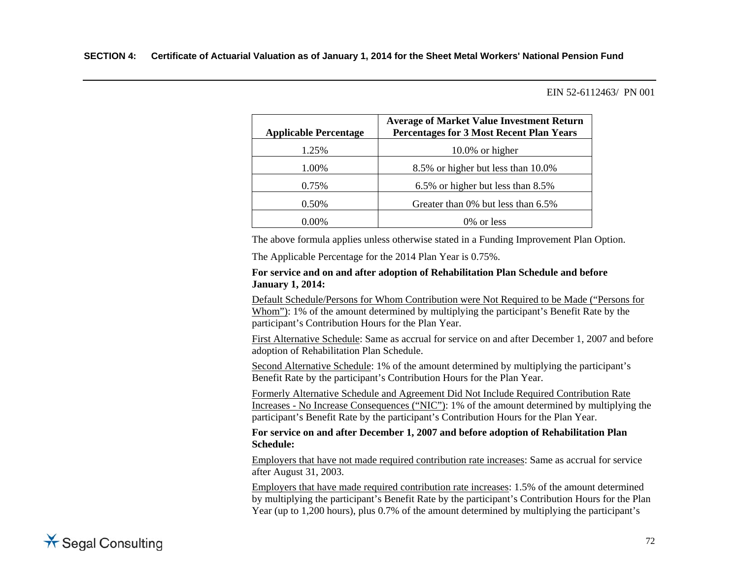EIN 52-6112463/ PN 001

| Applicable Percentage | Average of Market Value Investment Return Percentages for 3 Most Recent Plan Years |
|---|---|
| 1.25% | 10.0% or higher |
| 1.00% | 8.5% or higher but less than 10.0% |
| 0.75% | 6.5% or higher but less than 8.5% |
| 0.50% | Greater than 0% but less than 6.5% |
| 0.00% | 0% or less |

The above formula applies unless otherwise stated in a Funding Improvement Plan Option.

The Applicable Percentage for the 2014 Plan Year is 0.75%.

**For service and on and after adoption of Rehabilitation Plan Schedule and before January 1, 2014:**

Default Schedule/Persons for Whom Contribution were Not Required to be Made ("Persons for Whom"): 1% of the amount determined by multiplying the participant's Benefit Rate by the participant's Contribution Hours for the Plan Year.

First Alternative Schedule: Same as accrual for service on and after December 1, 2007 and before adoption of Rehabilitation Plan Schedule.

Second Alternative Schedule: 1% of the amount determined by multiplying the participant's Benefit Rate by the participant's Contribution Hours for the Plan Year.

Formerly Alternative Schedule and Agreement Did Not Include Required Contribution Rate Increases - No Increase Consequences ("NIC"): 1% of the amount determined by multiplying the participant's Benefit Rate by the participant's Contribution Hours for the Plan Year.

**For service on and after December 1, 2007 and before adoption of Rehabilitation Plan Schedule:**

Employers that have not made required contribution rate increases: Same as accrual for service after August 31, 2003.

Employers that have made required contribution rate increases: 1.5% of the amount determined by multiplying the participant's Benefit Rate by the participant's Contribution Hours for the Plan Year (up to 1,200 hours), plus 0.7% of the amount determined by multiplying the participant's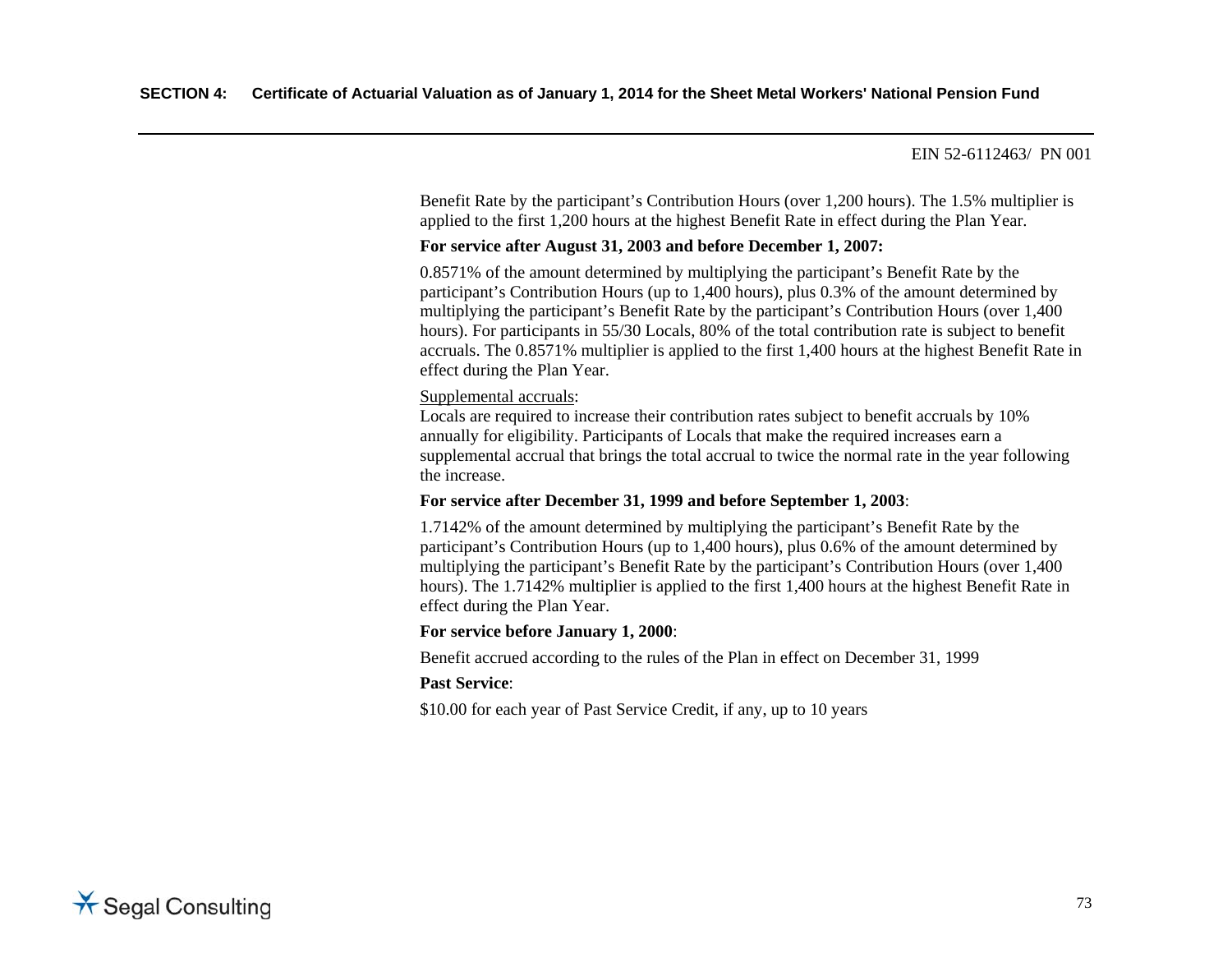Benefit Rate by the participant's Contribution Hours (over 1,200 hours). The 1.5% multiplier is applied to the first 1,200 hours at the highest Benefit Rate in effect during the Plan Year.

**For service after August 31, 2003 and before December 1, 2007:**

0.8571% of the amount determined by multiplying the participant's Benefit Rate by the participant's Contribution Hours (up to 1,400 hours), plus 0.3% of the amount determined by multiplying the participant's Benefit Rate by the participant's Contribution Hours (over 1,400 hours). For participants in 55/30 Locals, 80% of the total contribution rate is subject to benefit accruals. The 0.8571% multiplier is applied to the first 1,400 hours at the highest Benefit Rate in effect during the Plan Year.

Supplemental accruals:
Locals are required to increase their contribution rates subject to benefit accruals by 10% annually for eligibility. Participants of Locals that make the required increases earn a supplemental accrual that brings the total accrual to twice the normal rate in the year following the increase.

**For service after December 31, 1999 and before September 1, 2003**:

1.7142% of the amount determined by multiplying the participant's Benefit Rate by the participant's Contribution Hours (up to 1,400 hours), plus 0.6% of the amount determined by multiplying the participant's Benefit Rate by the participant's Contribution Hours (over 1,400 hours). The 1.7142% multiplier is applied to the first 1,400 hours at the highest Benefit Rate in effect during the Plan Year.

**For service before January 1, 2000**:

Benefit accrued according to the rules of the Plan in effect on December 31, 1999

**Past Service**:

$10.00 for each year of Past Service Credit, if any, up to 10 years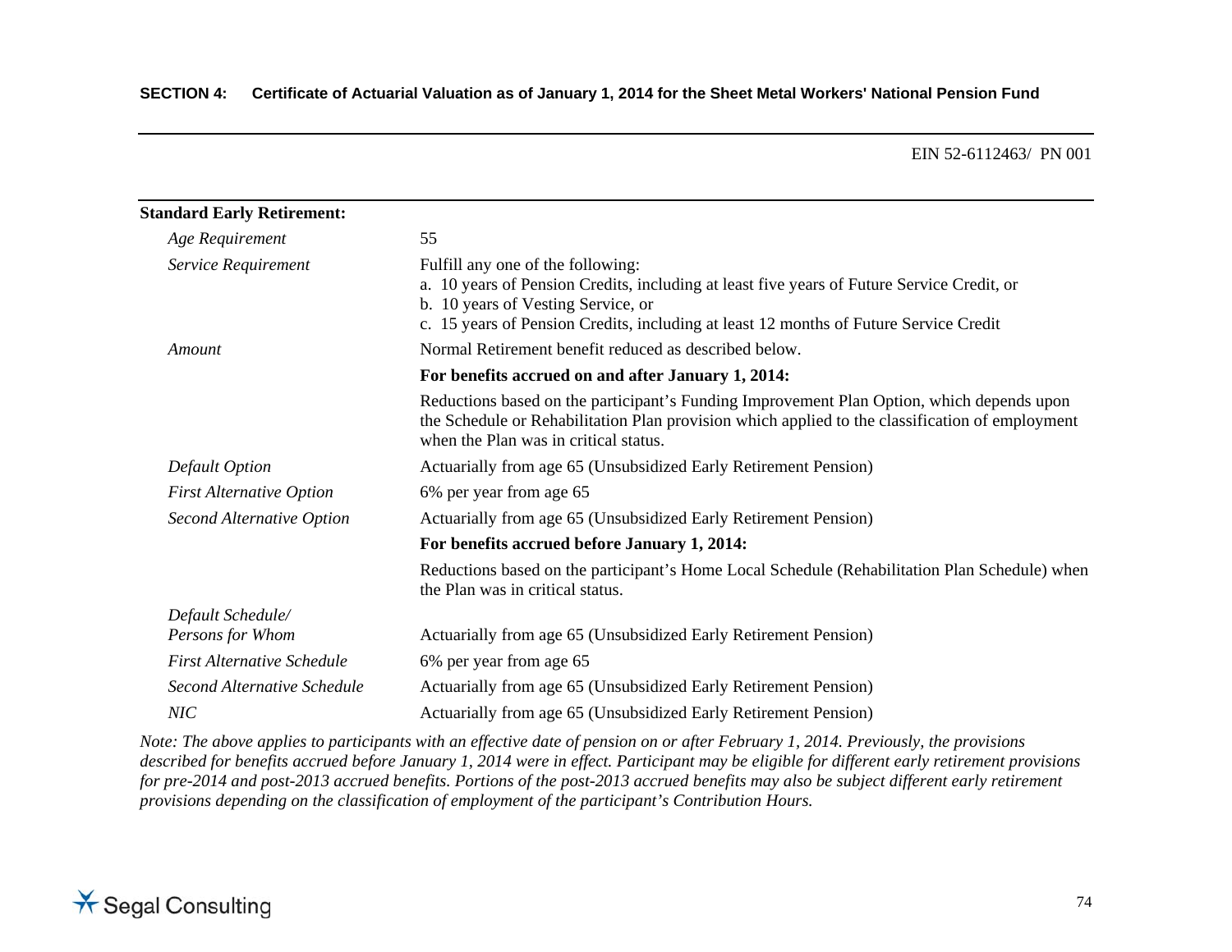**SECTION 4: Certificate of Actuarial Valuation as of January 1, 2014 for the Sheet Metal Workers' National Pension Fund**

EIN 52-6112463/ PN 001

| **Standard Early Retirement:** | |
|---|---|
| *Age Requirement* | 55 |
| *Service Requirement* | Fulfill any one of the following:<br>a. 10 years of Pension Credits, including at least five years of Future Service Credit, or<br>b. 10 years of Vesting Service, or<br>c. 15 years of Pension Credits, including at least 12 months of Future Service Credit |
| *Amount* | Normal Retirement benefit reduced as described below. |
| | **For benefits accrued on and after January 1, 2014:** |
| | Reductions based on the participant's Funding Improvement Plan Option, which depends upon the Schedule or Rehabilitation Plan provision which applied to the classification of employment when the Plan was in critical status. |
| *Default Option* | Actuarially from age 65 (Unsubsidized Early Retirement Pension) |
| *First Alternative Option* | 6% per year from age 65 |
| *Second Alternative Option* | Actuarially from age 65 (Unsubsidized Early Retirement Pension) |
| | **For benefits accrued before January 1, 2014:** |
| | Reductions based on the participant's Home Local Schedule (Rehabilitation Plan Schedule) when the Plan was in critical status. |
| *Default Schedule/ Persons for Whom* | Actuarially from age 65 (Unsubsidized Early Retirement Pension) |
| *First Alternative Schedule* | 6% per year from age 65 |
| *Second Alternative Schedule* | Actuarially from age 65 (Unsubsidized Early Retirement Pension) |
| *NIC* | Actuarially from age 65 (Unsubsidized Early Retirement Pension) |

*Note: The above applies to participants with an effective date of pension on or after February 1, 2014. Previously, the provisions described for benefits accrued before January 1, 2014 were in effect. Participant may be eligible for different early retirement provisions for pre-2014 and post-2013 accrued benefits. Portions of the post-2013 accrued benefits may also be subject different early retirement provisions depending on the classification of employment of the participant's Contribution Hours.*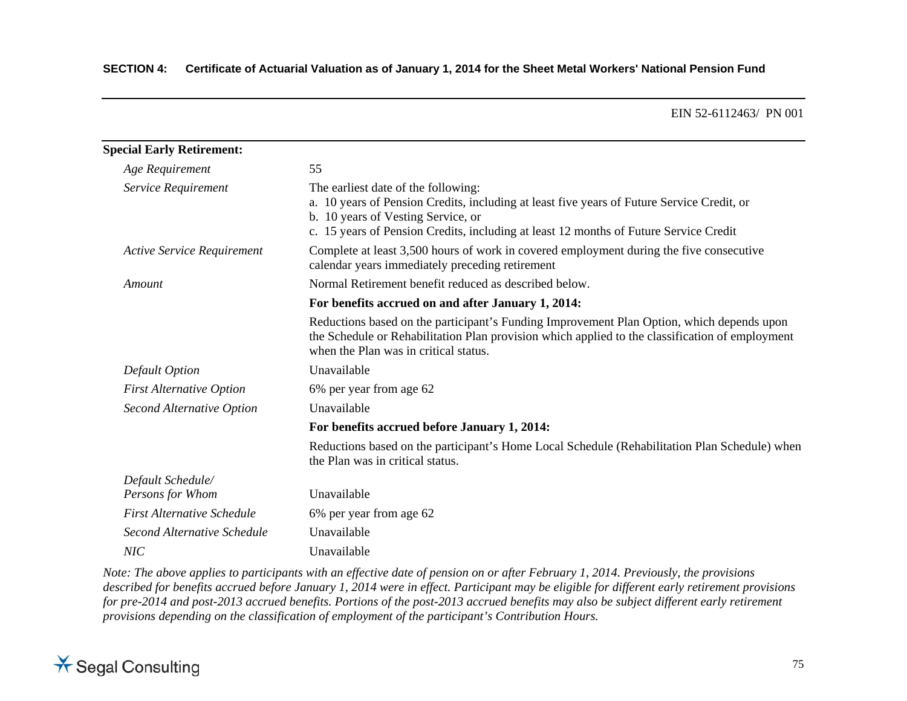**SECTION 4: Certificate of Actuarial Valuation as of January 1, 2014 for the Sheet Metal Workers' National Pension Fund**

EIN 52-6112463/ PN 001

**Special Early Retirement:**

| | |
|---|---|
| *Age Requirement* | 55 |
| *Service Requirement* | The earliest date of the following:<br>a. 10 years of Pension Credits, including at least five years of Future Service Credit, or<br>b. 10 years of Vesting Service, or<br>c. 15 years of Pension Credits, including at least 12 months of Future Service Credit |
| *Active Service Requirement* | Complete at least 3,500 hours of work in covered employment during the five consecutive calendar years immediately preceding retirement |
| *Amount* | Normal Retirement benefit reduced as described below. |
| | **For benefits accrued on and after January 1, 2014:** |
| | Reductions based on the participant's Funding Improvement Plan Option, which depends upon the Schedule or Rehabilitation Plan provision which applied to the classification of employment when the Plan was in critical status. |
| *Default Option* | Unavailable |
| *First Alternative Option* | 6% per year from age 62 |
| *Second Alternative Option* | Unavailable |
| | **For benefits accrued before January 1, 2014:** |
| | Reductions based on the participant's Home Local Schedule (Rehabilitation Plan Schedule) when the Plan was in critical status. |
| *Default Schedule/ Persons for Whom* | Unavailable |
| *First Alternative Schedule* | 6% per year from age 62 |
| *Second Alternative Schedule* | Unavailable |
| *NIC* | Unavailable |

*Note: The above applies to participants with an effective date of pension on or after February 1, 2014. Previously, the provisions described for benefits accrued before January 1, 2014 were in effect. Participant may be eligible for different early retirement provisions for pre-2014 and post-2013 accrued benefits. Portions of the post-2013 accrued benefits may also be subject different early retirement provisions depending on the classification of employment of the participant's Contribution Hours.*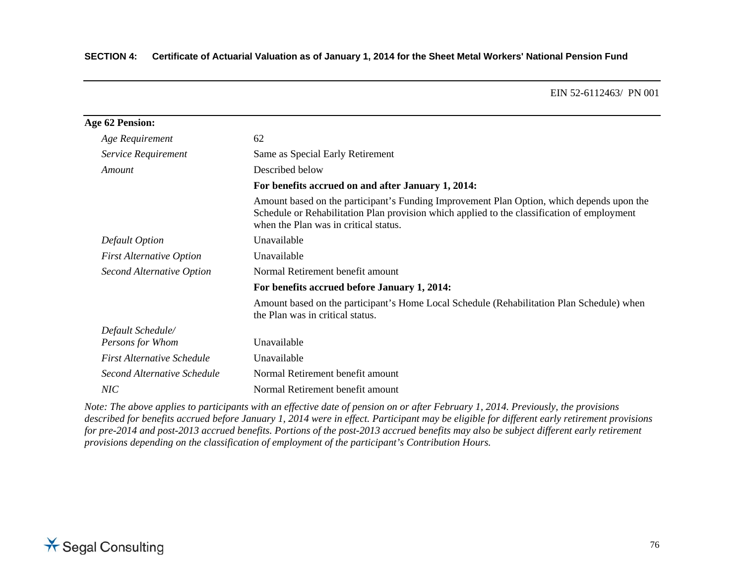EIN 52-6112463/ PN 001

**Age 62 Pension:**

| | |
|---|---|
| *Age Requirement* | 62 |
| *Service Requirement* | Same as Special Early Retirement |
| *Amount* | Described below |
| | **For benefits accrued on and after January 1, 2014:** |
| | Amount based on the participant's Funding Improvement Plan Option, which depends upon the Schedule or Rehabilitation Plan provision which applied to the classification of employment when the Plan was in critical status. |
| *Default Option* | Unavailable |
| *First Alternative Option* | Unavailable |
| *Second Alternative Option* | Normal Retirement benefit amount |
| | **For benefits accrued before January 1, 2014:** |
| | Amount based on the participant's Home Local Schedule (Rehabilitation Plan Schedule) when the Plan was in critical status. |
| *Default Schedule/ Persons for Whom* | Unavailable |
| *First Alternative Schedule* | Unavailable |
| *Second Alternative Schedule* | Normal Retirement benefit amount |
| *NIC* | Normal Retirement benefit amount |

*Note: The above applies to participants with an effective date of pension on or after February 1, 2014. Previously, the provisions described for benefits accrued before January 1, 2014 were in effect. Participant may be eligible for different early retirement provisions for pre-2014 and post-2013 accrued benefits. Portions of the post-2013 accrued benefits may also be subject different early retirement provisions depending on the classification of employment of the participant's Contribution Hours.*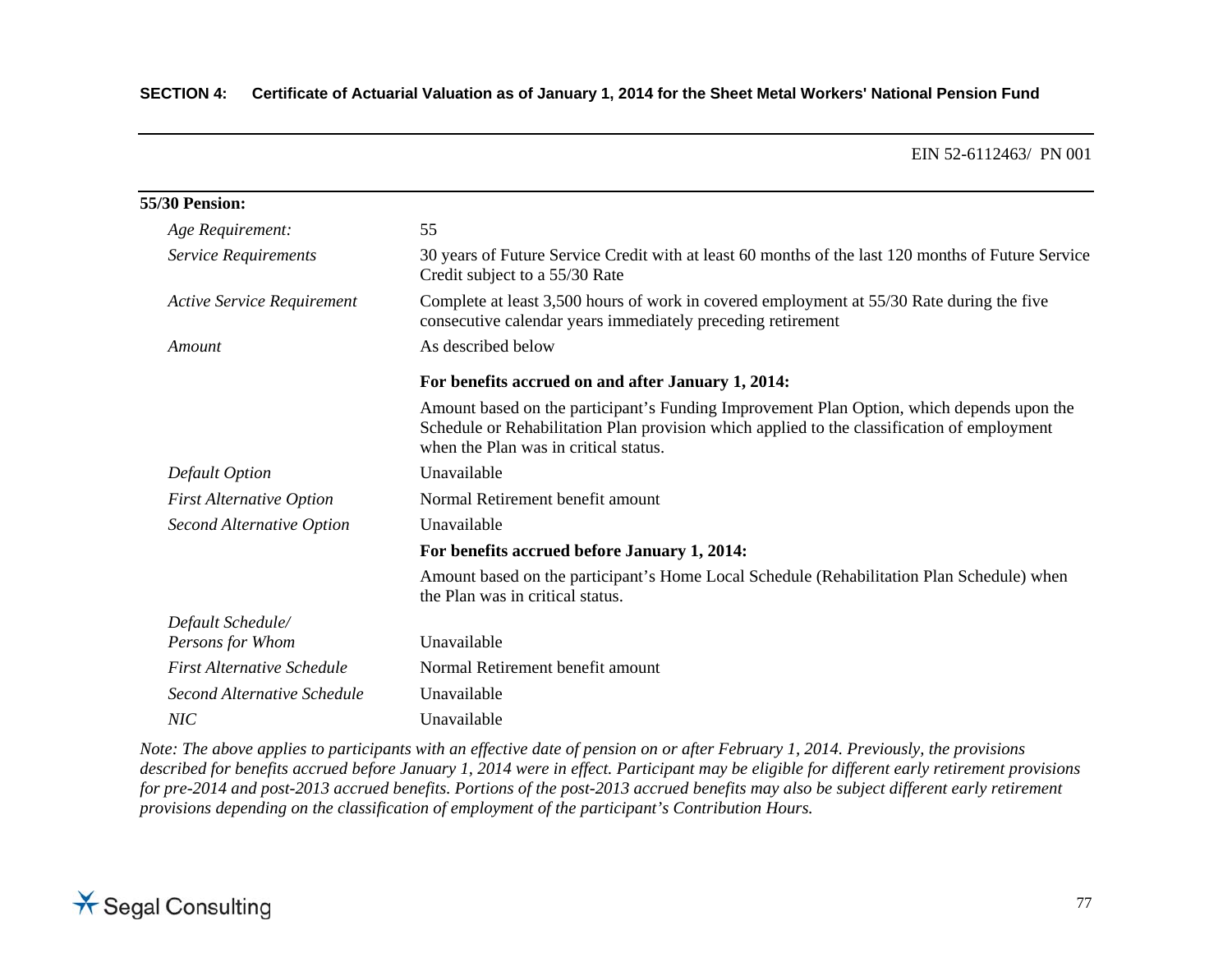EIN 52-6112463/ PN 001

**55/30 Pension:**

| | |
|---|---|
| *Age Requirement:* | 55 |
| *Service Requirements* | 30 years of Future Service Credit with at least 60 months of the last 120 months of Future Service Credit subject to a 55/30 Rate |
| *Active Service Requirement* | Complete at least 3,500 hours of work in covered employment at 55/30 Rate during the five consecutive calendar years immediately preceding retirement |
| *Amount* | As described below |
| | **For benefits accrued on and after January 1, 2014:** |
| | Amount based on the participant's Funding Improvement Plan Option, which depends upon the Schedule or Rehabilitation Plan provision which applied to the classification of employment when the Plan was in critical status. |
| *Default Option* | Unavailable |
| *First Alternative Option* | Normal Retirement benefit amount |
| *Second Alternative Option* | Unavailable |
| | **For benefits accrued before January 1, 2014:** |
| | Amount based on the participant's Home Local Schedule (Rehabilitation Plan Schedule) when the Plan was in critical status. |
| *Default Schedule/ Persons for Whom* | Unavailable |
| *First Alternative Schedule* | Normal Retirement benefit amount |
| *Second Alternative Schedule* | Unavailable |
| *NIC* | Unavailable |

*Note: The above applies to participants with an effective date of pension on or after February 1, 2014. Previously, the provisions described for benefits accrued before January 1, 2014 were in effect. Participant may be eligible for different early retirement provisions for pre-2014 and post-2013 accrued benefits. Portions of the post-2013 accrued benefits may also be subject different early retirement provisions depending on the classification of employment of the participant's Contribution Hours.*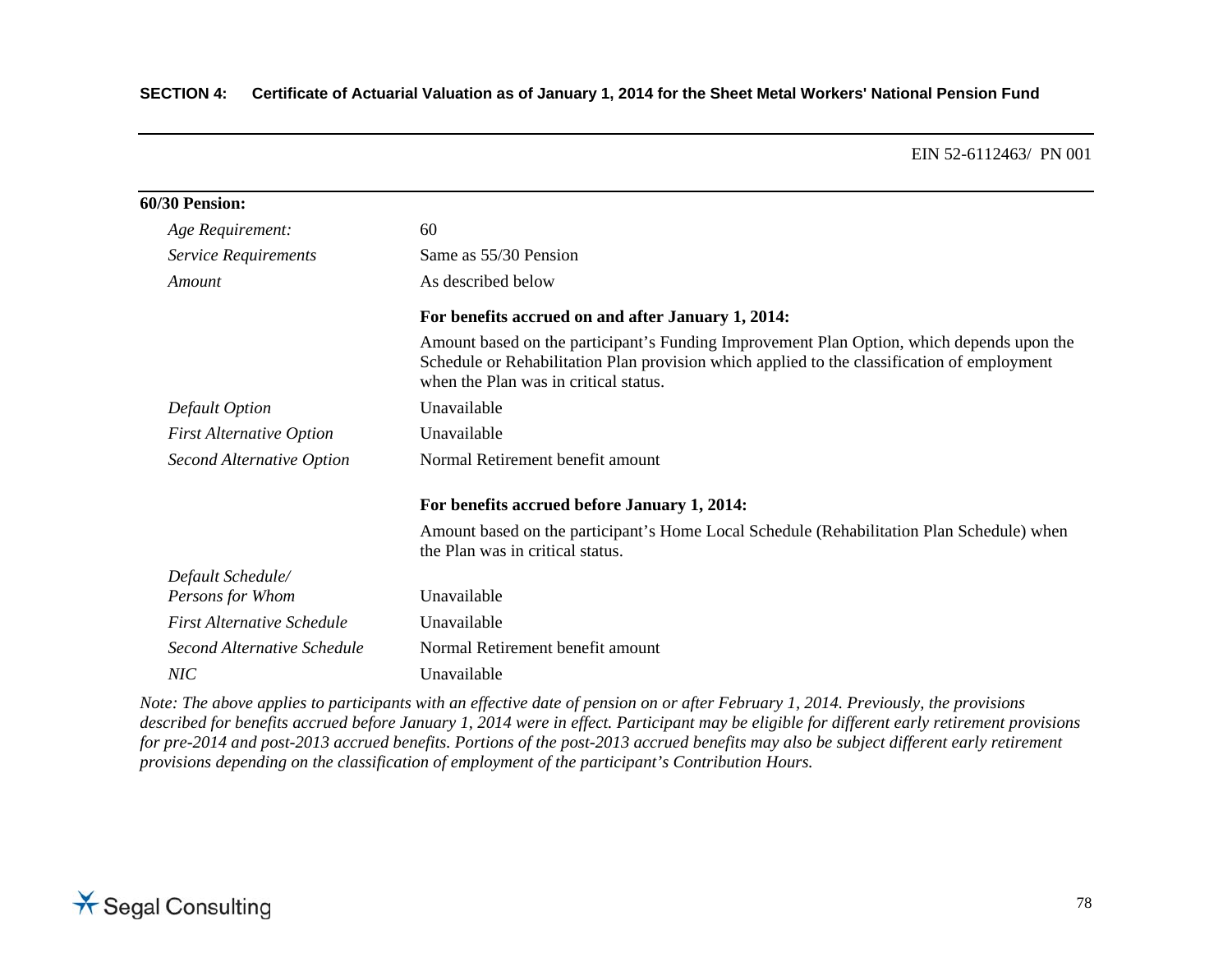**60/30 Pension:**

| | |
|---|---|
| *Age Requirement:* | 60 |
| *Service Requirements* | Same as 55/30 Pension |
| *Amount* | As described below |
| | **For benefits accrued on and after January 1, 2014:** |
| | Amount based on the participant's Funding Improvement Plan Option, which depends upon the Schedule or Rehabilitation Plan provision which applied to the classification of employment when the Plan was in critical status. |
| *Default Option* | Unavailable |
| *First Alternative Option* | Unavailable |
| *Second Alternative Option* | Normal Retirement benefit amount |
| | **For benefits accrued before January 1, 2014:** |
| | Amount based on the participant's Home Local Schedule (Rehabilitation Plan Schedule) when the Plan was in critical status. |
| *Default Schedule/ Persons for Whom* | Unavailable |
| *First Alternative Schedule* | Unavailable |
| *Second Alternative Schedule* | Normal Retirement benefit amount |
| *NIC* | Unavailable |

*Note: The above applies to participants with an effective date of pension on or after February 1, 2014. Previously, the provisions described for benefits accrued before January 1, 2014 were in effect. Participant may be eligible for different early retirement provisions for pre-2014 and post-2013 accrued benefits. Portions of the post-2013 accrued benefits may also be subject different early retirement provisions depending on the classification of employment of the participant's Contribution Hours.*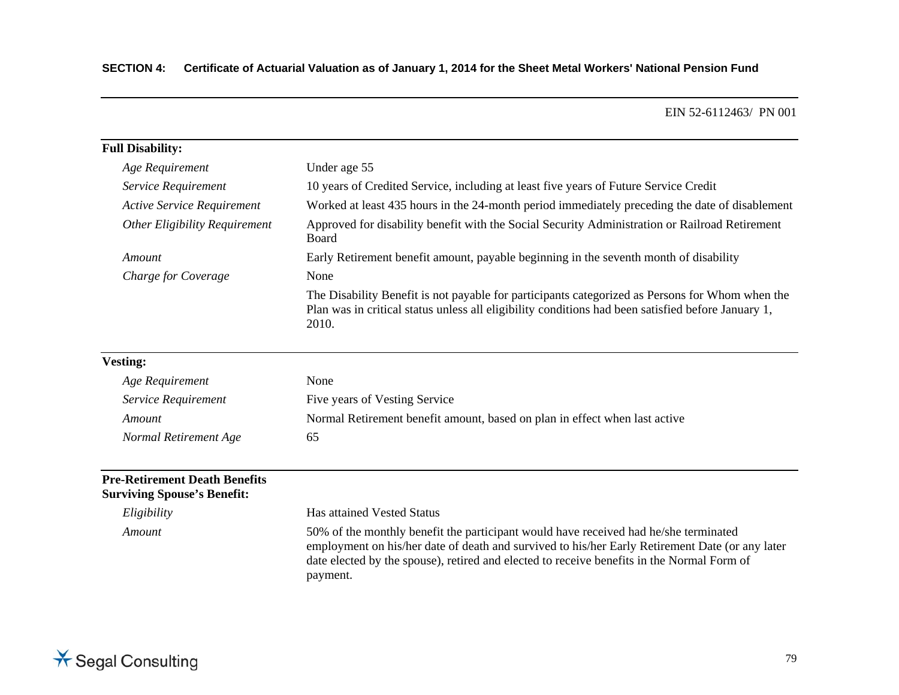**SECTION 4: Certificate of Actuarial Valuation as of January 1, 2014 for the Sheet Metal Workers' National Pension Fund**

EIN 52-6112463/ PN 001

**Full Disability:**

| | |
|---|---|
| *Age Requirement* | Under age 55 |
| *Service Requirement* | 10 years of Credited Service, including at least five years of Future Service Credit |
| *Active Service Requirement* | Worked at least 435 hours in the 24-month period immediately preceding the date of disablement |
| *Other Eligibility Requirement* | Approved for disability benefit with the Social Security Administration or Railroad Retirement Board |
| *Amount* | Early Retirement benefit amount, payable beginning in the seventh month of disability |
| *Charge for Coverage* | None |
| | The Disability Benefit is not payable for participants categorized as Persons for Whom when the Plan was in critical status unless all eligibility conditions had been satisfied before January 1, 2010. |

**Vesting:**

| | |
|---|---|
| *Age Requirement* | None |
| *Service Requirement* | Five years of Vesting Service |
| *Amount* | Normal Retirement benefit amount, based on plan in effect when last active |
| *Normal Retirement Age* | 65 |

**Pre-Retirement Death Benefits Surviving Spouse's Benefit:**

| | |
|---|---|
| *Eligibility* | Has attained Vested Status |
| *Amount* | 50% of the monthly benefit the participant would have received had he/she terminated employment on his/her date of death and survived to his/her Early Retirement Date (or any later date elected by the spouse), retired and elected to receive benefits in the Normal Form of payment. |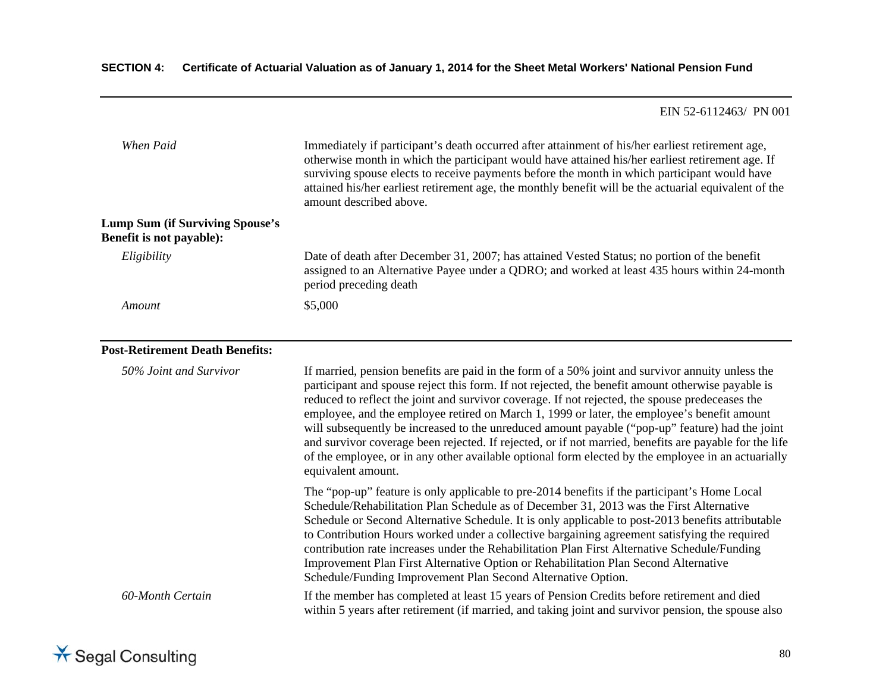| | |
|---|---|
| *When Paid* | Immediately if participant's death occurred after attainment of his/her earliest retirement age, otherwise month in which the participant would have attained his/her earliest retirement age. If surviving spouse elects to receive payments before the month in which participant would have attained his/her earliest retirement age, the monthly benefit will be the actuarial equivalent of the amount described above. |
| **Lump Sum (if Surviving Spouse's Benefit is not payable):** | |
| *Eligibility* | Date of death after December 31, 2007; has attained Vested Status; no portion of the benefit assigned to an Alternative Payee under a QDRO; and worked at least 435 hours within 24-month period preceding death |
| *Amount* | $5,000 |

| | |
|---|---|
| **Post-Retirement Death Benefits:** | |
| *50% Joint and Survivor* | If married, pension benefits are paid in the form of a 50% joint and survivor annuity unless the participant and spouse reject this form. If not rejected, the benefit amount otherwise payable is reduced to reflect the joint and survivor coverage. If not rejected, the spouse predeceases the employee, and the employee retired on March 1, 1999 or later, the employee's benefit amount will subsequently be increased to the unreduced amount payable ("pop-up" feature) had the joint and survivor coverage been rejected. If rejected, or if not married, benefits are payable for the life of the employee, or in any other available optional form elected by the employee in an actuarially equivalent amount. |
| | The "pop-up" feature is only applicable to pre-2014 benefits if the participant's Home Local Schedule/Rehabilitation Plan Schedule as of December 31, 2013 was the First Alternative Schedule or Second Alternative Schedule. It is only applicable to post-2013 benefits attributable to Contribution Hours worked under a collective bargaining agreement satisfying the required contribution rate increases under the Rehabilitation Plan First Alternative Schedule/Funding Improvement Plan First Alternative Option or Rehabilitation Plan Second Alternative Schedule/Funding Improvement Plan Second Alternative Option. |
| *60-Month Certain* | If the member has completed at least 15 years of Pension Credits before retirement and died within 5 years after retirement (if married, and taking joint and survivor pension, the spouse also |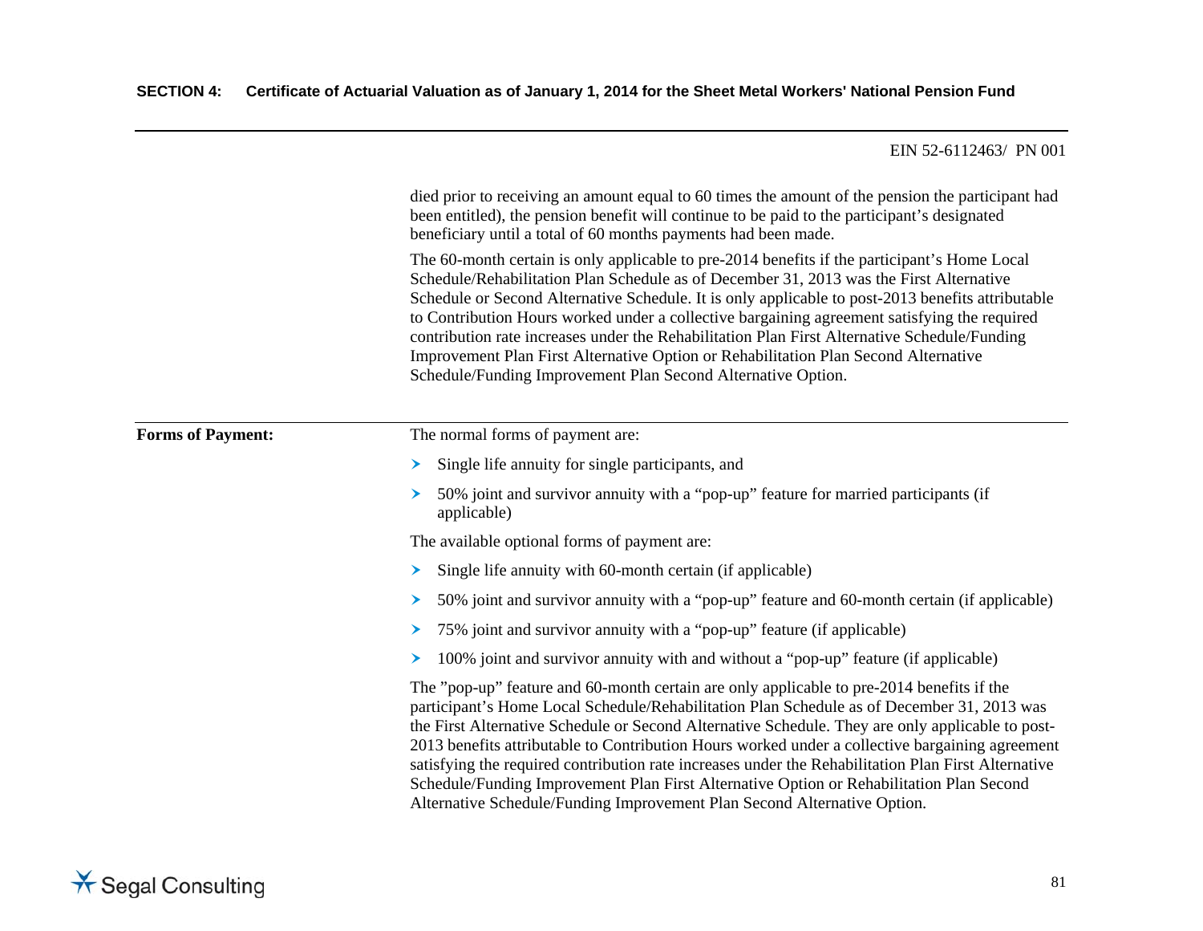died prior to receiving an amount equal to 60 times the amount of the pension the participant had been entitled), the pension benefit will continue to be paid to the participant's designated beneficiary until a total of 60 months payments had been made.

The 60-month certain is only applicable to pre-2014 benefits if the participant's Home Local Schedule/Rehabilitation Plan Schedule as of December 31, 2013 was the First Alternative Schedule or Second Alternative Schedule. It is only applicable to post-2013 benefits attributable to Contribution Hours worked under a collective bargaining agreement satisfying the required contribution rate increases under the Rehabilitation Plan First Alternative Schedule/Funding Improvement Plan First Alternative Option or Rehabilitation Plan Second Alternative Schedule/Funding Improvement Plan Second Alternative Option.

**Forms of Payment:**

The normal forms of payment are:

- Single life annuity for single participants, and
- 50% joint and survivor annuity with a "pop-up" feature for married participants (if applicable)

The available optional forms of payment are:

- Single life annuity with 60-month certain (if applicable)
- 50% joint and survivor annuity with a "pop-up" feature and 60-month certain (if applicable)
- 75% joint and survivor annuity with a "pop-up" feature (if applicable)
- 100% joint and survivor annuity with and without a "pop-up" feature (if applicable)

The "pop-up" feature and 60-month certain are only applicable to pre-2014 benefits if the participant's Home Local Schedule/Rehabilitation Plan Schedule as of December 31, 2013 was the First Alternative Schedule or Second Alternative Schedule. They are only applicable to post-2013 benefits attributable to Contribution Hours worked under a collective bargaining agreement satisfying the required contribution rate increases under the Rehabilitation Plan First Alternative Schedule/Funding Improvement Plan First Alternative Option or Rehabilitation Plan Second Alternative Schedule/Funding Improvement Plan Second Alternative Option.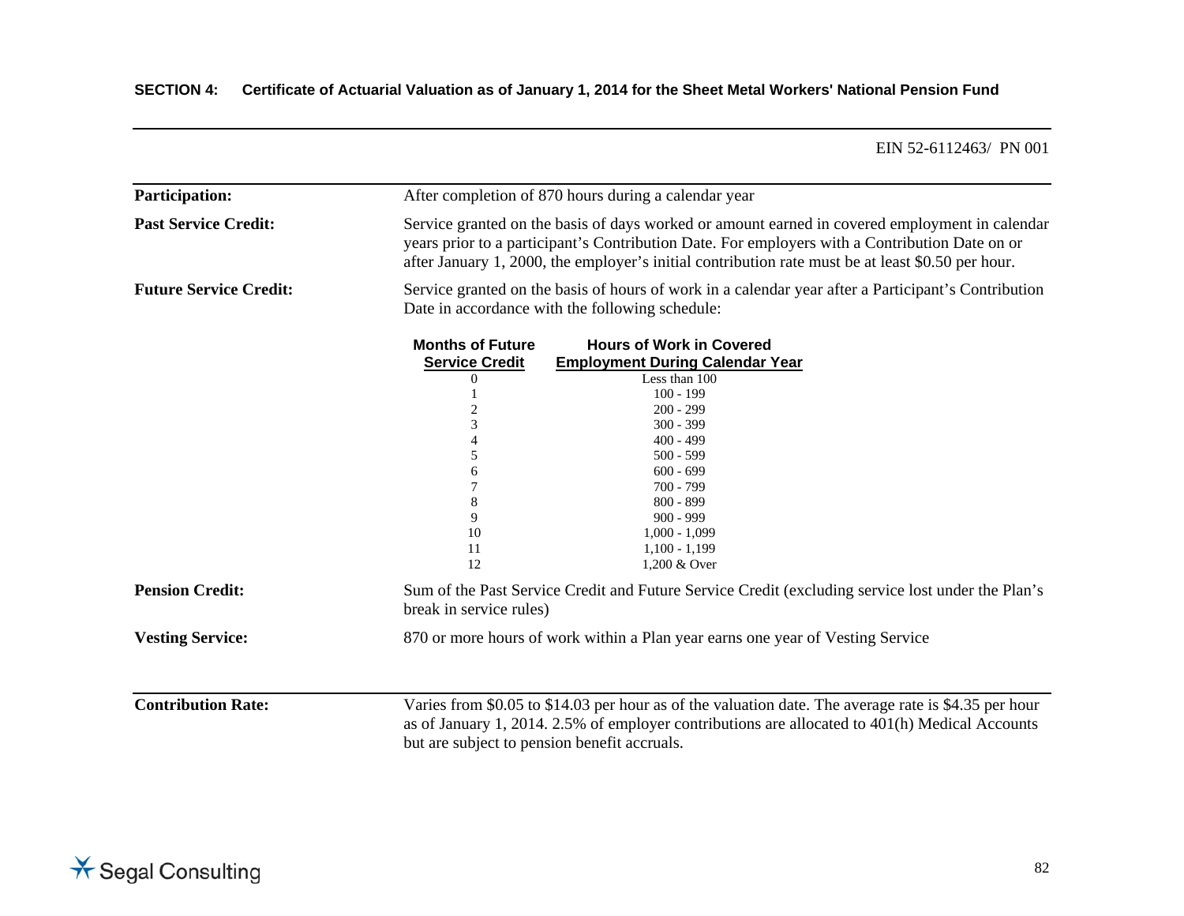**SECTION 4: Certificate of Actuarial Valuation as of January 1, 2014 for the Sheet Metal Workers' National Pension Fund**

EIN 52-6112463/ PN 001

**Participation:** After completion of 870 hours during a calendar year

**Past Service Credit:** Service granted on the basis of days worked or amount earned in covered employment in calendar years prior to a participant's Contribution Date. For employers with a Contribution Date on or after January 1, 2000, the employer's initial contribution rate must be at least $0.50 per hour.

**Future Service Credit:** Service granted on the basis of hours of work in a calendar year after a Participant's Contribution Date in accordance with the following schedule:

| Months of Future Service Credit | Hours of Work in Covered Employment During Calendar Year |
|---|---|
| 0 | Less than 100 |
| 1 | 100 - 199 |
| 2 | 200 - 299 |
| 3 | 300 - 399 |
| 4 | 400 - 499 |
| 5 | 500 - 599 |
| 6 | 600 - 699 |
| 7 | 700 - 799 |
| 8 | 800 - 899 |
| 9 | 900 - 999 |
| 10 | 1,000 - 1,099 |
| 11 | 1,100 - 1,199 |
| 12 | 1,200 & Over |

**Pension Credit:** Sum of the Past Service Credit and Future Service Credit (excluding service lost under the Plan's break in service rules)

**Vesting Service:** 870 or more hours of work within a Plan year earns one year of Vesting Service

**Contribution Rate:** Varies from $0.05 to $14.03 per hour as of the valuation date. The average rate is $4.35 per hour as of January 1, 2014. 2.5% of employer contributions are allocated to 401(h) Medical Accounts but are subject to pension benefit accruals.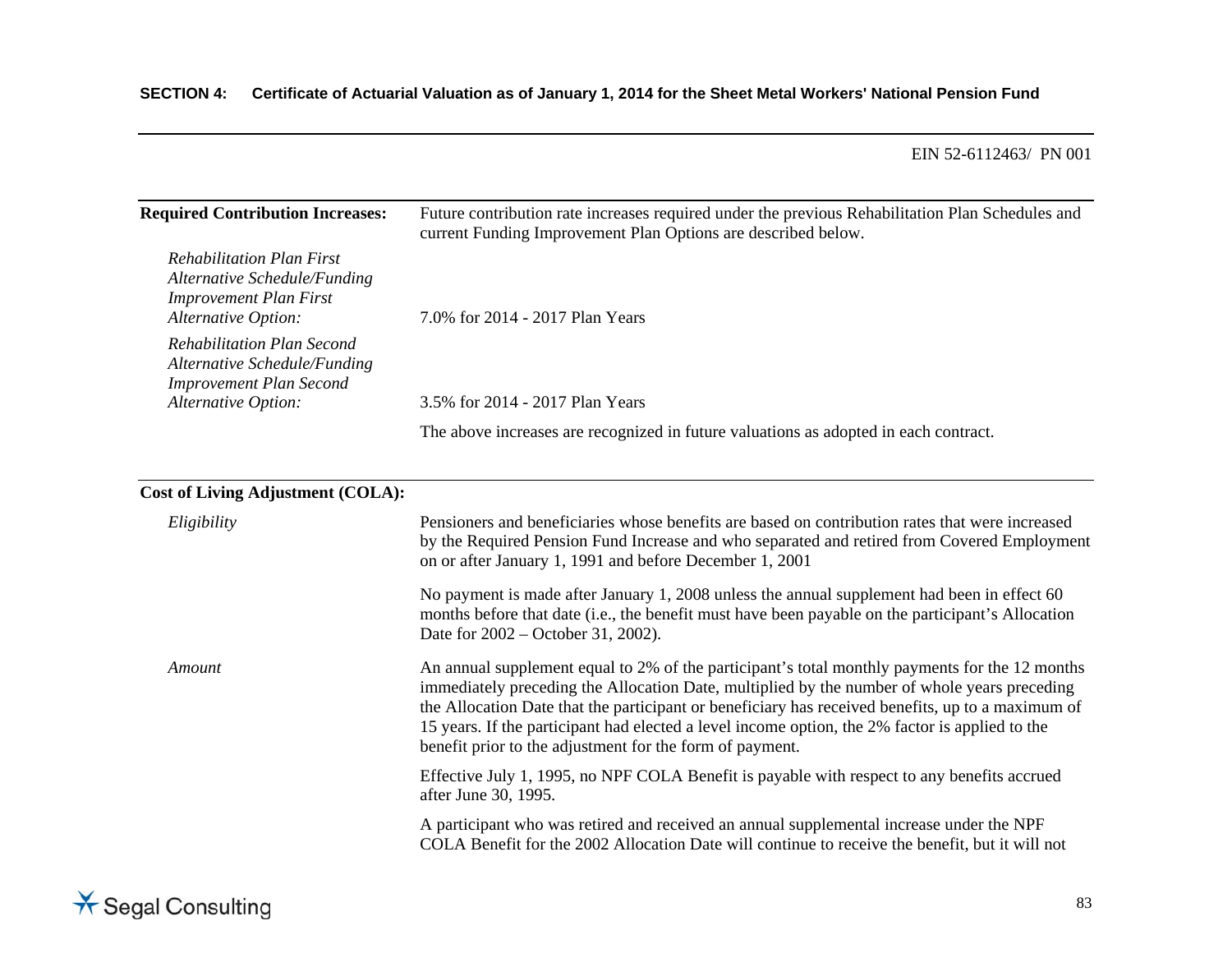**SECTION 4: Certificate of Actuarial Valuation as of January 1, 2014 for the Sheet Metal Workers' National Pension Fund**

EIN 52-6112463/ PN 001

| | |
|---|---|
| **Required Contribution Increases:** | Future contribution rate increases required under the previous Rehabilitation Plan Schedules and current Funding Improvement Plan Options are described below. |
| *Rehabilitation Plan First Alternative Schedule/Funding Improvement Plan First Alternative Option:* | 7.0% for 2014 - 2017 Plan Years |
| *Rehabilitation Plan Second Alternative Schedule/Funding Improvement Plan Second Alternative Option:* | 3.5% for 2014 - 2017 Plan Years |
| | The above increases are recognized in future valuations as adopted in each contract. |

| | |
|---|---|
| **Cost of Living Adjustment (COLA):** | |
| *Eligibility* | Pensioners and beneficiaries whose benefits are based on contribution rates that were increased by the Required Pension Fund Increase and who separated and retired from Covered Employment on or after January 1, 1991 and before December 1, 2001 |
| | No payment is made after January 1, 2008 unless the annual supplement had been in effect 60 months before that date (i.e., the benefit must have been payable on the participant's Allocation Date for 2002 – October 31, 2002). |
| *Amount* | An annual supplement equal to 2% of the participant's total monthly payments for the 12 months immediately preceding the Allocation Date, multiplied by the number of whole years preceding the Allocation Date that the participant or beneficiary has received benefits, up to a maximum of 15 years. If the participant had elected a level income option, the 2% factor is applied to the benefit prior to the adjustment for the form of payment. |
| | Effective July 1, 1995, no NPF COLA Benefit is payable with respect to any benefits accrued after June 30, 1995. |
| | A participant who was retired and received an annual supplemental increase under the NPF COLA Benefit for the 2002 Allocation Date will continue to receive the benefit, but it will not |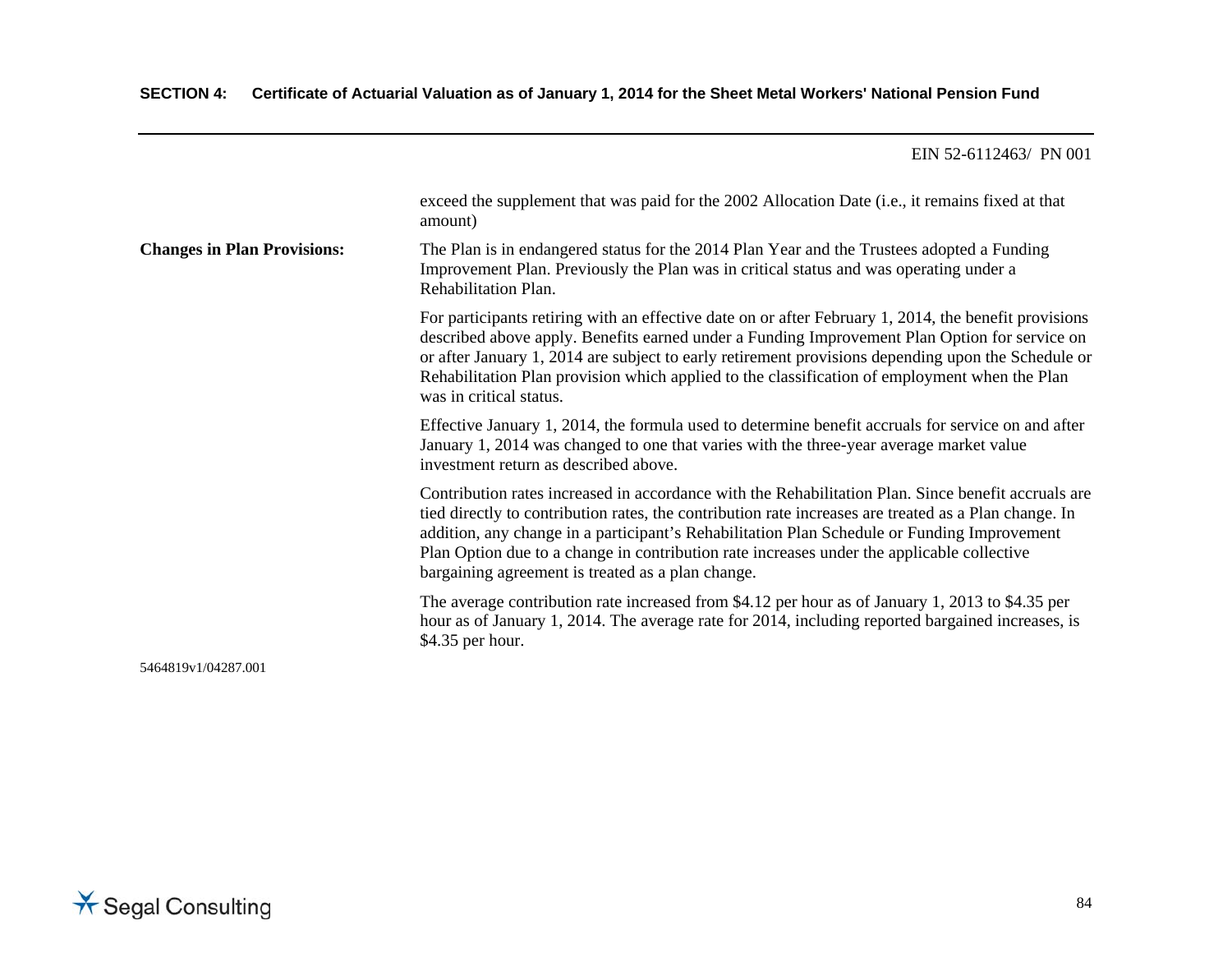exceed the supplement that was paid for the 2002 Allocation Date (i.e., it remains fixed at that amount)

**Changes in Plan Provisions:**

The Plan is in endangered status for the 2014 Plan Year and the Trustees adopted a Funding Improvement Plan. Previously the Plan was in critical status and was operating under a Rehabilitation Plan.

For participants retiring with an effective date on or after February 1, 2014, the benefit provisions described above apply. Benefits earned under a Funding Improvement Plan Option for service on or after January 1, 2014 are subject to early retirement provisions depending upon the Schedule or Rehabilitation Plan provision which applied to the classification of employment when the Plan was in critical status.

Effective January 1, 2014, the formula used to determine benefit accruals for service on and after January 1, 2014 was changed to one that varies with the three-year average market value investment return as described above.

Contribution rates increased in accordance with the Rehabilitation Plan. Since benefit accruals are tied directly to contribution rates, the contribution rate increases are treated as a Plan change. In addition, any change in a participant's Rehabilitation Plan Schedule or Funding Improvement Plan Option due to a change in contribution rate increases under the applicable collective bargaining agreement is treated as a plan change.

The average contribution rate increased from $4.12 per hour as of January 1, 2013 to $4.35 per hour as of January 1, 2014. The average rate for 2014, including reported bargained increases, is $4.35 per hour.

5464819v1/04287.001